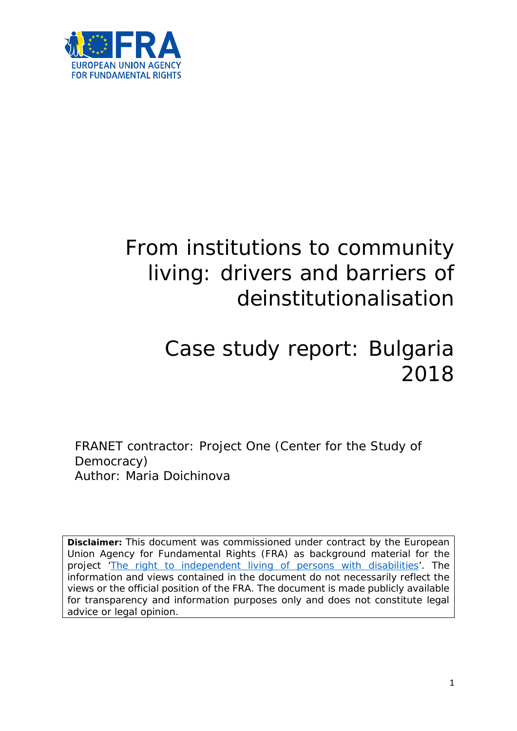EUROPEAN UNION AGENCY FOR FUNDAMENTAL RIGHTS

# From institutions to community living: drivers and barriers of deinstitutionalisation

# Case study report: Bulgaria 2018

FRANET contractor: Project One (Center for the Study of Democracy)
Author: Maria Doichinova

**Disclaimer:** This document was commissioned under contract by the European Union Agency for Fundamental Rights (FRA) as background material for the project '[The right to independent living of persons with disabilities](#)'. The information and views contained in the document do not necessarily reflect the views or the official position of the FRA. The document is made publicly available for transparency and information purposes only and does not constitute legal advice or legal opinion.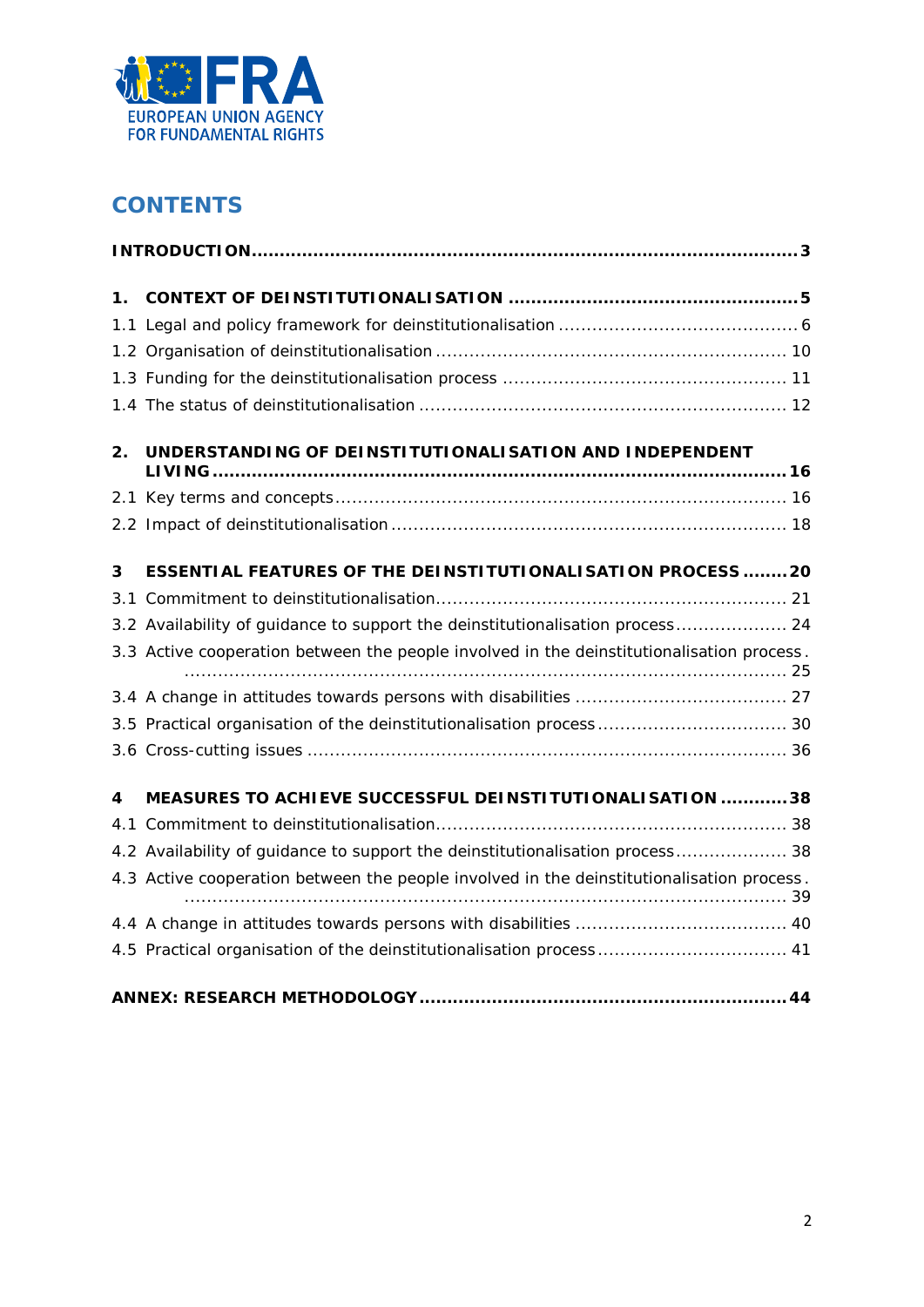## CONTENTS

**INTRODUCTION ........................................................................................ 3**

**1. CONTEXT OF DEINSTITUTIONALISATION ........................................... 5**

1.1 Legal and policy framework for deinstitutionalisation ................................ 6

1.2 Organisation of deinstitutionalisation ...................................................... 10

1.3 Funding for the deinstitutionalisation process .......................................... 11

1.4 The status of deinstitutionalisation ......................................................... 12

**2. UNDERSTANDING OF DEINSTITUTIONALISATION AND INDEPENDENT LIVING ............................................................................................... 16**

2.1 Key terms and concepts ......................................................................... 16

2.2 Impact of deinstitutionalisation .............................................................. 18

**3 ESSENTIAL FEATURES OF THE DEINSTITUTIONALISATION PROCESS ........ 20**

3.1 Commitment to deinstitutionalisation ...................................................... 21

3.2 Availability of guidance to support the deinstitutionalisation process ............ 24

3.3 Active cooperation between the people involved in the deinstitutionalisation process ............................................................................................... 25

3.4 A change in attitudes towards persons with disabilities .............................. 27

3.5 Practical organisation of the deinstitutionalisation process .......................... 30

3.6 Cross-cutting issues ............................................................................... 36

**4 MEASURES TO ACHIEVE SUCCESSFUL DEINSTITUTIONALISATION ........... 38**

4.1 Commitment to deinstitutionalisation ...................................................... 38

4.2 Availability of guidance to support the deinstitutionalisation process ............ 38

4.3 Active cooperation between the people involved in the deinstitutionalisation process ............................................................................................... 39

4.4 A change in attitudes towards persons with disabilities .............................. 40

4.5 Practical organisation of the deinstitutionalisation process .......................... 41

**ANNEX: RESEARCH METHODOLOGY ........................................................ 44**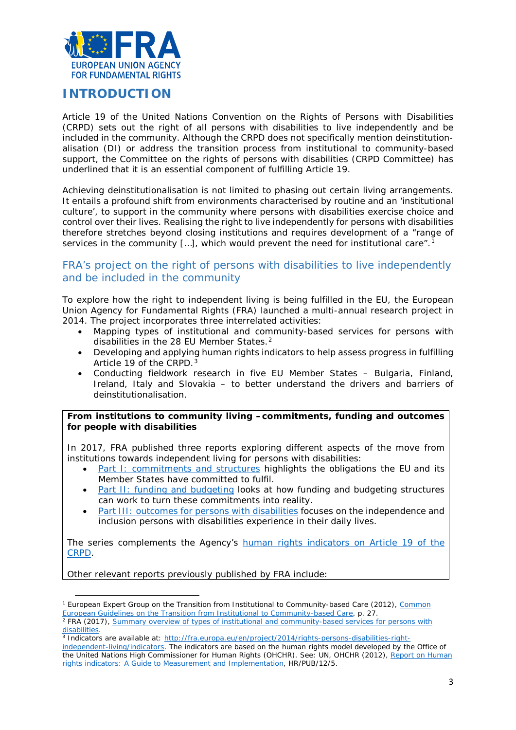# INTRODUCTION

Article 19 of the United Nations Convention on the Rights of Persons with Disabilities (CRPD) sets out the right of all persons with disabilities to live independently and be included in the community. Although the CRPD does not specifically mention deinstitution-alisation (DI) or address the transition process from institutional to community-based support, the Committee on the rights of persons with disabilities (CRPD Committee) has underlined that it is an essential component of fulfilling Article 19.

Achieving deinstitutionalisation is not limited to phasing out certain living arrangements. It entails a profound shift from environments characterised by routine and an 'institutional culture', to support in the community where persons with disabilities exercise choice and control over their lives. Realising the right to live independently for persons with disabilities therefore stretches beyond closing institutions and requires development of a "range of services in the community […], which would prevent the need for institutional care".[1]

## FRA's project on the right of persons with disabilities to live independently and be included in the community

To explore how the right to independent living is being fulfilled in the EU, the European Union Agency for Fundamental Rights (FRA) launched a multi-annual research project in 2014. The project incorporates three interrelated activities:

- Mapping types of institutional and community-based services for persons with disabilities in the 28 EU Member States.[2]
- Developing and applying human rights indicators to help assess progress in fulfilling Article 19 of the CRPD.[3]
- Conducting fieldwork research in five EU Member States – Bulgaria, Finland, Ireland, Italy and Slovakia – to better understand the drivers and barriers of deinstitutionalisation.

**From institutions to community living – commitments, funding and outcomes for people with disabilities**

In 2017, FRA published three reports exploring different aspects of the move from institutions towards independent living for persons with disabilities:

- Part I: commitments and structures highlights the obligations the EU and its Member States have committed to fulfil.
- Part II: funding and budgeting looks at how funding and budgeting structures can work to turn these commitments into reality.
- Part III: outcomes for persons with disabilities focuses on the independence and inclusion persons with disabilities experience in their daily lives.

The series complements the Agency's human rights indicators on Article 19 of the CRPD.

Other relevant reports previously published by FRA include:

---

[1] European Expert Group on the Transition from Institutional to Community-based Care (2012), Common European Guidelines on the Transition from Institutional to Community-based Care, p. 27.

[2] FRA (2017), Summary overview of types of institutional and community-based services for persons with disabilities.

[3] Indicators are available at: http://fra.europa.eu/en/project/2014/rights-persons-disabilities-right-independent-living/indicators. The indicators are based on the human rights model developed by the Office of the United Nations High Commissioner for Human Rights (OHCHR). See: UN, OHCHR (2012), Report on Human rights indicators: A Guide to Measurement and Implementation, HR/PUB/12/5.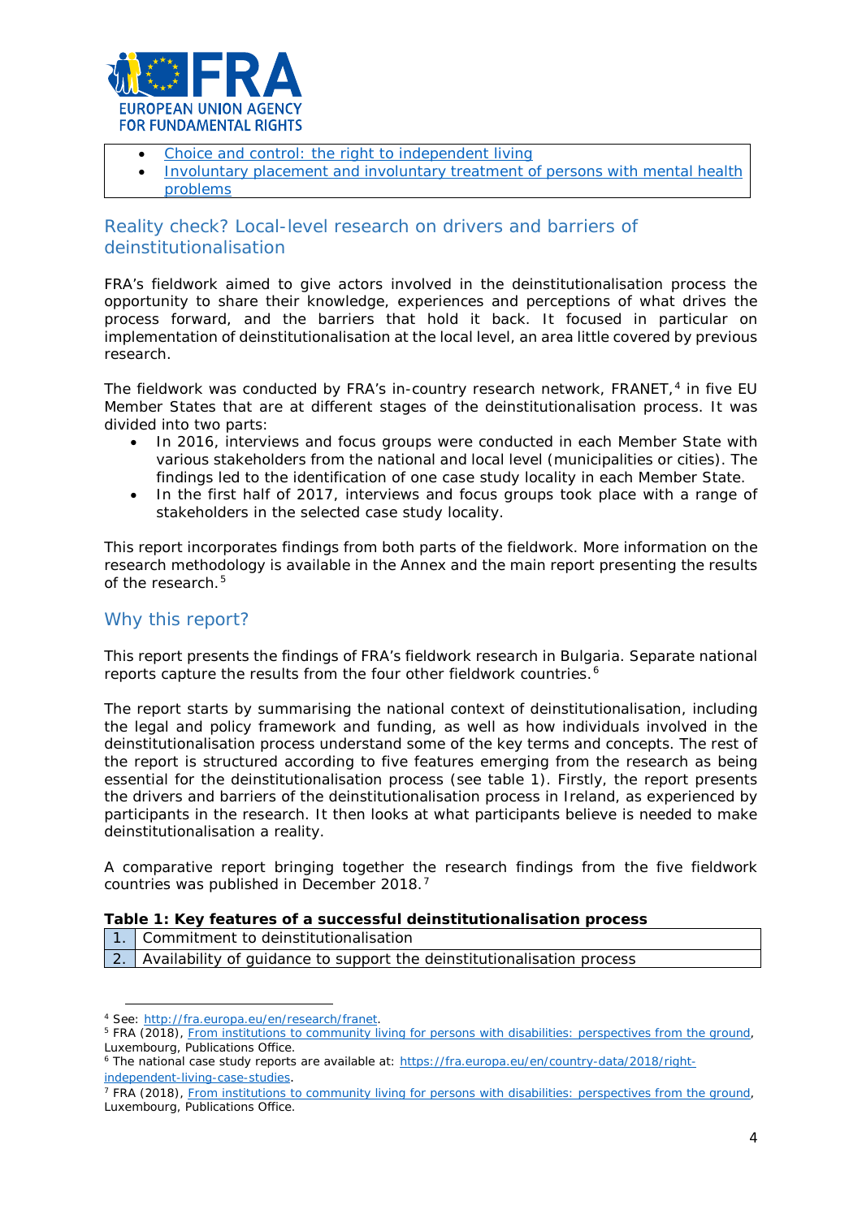- [Choice and control: the right to independent living](#)
- [Involuntary placement and involuntary treatment of persons with mental health problems](#)

## Reality check? Local-level research on drivers and barriers of deinstitutionalisation

FRA's fieldwork aimed to give actors involved in the deinstitutionalisation process the opportunity to share their knowledge, experiences and perceptions of what drives the process forward, and the barriers that hold it back. It focused in particular on implementation of deinstitutionalisation at the local level, an area little covered by previous research.

The fieldwork was conducted by FRA's in-country research network, FRANET,[4] in five EU Member States that are at different stages of the deinstitutionalisation process. It was divided into two parts:

- In 2016, interviews and focus groups were conducted in each Member State with various stakeholders from the national and local level (municipalities or cities). The findings led to the identification of one case study locality in each Member State.
- In the first half of 2017, interviews and focus groups took place with a range of stakeholders in the selected case study locality.

This report incorporates findings from both parts of the fieldwork. More information on the research methodology is available in the Annex and the main report presenting the results of the research.[5]

## Why this report?

This report presents the findings of FRA's fieldwork research in Bulgaria. Separate national reports capture the results from the four other fieldwork countries.[6]

The report starts by summarising the national context of deinstitutionalisation, including the legal and policy framework and funding, as well as how individuals involved in the deinstitutionalisation process understand some of the key terms and concepts. The rest of the report is structured according to five features emerging from the research as being essential for the deinstitutionalisation process (see table 1). Firstly, the report presents the drivers and barriers of the deinstitutionalisation process in Ireland, as experienced by participants in the research. It then looks at what participants believe is needed to make deinstitutionalisation a reality.

A comparative report bringing together the research findings from the five fieldwork countries was published in December 2018.[7]

**Table 1: Key features of a successful deinstitutionalisation process**

| | |
|---|---|
| 1. | Commitment to deinstitutionalisation |
| 2. | Availability of guidance to support the deinstitutionalisation process |

---

[4] See: http://fra.europa.eu/en/research/franet.

[5] FRA (2018), [From institutions to community living for persons with disabilities: perspectives from the ground](#), Luxembourg, Publications Office.

[6] The national case study reports are available at: https://fra.europa.eu/en/country-data/2018/right-independent-living-case-studies.

[7] FRA (2018), [From institutions to community living for persons with disabilities: perspectives from the ground](#), Luxembourg, Publications Office.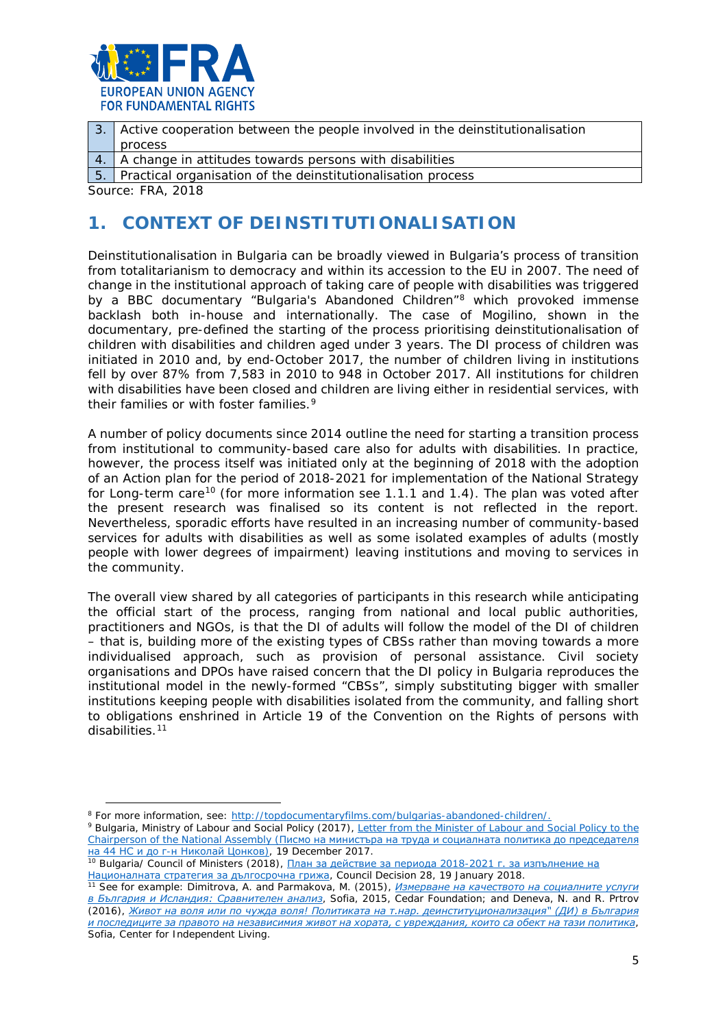| 3. | Active cooperation between the people involved in the deinstitutionalisation process |
| --- | --- |
| 4. | A change in attitudes towards persons with disabilities |
| 5. | Practical organisation of the deinstitutionalisation process |

Source: FRA, 2018

# 1. CONTEXT OF DEINSTITUTIONALISATION

Deinstitutionalisation in Bulgaria can be broadly viewed in Bulgaria's process of transition from totalitarianism to democracy and within its accession to the EU in 2007. The need of change in the institutional approach of taking care of people with disabilities was triggered by a BBC documentary "Bulgaria's Abandoned Children"[8] which provoked immense backlash both in-house and internationally. The case of Mogilino, shown in the documentary, pre-defined the starting of the process prioritising deinstitutionalisation of children with disabilities and children aged under 3 years. The DI process of children was initiated in 2010 and, by end-October 2017, the number of children living in institutions fell by over 87% from 7,583 in 2010 to 948 in October 2017. All institutions for children with disabilities have been closed and children are living either in residential services, with their families or with foster families.[9]

A number of policy documents since 2014 outline the need for starting a transition process from institutional to community-based care also for adults with disabilities. In practice, however, the process itself was initiated only at the beginning of 2018 with the adoption of an Action plan for the period of 2018-2021 for implementation of the National Strategy for Long-term care[10] (for more information see 1.1.1 and 1.4). The plan was voted after the present research was finalised so its content is not reflected in the report. Nevertheless, sporadic efforts have resulted in an increasing number of community-based services for adults with disabilities as well as some isolated examples of adults (mostly people with lower degrees of impairment) leaving institutions and moving to services in the community.

The overall view shared by all categories of participants in this research while anticipating the official start of the process, ranging from national and local public authorities, practitioners and NGOs, is that the DI of adults will follow the model of the DI of children – that is, building more of the existing types of CBSs rather than moving towards a more individualised approach, such as provision of personal assistance. Civil society organisations and DPOs have raised concern that the DI policy in Bulgaria reproduces the institutional model in the newly-formed "CBSs", simply substituting bigger with smaller institutions keeping people with disabilities isolated from the community, and falling short to obligations enshrined in Article 19 of the Convention on the Rights of persons with disabilities.[11]

---

[8] For more information, see: http://topdocumentaryfilms.com/bulgarias-abandoned-children/.

[9] Bulgaria, Ministry of Labour and Social Policy (2017), Letter from the Minister of Labour and Social Policy to the Chairperson of the National Assembly (Писмо на министъра на труда и социалната политика до председателя на 44 НС и до г-н Николай Цонков), 19 December 2017.

[10] Bulgaria/ Council of Ministers (2018), План за действие за периода 2018-2021 г. за изпълнение на Националната стратегия за дългосрочна грижа, Council Decision 28, 19 January 2018.

[11] See for example: Dimitrova, A. and Parmakova, M. (2015), *Измерване на качеството на социалните услуги в България и Исландия: Сравнителен анализ*, Sofia, 2015, Cedar Foundation; and Deneva, N. and R. Prtrov (2016), *Живот на воля или по чужда воля! Политиката на т.нар. деинституционализация" (ДИ) в България и последиците за правото на независимия живот на хората, с увреждания, които са обект на тази политика*, Sofia, Center for Independent Living.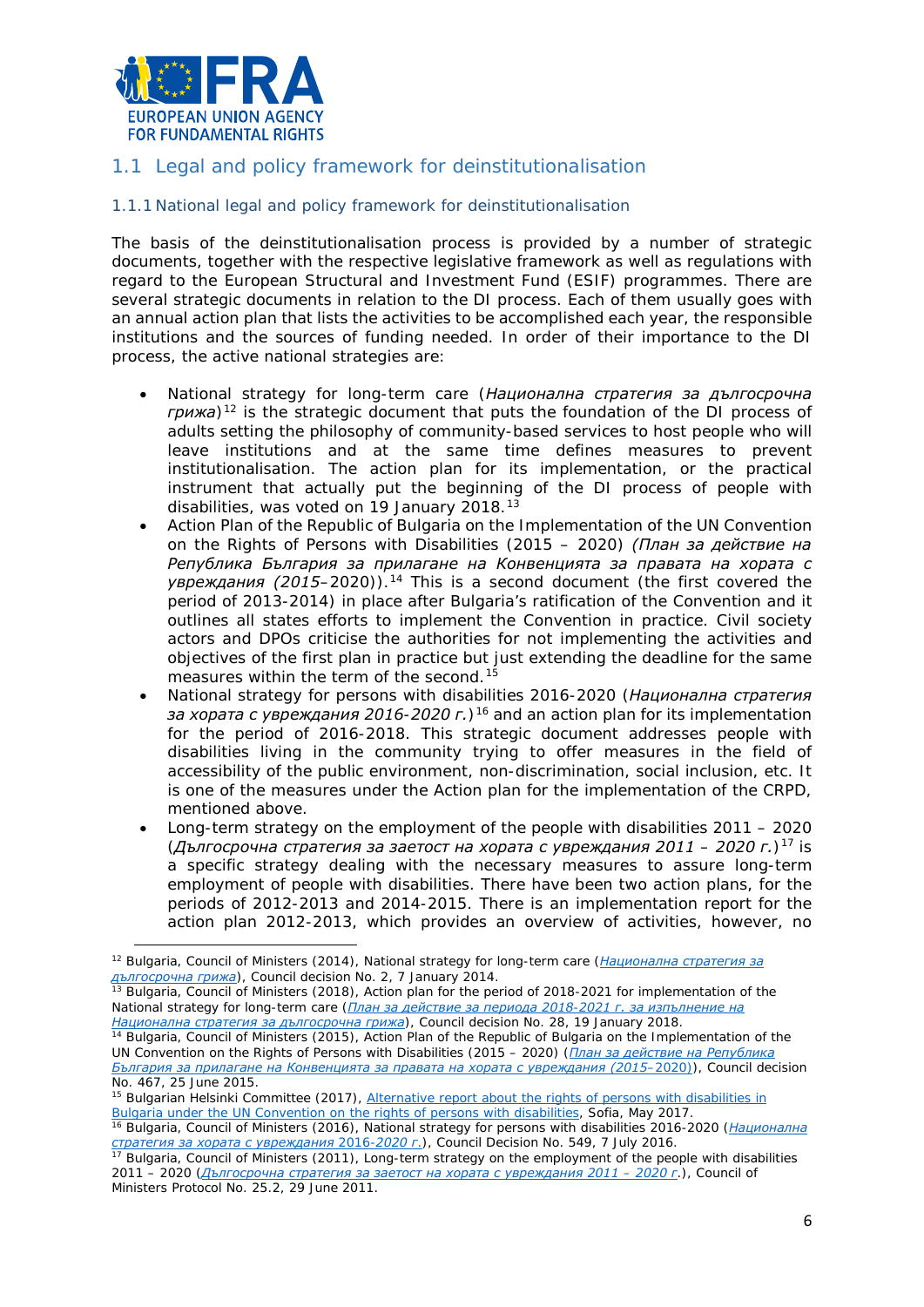## 1.1 Legal and policy framework for deinstitutionalisation

### 1.1.1 National legal and policy framework for deinstitutionalisation

The basis of the deinstitutionalisation process is provided by a number of strategic documents, together with the respective legislative framework as well as regulations with regard to the European Structural and Investment Fund (ESIF) programmes. There are several strategic documents in relation to the DI process. Each of them usually goes with an annual action plan that lists the activities to be accomplished each year, the responsible institutions and the sources of funding needed. In order of their importance to the DI process, the active national strategies are:

- National strategy for long-term care (*Национална стратегия за дългосрочна грижа*)[12] is the strategic document that puts the foundation of the DI process of adults setting the philosophy of community-based services to host people who will leave institutions and at the same time defines measures to prevent institutionalisation. The action plan for its implementation, or the practical instrument that actually put the beginning of the DI process of people with disabilities, was voted on 19 January 2018.[13]
- Action Plan of the Republic of Bulgaria on the Implementation of the UN Convention on the Rights of Persons with Disabilities (2015 – 2020) *(План за действие на Република България за прилагане на Конвенцията за правата на хората с увреждания (2015*–2020)).[14] This is a second document (the first covered the period of 2013-2014) in place after Bulgaria's ratification of the Convention and it outlines all states efforts to implement the Convention in practice. Civil society actors and DPOs criticise the authorities for not implementing the activities and objectives of the first plan in practice but just extending the deadline for the same measures within the term of the second.[15]
- National strategy for persons with disabilities 2016-2020 (*Национална стратегия за хората с увреждания 2016-2020 г.*)[16] and an action plan for its implementation for the period of 2016-2018. This strategic document addresses people with disabilities living in the community trying to offer measures in the field of accessibility of the public environment, non-discrimination, social inclusion, etc. It is one of the measures under the Action plan for the implementation of the CRPD, mentioned above.
- Long-term strategy on the employment of the people with disabilities 2011 – 2020 (*Дългосрочна стратегия за заетост на хората с увреждания 2011 – 2020 г.*)[17] is a specific strategy dealing with the necessary measures to assure long-term employment of people with disabilities. There have been two action plans, for the periods of 2012-2013 and 2014-2015. There is an implementation report for the action plan 2012-2013, which provides an overview of activities, however, no

---

[12] Bulgaria, Council of Ministers (2014), National strategy for long-term care (*Национална стратегия за дългосрочна грижа*), Council decision No. 2, 7 January 2014.

[13] Bulgaria, Council of Ministers (2018), Action plan for the period of 2018-2021 for implementation of the National strategy for long-term care (*План за действие за периода 2018-2021 г. за изпълнение на Национална стратегия за дългосрочна грижа*), Council decision No. 28, 19 January 2018.

[14] Bulgaria, Council of Ministers (2015), Action Plan of the Republic of Bulgaria on the Implementation of the UN Convention on the Rights of Persons with Disabilities (2015 – 2020) (*План за действие на Република България за прилагане на Конвенцията за правата на хората с увреждания (2015*–2020)), Council decision No. 467, 25 June 2015.

[15] Bulgarian Helsinki Committee (2017), Alternative report about the rights of persons with disabilities in Bulgaria under the UN Convention on the rights of persons with disabilities, Sofia, May 2017.

[16] Bulgaria, Council of Ministers (2016), National strategy for persons with disabilities 2016-2020 (*Национална стратегия за хората с увреждания 2016-2020 г.*), Council Decision No. 549, 7 July 2016.

[17] Bulgaria, Council of Ministers (2011), Long-term strategy on the employment of the people with disabilities 2011 – 2020 (*Дългосрочна стратегия за заетост на хората с увреждания 2011 – 2020 г.*), Council of Ministers Protocol No. 25.2, 29 June 2011.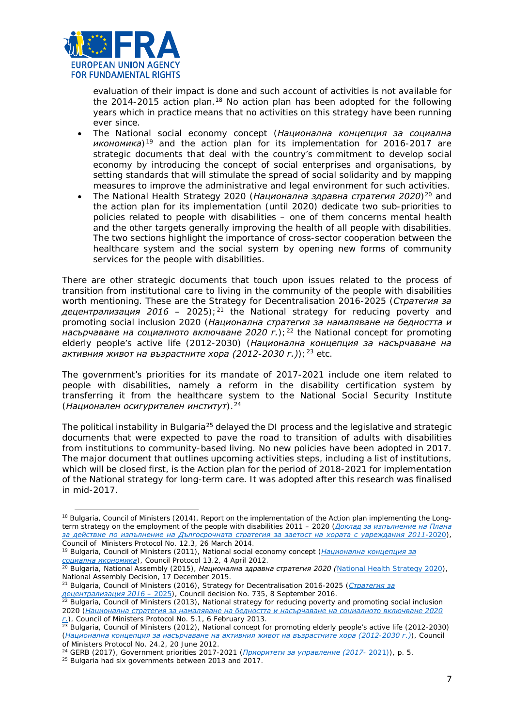evaluation of their impact is done and such account of activities is not available for the 2014-2015 action plan.[18] No action plan has been adopted for the following years which in practice means that no activities on this strategy have been running ever since.

- The National social economy concept (*Национална концепция за социална иконоика*)[19] and the action plan for its implementation for 2016-2017 are strategic documents that deal with the country's commitment to develop social economy by introducing the concept of social enterprises and organisations, by setting standards that will stimulate the spread of social solidarity and by mapping measures to improve the administrative and legal environment for such activities.
- The National Health Strategy 2020 (*Национална здравна стратегия 2020*)[20] and the action plan for its implementation (until 2020) dedicate two sub-priorities to policies related to people with disabilities – one of them concerns mental health and the other targets generally improving the health of all people with disabilities. The two sections highlight the importance of cross-sector cooperation between the healthcare system and the social system by opening new forms of community services for the people with disabilities.

There are other strategic documents that touch upon issues related to the process of transition from institutional care to living in the community of the people with disabilities worth mentioning. These are the Strategy for Decentralisation 2016-2025 (*Стратегия за децентрализация 2016 – 2025*);[21] the National strategy for reducing poverty and promoting social inclusion 2020 (*Национална стратегия за намаляване на бедността и насърчаване на социалното включване 2020 г.*);[22] the National concept for promoting elderly people's active life (2012-2030) (*Национална концепция за насърчаване на активния живот на възрастните хора (2012-2030 г.)*);[23] etc.

The government's priorities for its mandate of 2017-2021 include one item related to people with disabilities, namely a reform in the disability certification system by transferring it from the healthcare system to the National Social Security Institute (*Национален осигурителен институт*).[24]

The political instability in Bulgaria[25] delayed the DI process and the legislative and strategic documents that were expected to pave the road to transition of adults with disabilities from institutions to community-based living. No new policies have been adopted in 2017. The major document that outlines upcoming activities steps, including a list of institutions, which will be closed first, is the Action plan for the period of 2018-2021 for implementation of the National strategy for long-term care. It was adopted after this research was finalised in mid-2017.

---

[18] Bulgaria, Council of Ministers (2014), Report on the implementation of the Action plan implementing the Long-term strategy on the employment of the people with disabilities 2011 – 2020 (*Доклад за изпълнение на Плана за действие по изпълнение на Дългосрочната стратегия за заетост на хората с увреждания 2011*-2020), Council of Ministers Protocol No. 12.3, 26 March 2014.

[19] Bulgaria, Council of Ministers (2011), National social economy concept (*Национална концепция за социална иконоика*), Council Protocol 13.2, 4 April 2012.

[20] Bulgaria, National Assembly (2015), *Национална здравна стратегия 2020 (*National Health Strategy 2020), National Assembly Decision, 17 December 2015.

[21] Bulgaria, Council of Ministers (2016), Strategy for Decentralisation 2016-2025 (*Стратегия за децентрализация 2016 –* 2025), Council decision No. 735, 8 September 2016.

[22] Bulgaria, Council of Ministers (2013), National strategy for reducing poverty and promoting social inclusion 2020 (*Национална стратегия за намаляване на бедността и насърчаване на социалното включване 2020 г.*), Council of Ministers Protocol No. 5.1, 6 February 2013.

[23] Bulgaria, Council of Ministers (2012), National concept for promoting elderly people's active life (2012-2030) (*Национална концепция за насърчаване на активния живот на възрастните хора (2012-2030 г.)*), Council of Ministers Protocol No. 24.2, 20 June 2012.

[24] GERB (2017), Government priorities 2017-2021 (*Приоритети за управление (2017-* 2021)), p. 5.

[25] Bulgaria had six governments between 2013 and 2017.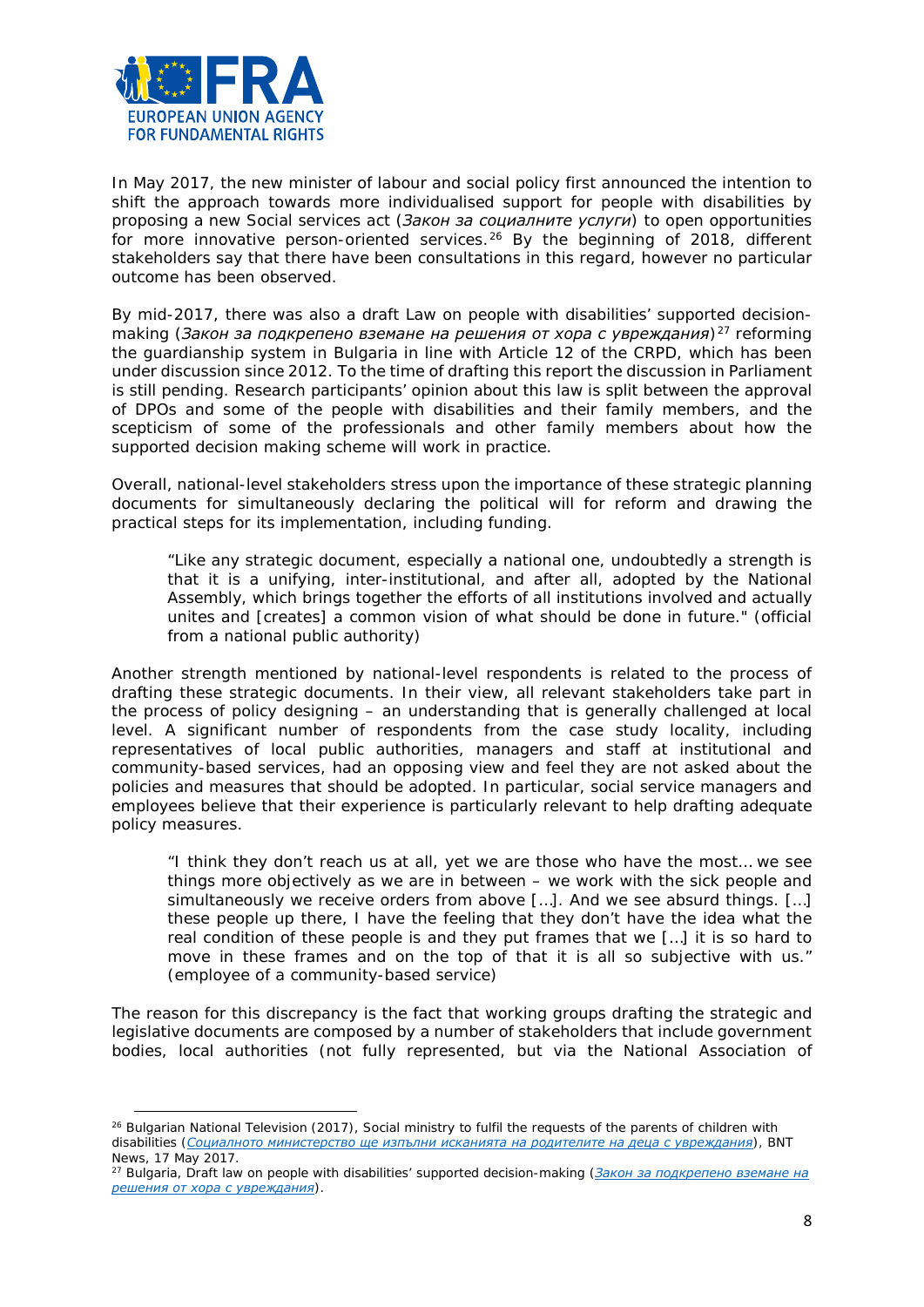In May 2017, the new minister of labour and social policy first announced the intention to shift the approach towards more individualised support for people with disabilities by proposing a new Social services act (*Закон за социалните услуги*) to open opportunities for more innovative person-oriented services.[26] By the beginning of 2018, different stakeholders say that there have been consultations in this regard, however no particular outcome has been observed.

By mid-2017, there was also a draft Law on people with disabilities' supported decision-making (*Закон за подкрепено вземане на решения от хора с увреждания*)[27] reforming the guardianship system in Bulgaria in line with Article 12 of the CRPD, which has been under discussion since 2012. To the time of drafting this report the discussion in Parliament is still pending. Research participants' opinion about this law is split between the approval of DPOs and some of the people with disabilities and their family members, and the scepticism of some of the professionals and other family members about how the supported decision making scheme will work in practice.

Overall, national-level stakeholders stress upon the importance of these strategic planning documents for simultaneously declaring the political will for reform and drawing the practical steps for its implementation, including funding.

> "Like any strategic document, especially a national one, undoubtedly a strength is that it is a unifying, inter-institutional, and after all, adopted by the National Assembly, which brings together the efforts of all institutions involved and actually unites and [creates] a common vision of what should be done in future." (official from a national public authority)

Another strength mentioned by national-level respondents is related to the process of drafting these strategic documents. In their view, all relevant stakeholders take part in the process of policy designing – an understanding that is generally challenged at local level. A significant number of respondents from the case study locality, including representatives of local public authorities, managers and staff at institutional and community-based services, had an opposing view and feel they are not asked about the policies and measures that should be adopted. In particular, social service managers and employees believe that their experience is particularly relevant to help drafting adequate policy measures.

> "I think they don't reach us at all, yet we are those who have the most… we see things more objectively as we are in between – we work with the sick people and simultaneously we receive orders from above […]. And we see absurd things. […] these people up there, I have the feeling that they don't have the idea what the real condition of these people is and they put frames that we […] it is so hard to move in these frames and on the top of that it is all so subjective with us." (employee of a community-based service)

The reason for this discrepancy is the fact that working groups drafting the strategic and legislative documents are composed by a number of stakeholders that include government bodies, local authorities (not fully represented, but via the National Association of

---

[26] Bulgarian National Television (2017), Social ministry to fulfil the requests of the parents of children with disabilities (*Социалното министерство ще изпълни исканията на родителите на деца с увреждания*), BNT News, 17 May 2017.

[27] Bulgaria, Draft law on people with disabilities' supported decision-making (*Закон за подкрепено вземане на решения от хора с увреждания*).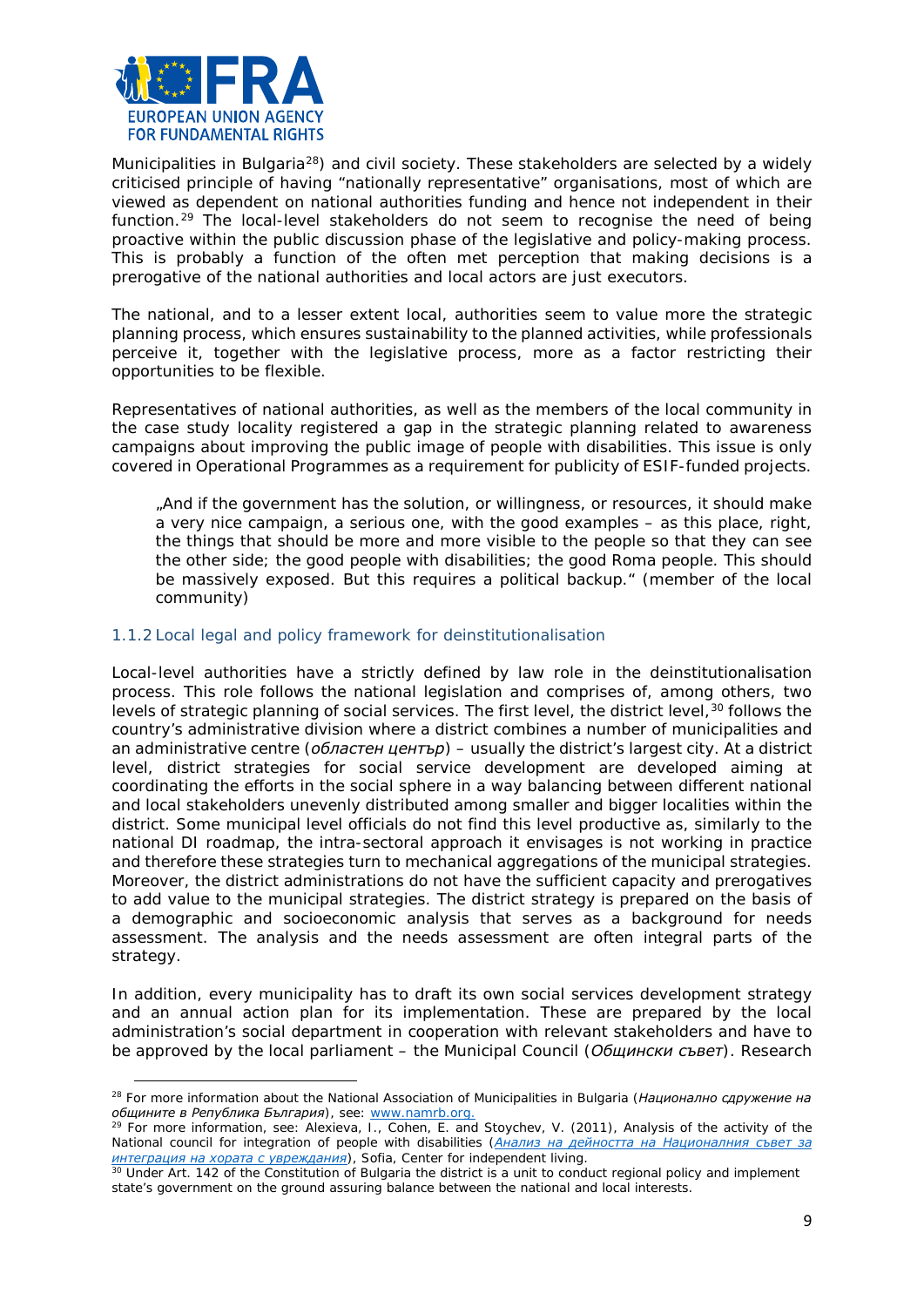Municipalities in Bulgaria[28]) and civil society. These stakeholders are selected by a widely criticised principle of having "nationally representative" organisations, most of which are viewed as dependent on national authorities funding and hence not independent in their function.[29] The local-level stakeholders do not seem to recognise the need of being proactive within the public discussion phase of the legislative and policy-making process. This is probably a function of the often met perception that making decisions is a prerogative of the national authorities and local actors are just executors.

The national, and to a lesser extent local, authorities seem to value more the strategic planning process, which ensures sustainability to the planned activities, while professionals perceive it, together with the legislative process, more as a factor restricting their opportunities to be flexible.

Representatives of national authorities, as well as the members of the local community in the case study locality registered a gap in the strategic planning related to awareness campaigns about improving the public image of people with disabilities. This issue is only covered in Operational Programmes as a requirement for publicity of ESIF-funded projects.

> „And if the government has the solution, or willingness, or resources, it should make a very nice campaign, a serious one, with the good examples – as this place, right, the things that should be more and more visible to the people so that they can see the other side; the good people with disabilities; the good Roma people. This should be massively exposed. But this requires a political backup." (member of the local community)

### 1.1.2 Local legal and policy framework for deinstitutionalisation

Local-level authorities have a strictly defined by law role in the deinstitutionalisation process. This role follows the national legislation and comprises of, among others, two levels of strategic planning of social services. The first level, the district level,[30] follows the country's administrative division where a district combines a number of municipalities and an administrative centre (*областен център*) – usually the district's largest city. At a district level, district strategies for social service development are developed aiming at coordinating the efforts in the social sphere in a way balancing between different national and local stakeholders unevenly distributed among smaller and bigger localities within the district. Some municipal level officials do not find this level productive as, similarly to the national DI roadmap, the intra-sectoral approach it envisages is not working in practice and therefore these strategies turn to mechanical aggregations of the municipal strategies. Moreover, the district administrations do not have the sufficient capacity and prerogatives to add value to the municipal strategies. The district strategy is prepared on the basis of a demographic and socioeconomic analysis that serves as a background for needs assessment. The analysis and the needs assessment are often integral parts of the strategy.

In addition, every municipality has to draft its own social services development strategy and an annual action plan for its implementation. These are prepared by the local administration's social department in cooperation with relevant stakeholders and have to be approved by the local parliament – the Municipal Council (*Общински съвет*). Research

---

[28] For more information about the National Association of Municipalities in Bulgaria (*Национално сдружение на общините в Република България*), see: www.namrb.org.

[29] For more information, see: Alexieva, I., Cohen, E. and Stoychev, V. (2011), Analysis of the activity of the National council for integration of people with disabilities (*Анализ на дейността на Националния съвет за интеграция на хората с увреждания*), Sofia, Center for independent living.

[30] Under Art. 142 of the Constitution of Bulgaria the district is a unit to conduct regional policy and implement state's government on the ground assuring balance between the national and local interests.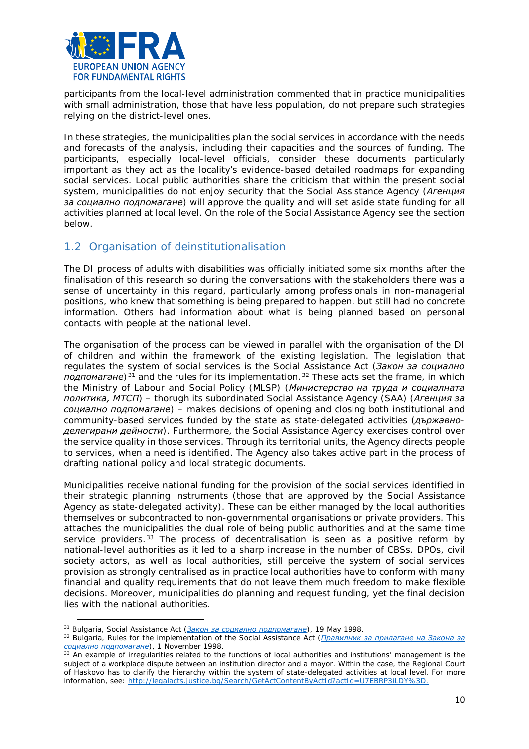participants from the local-level administration commented that in practice municipalities with small administration, those that have less population, do not prepare such strategies relying on the district-level ones.

In these strategies, the municipalities plan the social services in accordance with the needs and forecasts of the analysis, including their capacities and the sources of funding. The participants, especially local-level officials, consider these documents particularly important as they act as the locality's evidence-based detailed roadmaps for expanding social services. Local public authorities share the criticism that within the present social system, municipalities do not enjoy security that the Social Assistance Agency (*Агенция за социално подпомагане*) will approve the quality and will set aside state funding for all activities planned at local level. On the role of the Social Assistance Agency see the section below.

## 1.2 Organisation of deinstitutionalisation

The DI process of adults with disabilities was officially initiated some six months after the finalisation of this research so during the conversations with the stakeholders there was a sense of uncertainty in this regard, particularly among professionals in non-managerial positions, who knew that something is being prepared to happen, but still had no concrete information. Others had information about what is being planned based on personal contacts with people at the national level.

The organisation of the process can be viewed in parallel with the organisation of the DI of children and within the framework of the existing legislation. The legislation that regulates the system of social services is the Social Assistance Act (*Закон за социално подпомагане*)[31] and the rules for its implementation.[32] These acts set the frame, in which the Ministry of Labour and Social Policy (MLSP) (*Министерство на труда и социалната политика, МТСП*) – thorugh its subordinated Social Assistance Agency (SAA) (*Агенция за социално подпомагане*) – makes decisions of opening and closing both institutional and community-based services funded by the state as state-delegated activities (*държавно-делегирани дейности*). Furthermore, the Social Assistance Agency exercises control over the service quality in those services. Through its territorial units, the Agency directs people to services, when a need is identified. The Agency also takes active part in the process of drafting national policy and local strategic documents.

Municipalities receive national funding for the provision of the social services identified in their strategic planning instruments (those that are approved by the Social Assistance Agency as state-delegated activity). These can be either managed by the local authorities themselves or subcontracted to non-governmental organisations or private providers. This attaches the municipalities the dual role of being public authorities and at the same time service providers.[33] The process of decentralisation is seen as a positive reform by national-level authorities as it led to a sharp increase in the number of CBSs. DPOs, civil society actors, as well as local authorities, still perceive the system of social services provision as strongly centralised as in practice local authorities have to conform with many financial and quality requirements that do not leave them much freedom to make flexible decisions. Moreover, municipalities do planning and request funding, yet the final decision lies with the national authorities.

---

[31] Bulgaria, Social Assistance Act (*Закон за социално подпомагане*), 19 May 1998.

[32] Bulgaria, Rules for the implementation of the Social Assistance Act (*Правилник за прилагане на Закона за социално подпомагане*), 1 November 1998.

[33] An example of irregularities related to the functions of local authorities and institutions' management is the subject of a workplace dispute between an institution director and a mayor. Within the case, the Regional Court of Haskovo has to clarify the hierarchy within the system of state-delegated activities at local level. For more information, see: http://legalacts.justice.bg/Search/GetActContentByActId?actId=U7EBRP3iLDY%3D.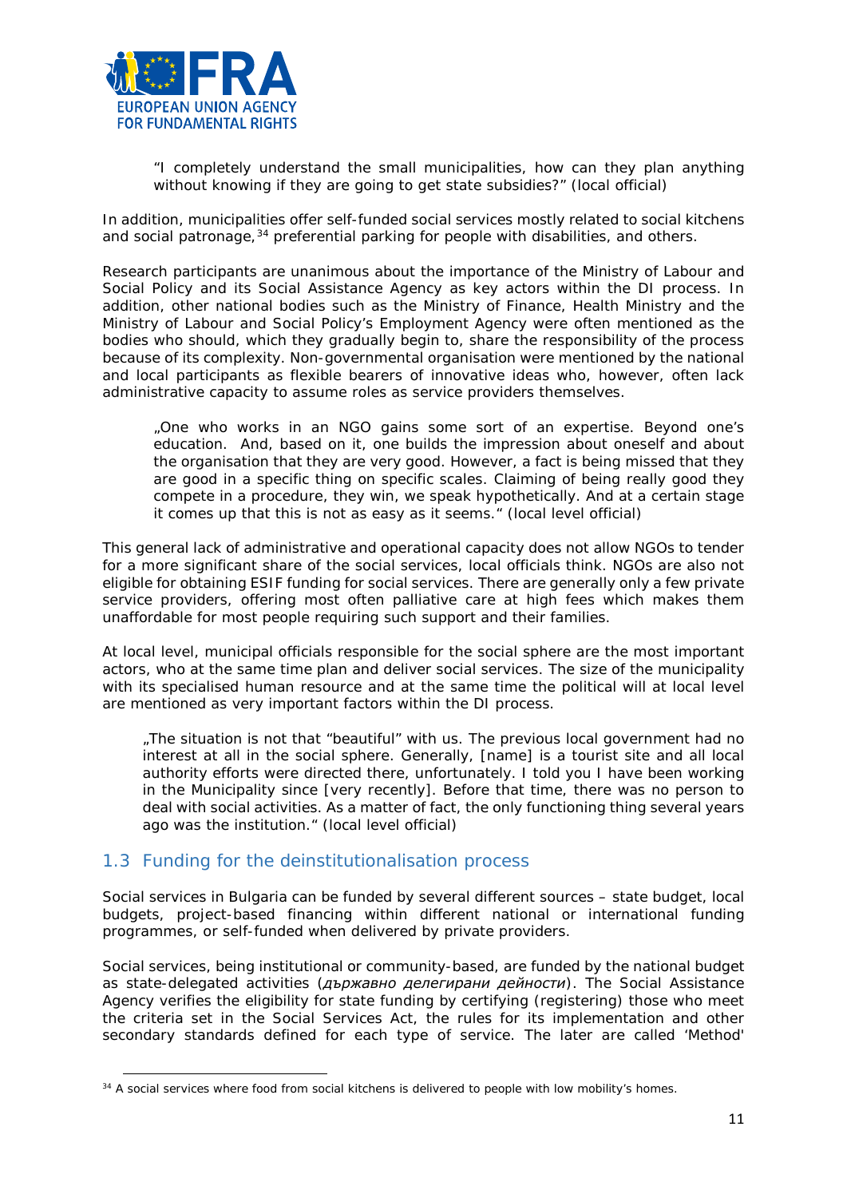> "I completely understand the small municipalities, how can they plan anything without knowing if they are going to get state subsidies?" (local official)

In addition, municipalities offer self-funded social services mostly related to social kitchens and social patronage,[34] preferential parking for people with disabilities, and others.

Research participants are unanimous about the importance of the Ministry of Labour and Social Policy and its Social Assistance Agency as key actors within the DI process. In addition, other national bodies such as the Ministry of Finance, Health Ministry and the Ministry of Labour and Social Policy's Employment Agency were often mentioned as the bodies who should, which they gradually begin to, share the responsibility of the process because of its complexity. Non-governmental organisation were mentioned by the national and local participants as flexible bearers of innovative ideas who, however, often lack administrative capacity to assume roles as service providers themselves.

> „One who works in an NGO gains some sort of an expertise. Beyond one's education. And, based on it, one builds the impression about oneself and about the organisation that they are very good. However, a fact is being missed that they are good in a specific thing on specific scales. Claiming of being really good they compete in a procedure, they win, we speak hypothetically. And at a certain stage it comes up that this is not as easy as it seems." (local level official)

This general lack of administrative and operational capacity does not allow NGOs to tender for a more significant share of the social services, local officials think. NGOs are also not eligible for obtaining ESIF funding for social services. There are generally only a few private service providers, offering most often palliative care at high fees which makes them unaffordable for most people requiring such support and their families.

At local level, municipal officials responsible for the social sphere are the most important actors, who at the same time plan and deliver social services. The size of the municipality with its specialised human resource and at the same time the political will at local level are mentioned as very important factors within the DI process.

> „The situation is not that "beautiful" with us. The previous local government had no interest at all in the social sphere. Generally, [name] is a tourist site and all local authority efforts were directed there, unfortunately. I told you I have been working in the Municipality since [very recently]. Before that time, there was no person to deal with social activities. As a matter of fact, the only functioning thing several years ago was the institution." (local level official)

## 1.3 Funding for the deinstitutionalisation process

Social services in Bulgaria can be funded by several different sources – state budget, local budgets, project-based financing within different national or international funding programmes, or self-funded when delivered by private providers.

Social services, being institutional or community-based, are funded by the national budget as state-delegated activities (*държавно делегирани дейности*). The Social Assistance Agency verifies the eligibility for state funding by certifying (registering) those who meet the criteria set in the Social Services Act, the rules for its implementation and other secondary standards defined for each type of service. The later are called 'Method'

---

[34] A social services where food from social kitchens is delivered to people with low mobility's homes.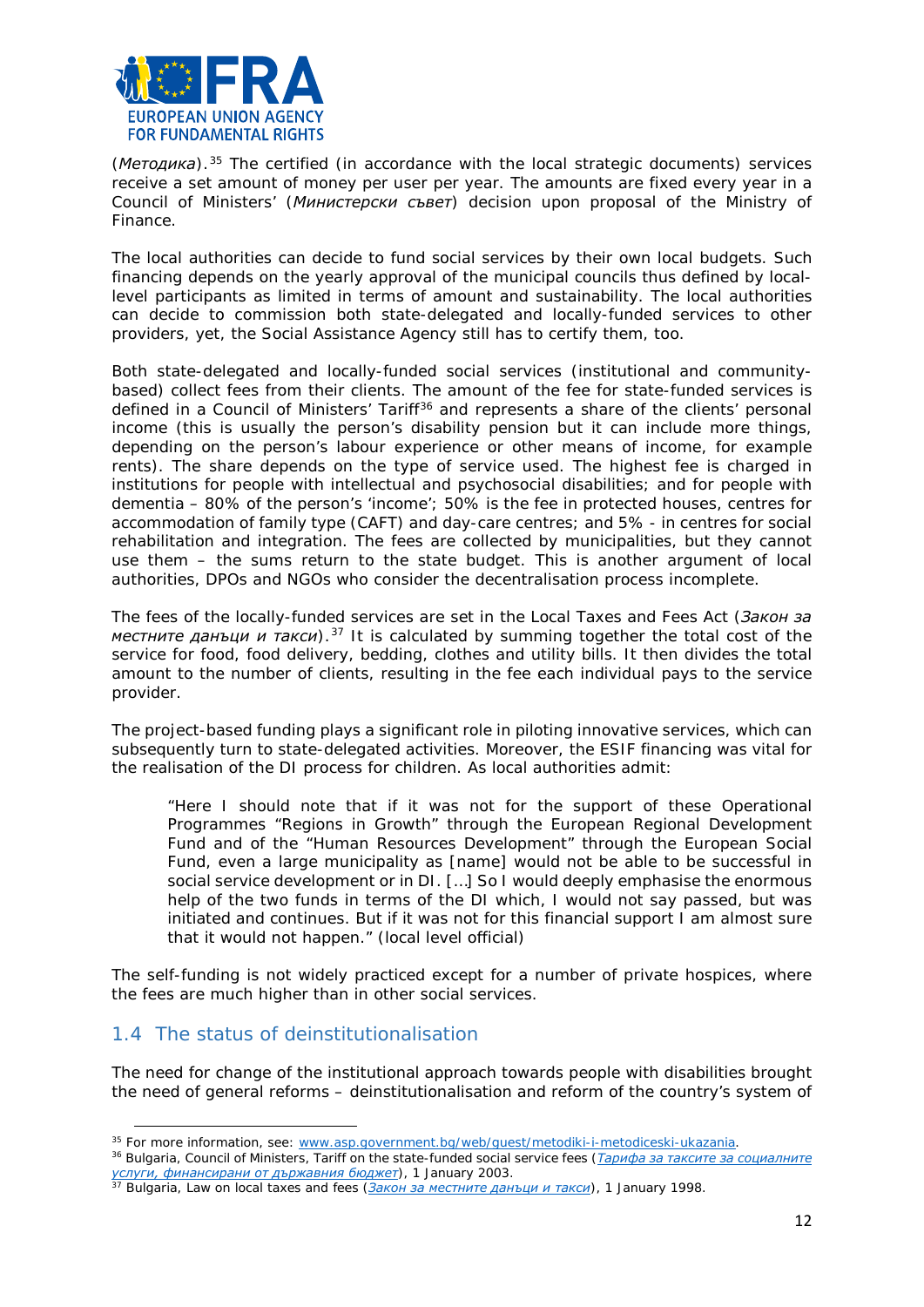(*Методика*).[35] The certified (in accordance with the local strategic documents) services receive a set amount of money per user per year. The amounts are fixed every year in a Council of Ministers' (*Министерски съвет*) decision upon proposal of the Ministry of Finance.

The local authorities can decide to fund social services by their own local budgets. Such financing depends on the yearly approval of the municipal councils thus defined by local-level participants as limited in terms of amount and sustainability. The local authorities can decide to commission both state-delegated and locally-funded services to other providers, yet, the Social Assistance Agency still has to certify them, too.

Both state-delegated and locally-funded social services (institutional and community-based) collect fees from their clients. The amount of the fee for state-funded services is defined in a Council of Ministers' Tariff[36] and represents a share of the clients' personal income (this is usually the person's disability pension but it can include more things, depending on the person's labour experience or other means of income, for example rents). The share depends on the type of service used. The highest fee is charged in institutions for people with intellectual and psychosocial disabilities; and for people with dementia – 80% of the person's 'income'; 50% is the fee in protected houses, centres for accommodation of family type (CAFT) and day-care centres; and 5% - in centres for social rehabilitation and integration. The fees are collected by municipalities, but they cannot use them – the sums return to the state budget. This is another argument of local authorities, DPOs and NGOs who consider the decentralisation process incomplete.

The fees of the locally-funded services are set in the Local Taxes and Fees Act (*Закон за местните данъци и такси*).[37] It is calculated by summing together the total cost of the service for food, food delivery, bedding, clothes and utility bills. It then divides the total amount to the number of clients, resulting in the fee each individual pays to the service provider.

The project-based funding plays a significant role in piloting innovative services, which can subsequently turn to state-delegated activities. Moreover, the ESIF financing was vital for the realisation of the DI process for children. As local authorities admit:

> "Here I should note that if it was not for the support of these Operational Programmes "Regions in Growth" through the European Regional Development Fund and of the "Human Resources Development" through the European Social Fund, even a large municipality as [name] would not be able to be successful in social service development or in DI. […] So I would deeply emphasise the enormous help of the two funds in terms of the DI which, I would not say passed, but was initiated and continues. But if it was not for this financial support I am almost sure that it would not happen." (local level official)

The self-funding is not widely practiced except for a number of private hospices, where the fees are much higher than in other social services.

## 1.4 The status of deinstitutionalisation

The need for change of the institutional approach towards people with disabilities brought the need of general reforms – deinstitutionalisation and reform of the country's system of

---

[35] For more information, see: www.asp.government.bg/web/guest/metodiki-i-metodiceski-ukazania.

[36] Bulgaria, Council of Ministers, Tariff on the state-funded social service fees (*Тарифа за таксите за социалните услуги, финансирани от държавния бюджет*), 1 January 2003.

[37] Bulgaria, Law on local taxes and fees (*Закон за местните данъци и такси*), 1 January 1998.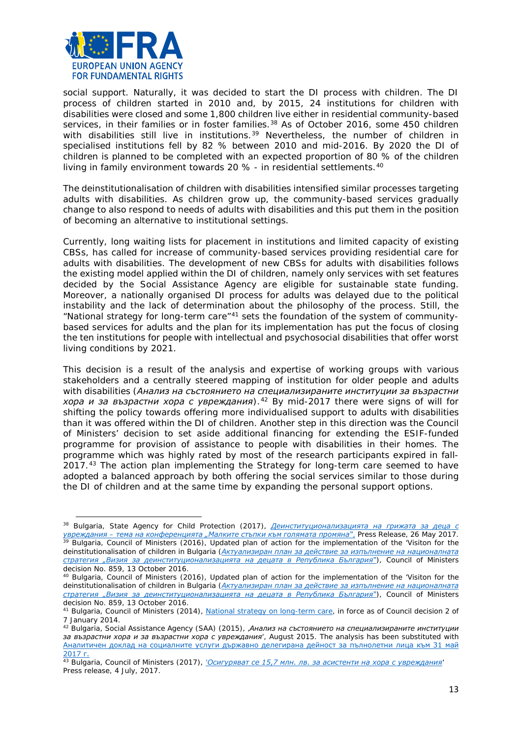social support. Naturally, it was decided to start the DI process with children. The DI process of children started in 2010 and, by 2015, 24 institutions for children with disabilities were closed and some 1,800 children live either in residential community-based services, in their families or in foster families.[38] As of October 2016, some 450 children with disabilities still live in institutions.[39] Nevertheless, the number of children in specialised institutions fell by 82 % between 2010 and mid-2016. By 2020 the DI of children is planned to be completed with an expected proportion of 80 % of the children living in family environment towards 20 % - in residential settlements.[40]

The deinstitutionalisation of children with disabilities intensified similar processes targeting adults with disabilities. As children grow up, the community-based services gradually change to also respond to needs of adults with disabilities and this put them in the position of becoming an alternative to institutional settings.

Currently, long waiting lists for placement in institutions and limited capacity of existing CBSs, has called for increase of community-based services providing residential care for adults with disabilities. The development of new CBSs for adults with disabilities follows the existing model applied within the DI of children, namely only services with set features decided by the Social Assistance Agency are eligible for sustainable state funding. Moreover, a nationally organised DI process for adults was delayed due to the political instability and the lack of determination about the philosophy of the process. Still, the "National strategy for long-term care"[41] sets the foundation of the system of community-based services for adults and the plan for its implementation has put the focus of closing the ten institutions for people with intellectual and psychosocial disabilities that offer worst living conditions by 2021.

This decision is a result of the analysis and expertise of working groups with various stakeholders and a centrally steered mapping of institution for older people and adults with disabilities (*Анализ на състоянието на специализираните институции за възрастни хора и за възрастни хора с увреждания*).[42] By mid-2017 there were signs of will for shifting the policy towards offering more individualised support to adults with disabilities than it was offered within the DI of children. Another step in this direction was the Council of Ministers' decision to set aside additional financing for extending the ESIF-funded programme for provision of assistance to people with disabilities in their homes. The programme which was highly rated by most of the research participants expired in fall-2017.[43] The action plan implementing the Strategy for long-term care seemed to have adopted a balanced approach by both offering the social services similar to those during the DI of children and at the same time by expanding the personal support options.

---

[38] Bulgaria, State Agency for Child Protection (2017), *Деинституционализацията на грижата за деца с увреждания – тема на конференцията „Малките стъпки към голямата промяна"*, Press Release, 26 May 2017.

[39] Bulgaria, Council of Ministers (2016), Updated plan of action for the implementation of the 'Visiton for the deinstitutionalisation of children in Bulgaria (*Актуализиран план за действие за изпълнение на националната стратегия „Визия за деинституционализацията на децата в Република България"*), Council of Ministers decision No. 859, 13 October 2016.

[40] Bulgaria, Council of Ministers (2016), Updated plan of action for the implementation of the 'Visiton for the deinstitutionalisation of children in Bulgaria (*Актуализиран план за действие за изпълнение на националната стратегия „Визия за деинституционализацията на децата в Република България"*), Council of Ministers decision No. 859, 13 October 2016.

[41] Bulgaria, Council of Ministers (2014), National strategy on long-term care, in force as of Council decision 2 of 7 January 2014.

[42] Bulgaria, Social Assistance Agency (SAA) (2015), '*Анализ на състоянието на специализираните институции за възрастни хора и за възрастни хора с увреждания*', August 2015. The analysis has been substituted with Аналитичен доклад на социалните услуги държавно делегирана дейност за пълнолетни лица към 31 май 2017 г.

[43] Bulgaria, Council of Ministers (2017), '*Осигуряват се 15,7 млн. лв. за асистенти на хора с увреждания*' Press release, 4 July, 2017.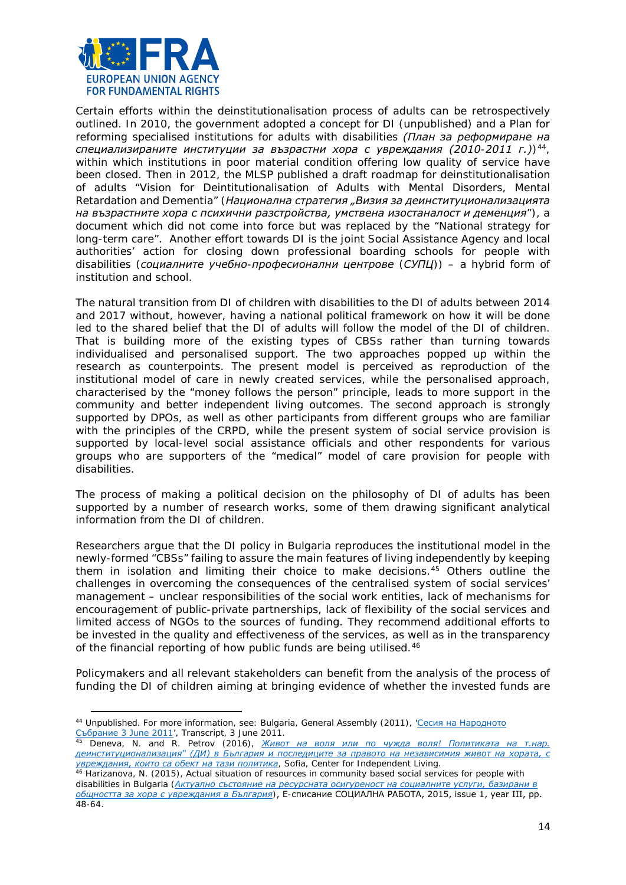Certain efforts within the deinstitutionalisation process of adults can be retrospectively outlined. In 2010, the government adopted a concept for DI (unpublished) and a Plan for reforming specialised institutions for adults with disabilities *(План за реформиране на специализираните институции за възрастни хора с увреждания (2010-2011 г.))*[44], within which institutions in poor material condition offering low quality of service have been closed. Then in 2012, the MLSP published a draft roadmap for deinstitutionalisation of adults "Vision for Deintitutionalisation of Adults with Mental Disorders, Mental Retardation and Dementia" (*Национална стратегия „Визия за деинституционализацията на възрастните хора с психични разстройства, умствена изостаналост и деменция*"), a document which did not come into force but was replaced by the "National strategy for long-term care". Another effort towards DI is the joint Social Assistance Agency and local authorities' action for closing down professional boarding schools for people with disabilities (*социалните учебно-професионални центрове* (*СУПЦ*)) – a hybrid form of institution and school.

The natural transition from DI of children with disabilities to the DI of adults between 2014 and 2017 without, however, having a national political framework on how it will be done led to the shared belief that the DI of adults will follow the model of the DI of children. That is building more of the existing types of CBSs rather than turning towards individualised and personalised support. The two approaches popped up within the research as counterpoints. The present model is perceived as reproduction of the institutional model of care in newly created services, while the personalised approach, characterised by the "money follows the person" principle, leads to more support in the community and better independent living outcomes. The second approach is strongly supported by DPOs, as well as other participants from different groups who are familiar with the principles of the CRPD, while the present system of social service provision is supported by local-level social assistance officials and other respondents for various groups who are supporters of the "medical" model of care provision for people with disabilities.

The process of making a political decision on the philosophy of DI of adults has been supported by a number of research works, some of them drawing significant analytical information from the DI of children.

Researchers argue that the DI policy in Bulgaria reproduces the institutional model in the newly-formed "CBSs" failing to assure the main features of living independently by keeping them in isolation and limiting their choice to make decisions.[45] Others outline the challenges in overcoming the consequences of the centralised system of social services' management – unclear responsibilities of the social work entities, lack of mechanisms for encouragement of public-private partnerships, lack of flexibility of the social services and limited access of NGOs to the sources of funding. They recommend additional efforts to be invested in the quality and effectiveness of the services, as well as in the transparency of the financial reporting of how public funds are being utilised.[46]

Policymakers and all relevant stakeholders can benefit from the analysis of the process of funding the DI of children aiming at bringing evidence of whether the invested funds are

---

[44] Unpublished. For more information, see: Bulgaria, General Assembly (2011), 'Сесия на Народното Събрание 3 June 2011', Transcript, 3 June 2011.

[45] Deneva, N. and R. Petrov (2016), *Живот на воля или по чужда воля! Политиката на т.нар. деинституционализация" (ДИ) в България и последиците за правото на независимия живот на хората, с увреждания, които са обект на тази политика*, Sofia, Center for Independent Living.

[46] Harizanova, N. (2015), Actual situation of resources in community based social services for people with disabilities in Bulgaria (*Актуално състояние на ресурсната осигуреност на социалните услуги, базирани в общността за хора с увреждания в България*), Е-списание СОЦИАЛНА РАБОТА, 2015, issue 1, year III, pp. 48-64.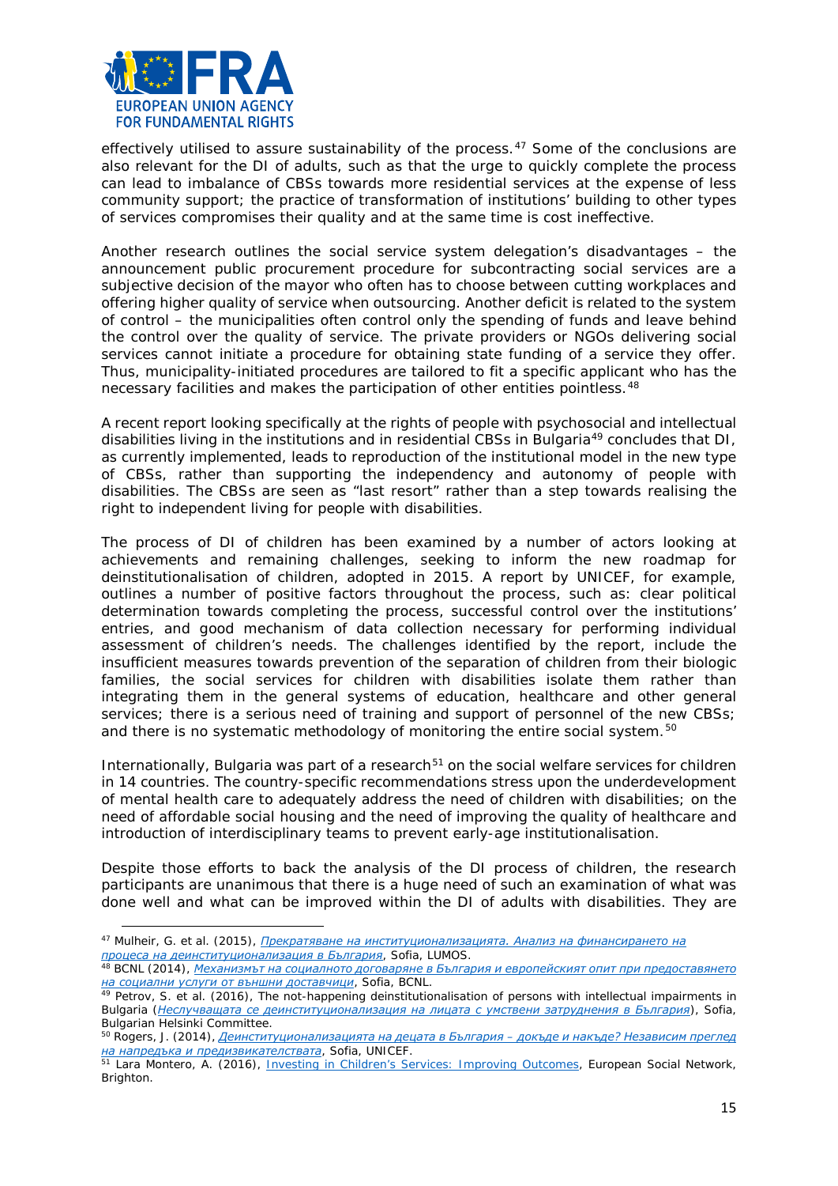effectively utilised to assure sustainability of the process.[47] Some of the conclusions are also relevant for the DI of adults, such as that the urge to quickly complete the process can lead to imbalance of CBSs towards more residential services at the expense of less community support; the practice of transformation of institutions' building to other types of services compromises their quality and at the same time is cost ineffective.

Another research outlines the social service system delegation's disadvantages – the announcement public procurement procedure for subcontracting social services are a subjective decision of the mayor who often has to choose between cutting workplaces and offering higher quality of service when outsourcing. Another deficit is related to the system of control – the municipalities often control only the spending of funds and leave behind the control over the quality of service. The private providers or NGOs delivering social services cannot initiate a procedure for obtaining state funding of a service they offer. Thus, municipality-initiated procedures are tailored to fit a specific applicant who has the necessary facilities and makes the participation of other entities pointless.[48]

A recent report looking specifically at the rights of people with psychosocial and intellectual disabilities living in the institutions and in residential CBSs in Bulgaria[49] concludes that DI, as currently implemented, leads to reproduction of the institutional model in the new type of CBSs, rather than supporting the independency and autonomy of people with disabilities. The CBSs are seen as "last resort" rather than a step towards realising the right to independent living for people with disabilities.

The process of DI of children has been examined by a number of actors looking at achievements and remaining challenges, seeking to inform the new roadmap for deinstitutionalisation of children, adopted in 2015. A report by UNICEF, for example, outlines a number of positive factors throughout the process, such as: clear political determination towards completing the process, successful control over the institutions' entries, and good mechanism of data collection necessary for performing individual assessment of children's needs. The challenges identified by the report, include the insufficient measures towards prevention of the separation of children from their biologic families, the social services for children with disabilities isolate them rather than integrating them in the general systems of education, healthcare and other general services; there is a serious need of training and support of personnel of the new CBSs; and there is no systematic methodology of monitoring the entire social system.[50]

Internationally, Bulgaria was part of a research[51] on the social welfare services for children in 14 countries. The country-specific recommendations stress upon the underdevelopment of mental health care to adequately address the need of children with disabilities; on the need of affordable social housing and the need of improving the quality of healthcare and introduction of interdisciplinary teams to prevent early-age institutionalisation.

Despite those efforts to back the analysis of the DI process of children, the research participants are unanimous that there is a huge need of such an examination of what was done well and what can be improved within the DI of adults with disabilities. They are

---

[47] Mulheir, G. et al. (2015), *Прекратяване на институционализацията. Анализ на финансирането на процеса на деинституционализация в България*, Sofia, LUMOS.

[48] BCNL (2014), *Механизмът на социалното договаряне в България и европейският опит при предоставянето на социални услуги от външни доставчици*, Sofia, BCNL.

[49] Petrov, S. et al. (2016), The not-happening deinstitutionalisation of persons with intellectual impairments in Bulgaria (*Неслучващата се деинституционализация на лицата с умствени затруднения в България*), Sofia, Bulgarian Helsinki Committee.

[50] Rogers, J. (2014), *Деинституционализацията на децата в България – докъде и накъде? Независим преглед на напредъка и предизвикателствата*, Sofia, UNICEF.

[51] Lara Montero, A. (2016), Investing in Children's Services: Improving Outcomes, European Social Network, Brighton.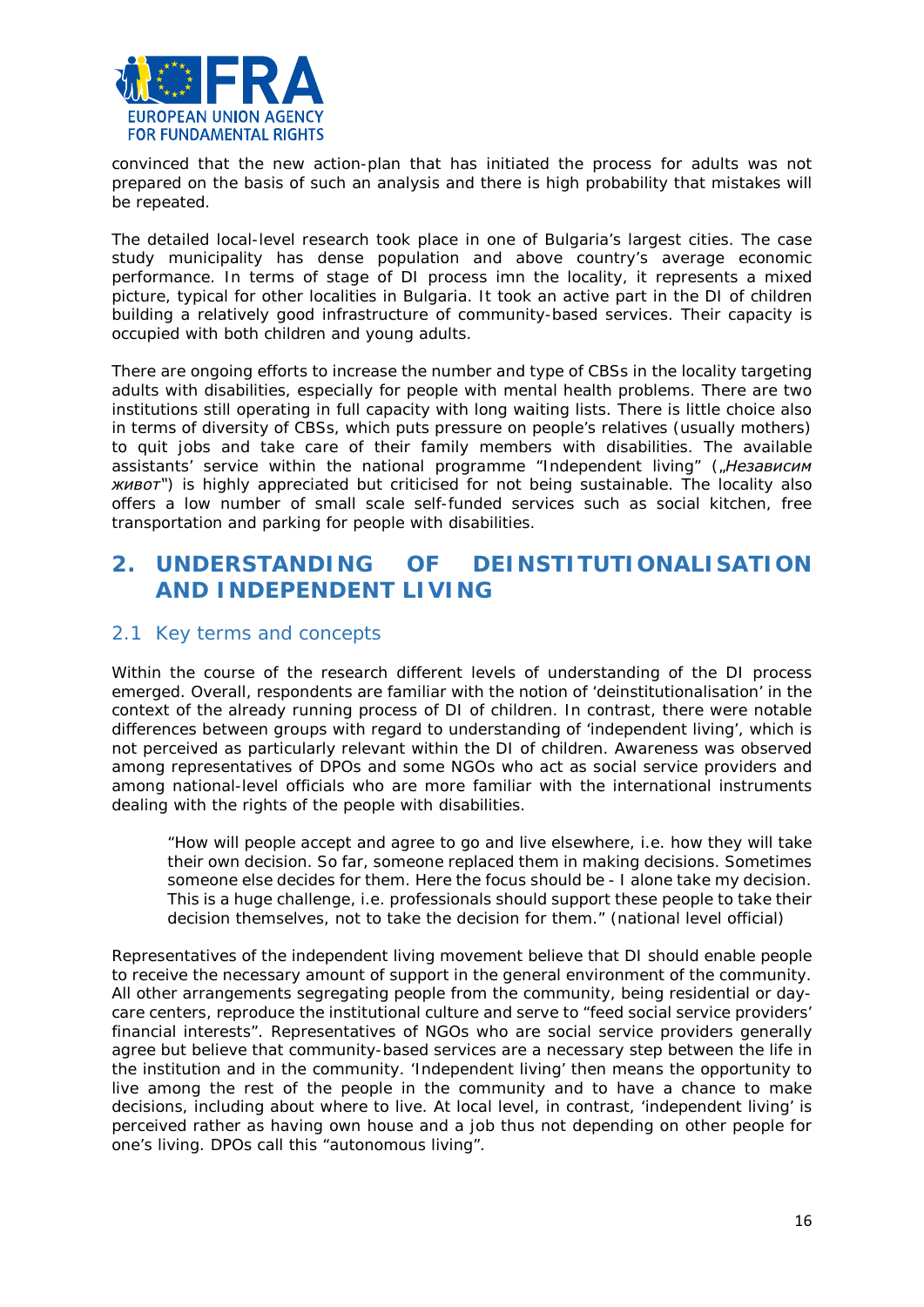convinced that the new action-plan that has initiated the process for adults was not prepared on the basis of such an analysis and there is high probability that mistakes will be repeated.

The detailed local-level research took place in one of Bulgaria's largest cities. The case study municipality has dense population and above country's average economic performance. In terms of stage of DI process imn the locality, it represents a mixed picture, typical for other localities in Bulgaria. It took an active part in the DI of children building a relatively good infrastructure of community-based services. Their capacity is occupied with both children and young adults.

There are ongoing efforts to increase the number and type of CBSs in the locality targeting adults with disabilities, especially for people with mental health problems. There are two institutions still operating in full capacity with long waiting lists. There is little choice also in terms of diversity of CBSs, which puts pressure on people's relatives (usually mothers) to quit jobs and take care of their family members with disabilities. The available assistants' service within the national programme "Independent living" („*Независим живот*") is highly appreciated but criticised for not being sustainable. The locality also offers a low number of small scale self-funded services such as social kitchen, free transportation and parking for people with disabilities.

# 2. UNDERSTANDING OF DEINSTITUTIONALISATION AND INDEPENDENT LIVING

## 2.1 Key terms and concepts

Within the course of the research different levels of understanding of the DI process emerged. Overall, respondents are familiar with the notion of 'deinstitutionalisation' in the context of the already running process of DI of children. In contrast, there were notable differences between groups with regard to understanding of 'independent living', which is not perceived as particularly relevant within the DI of children. Awareness was observed among representatives of DPOs and some NGOs who act as social service providers and among national-level officials who are more familiar with the international instruments dealing with the rights of the people with disabilities.

> "How will people accept and agree to go and live elsewhere, i.e. how they will take their own decision. So far, someone replaced them in making decisions. Sometimes someone else decides for them. Here the focus should be - I alone take my decision. This is a huge challenge, i.e. professionals should support these people to take their decision themselves, not to take the decision for them." (national level official)

Representatives of the independent living movement believe that DI should enable people to receive the necessary amount of support in the general environment of the community. All other arrangements segregating people from the community, being residential or day-care centers, reproduce the institutional culture and serve to "feed social service providers' financial interests". Representatives of NGOs who are social service providers generally agree but believe that community-based services are a necessary step between the life in the institution and in the community. 'Independent living' then means the opportunity to live among the rest of the people in the community and to have a chance to make decisions, including about where to live. At local level, in contrast, 'independent living' is perceived rather as having own house and a job thus not depending on other people for one's living. DPOs call this "autonomous living".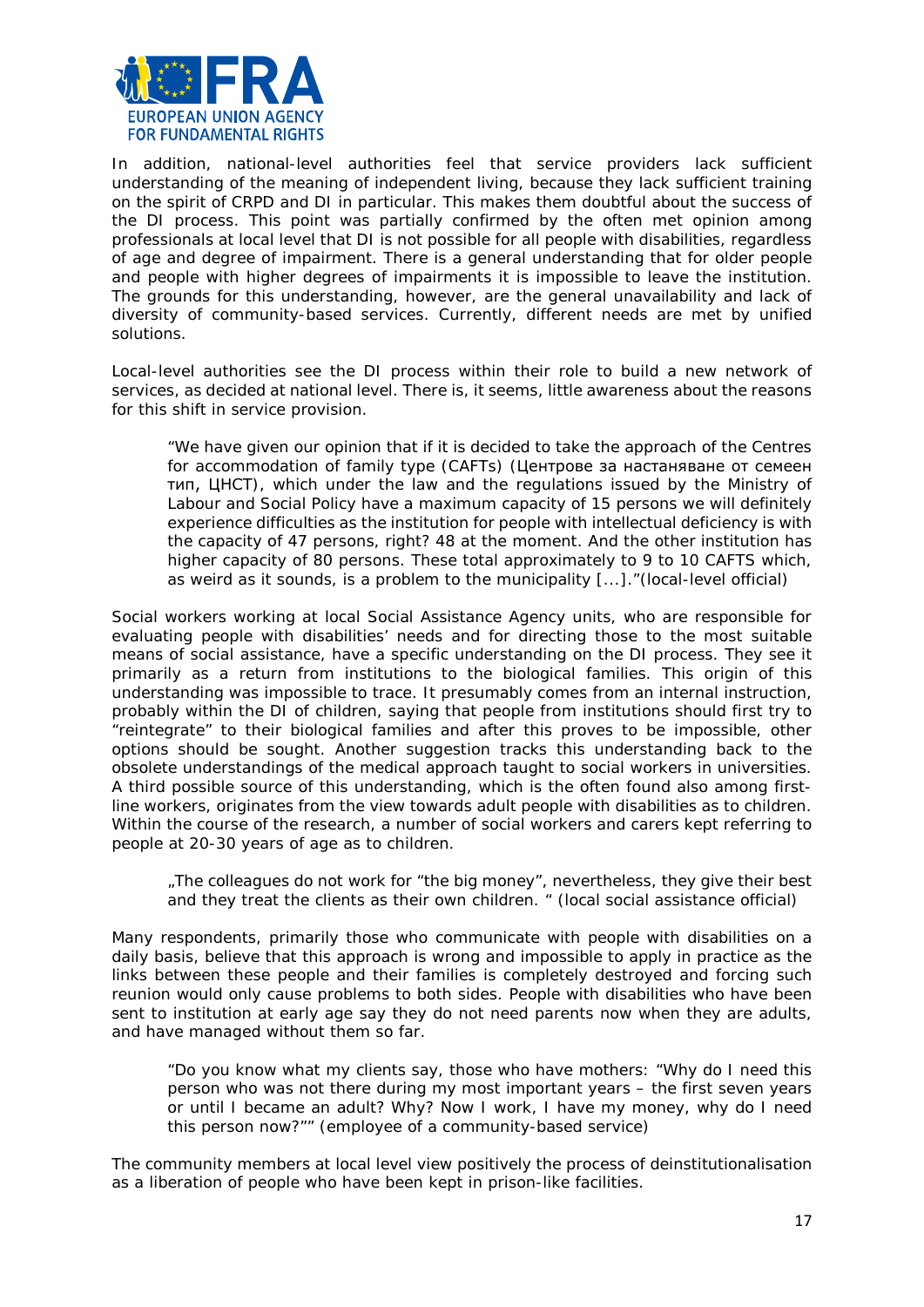In addition, national-level authorities feel that service providers lack sufficient understanding of the meaning of independent living, because they lack sufficient training on the spirit of CRPD and DI in particular. This makes them doubtful about the success of the DI process. This point was partially confirmed by the often met opinion among professionals at local level that DI is not possible for all people with disabilities, regardless of age and degree of impairment. There is a general understanding that for older people and people with higher degrees of impairments it is impossible to leave the institution. The grounds for this understanding, however, are the general unavailability and lack of diversity of community-based services. Currently, different needs are met by unified solutions.

Local-level authorities see the DI process within their role to build a new network of services, as decided at national level. There is, it seems, little awareness about the reasons for this shift in service provision.

> "We have given our opinion that if it is decided to take the approach of the Centres for accommodation of family type (CAFTs) (Центрове за настаняване от семеен тип, ЦНСТ), which under the law and the regulations issued by the Ministry of Labour and Social Policy have a maximum capacity of 15 persons we will definitely experience difficulties as the institution for people with intellectual deficiency is with the capacity of 47 persons, right? 48 at the moment. And the other institution has higher capacity of 80 persons. These total approximately to 9 to 10 CAFTS which, as weird as it sounds, is a problem to the municipality [...]."(local-level official)

Social workers working at local Social Assistance Agency units, who are responsible for evaluating people with disabilities' needs and for directing those to the most suitable means of social assistance, have a specific understanding on the DI process. They see it primarily as a return from institutions to the biological families. This origin of this understanding was impossible to trace. It presumably comes from an internal instruction, probably within the DI of children, saying that people from institutions should first try to "reintegrate" to their biological families and after this proves to be impossible, other options should be sought. Another suggestion tracks this understanding back to the obsolete understandings of the medical approach taught to social workers in universities. A third possible source of this understanding, which is the often found also among first-line workers, originates from the view towards adult people with disabilities as to children. Within the course of the research, a number of social workers and carers kept referring to people at 20-30 years of age as to children.

> „The colleagues do not work for "the big money", nevertheless, they give their best and they treat the clients as their own children. " (local social assistance official)

Many respondents, primarily those who communicate with people with disabilities on a daily basis, believe that this approach is wrong and impossible to apply in practice as the links between these people and their families is completely destroyed and forcing such reunion would only cause problems to both sides. People with disabilities who have been sent to institution at early age say they do not need parents now when they are adults, and have managed without them so far.

> "Do you know what my clients say, those who have mothers: "Why do I need this person who was not there during my most important years – the first seven years or until I became an adult? Why? Now I work, I have my money, why do I need this person now?"" (employee of a community-based service)

The community members at local level view positively the process of deinstitutionalisation as a liberation of people who have been kept in prison-like facilities.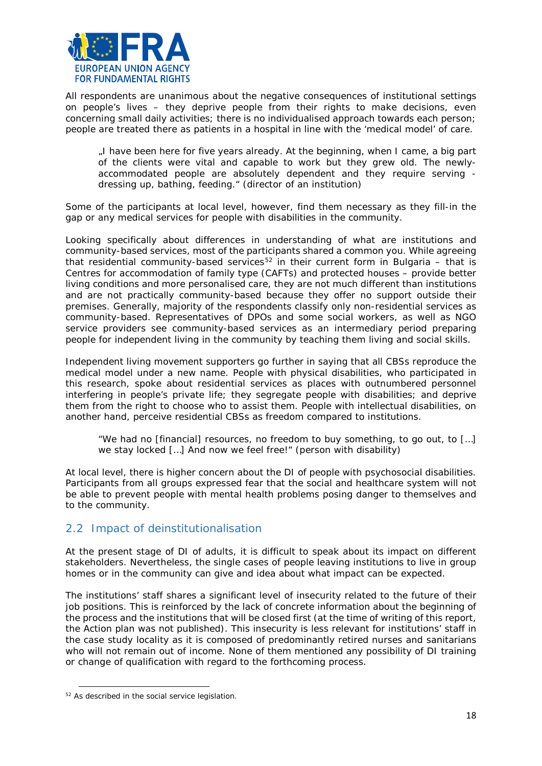All respondents are unanimous about the negative consequences of institutional settings on people's lives – they deprive people from their rights to make decisions, even concerning small daily activities; there is no individualised approach towards each person; people are treated there as patients in a hospital in line with the 'medical model' of care.

> „I have been here for five years already. At the beginning, when I came, a big part of the clients were vital and capable to work but they grew old. The newly-accommodated people are absolutely dependent and they require serving - dressing up, bathing, feeding." (director of an institution)

Some of the participants at local level, however, find them necessary as they fill-in the gap or any medical services for people with disabilities in the community.

Looking specifically about differences in understanding of what are institutions and community-based services, most of the participants shared a common you. While agreeing that residential community-based services[52] in their current form in Bulgaria – that is Centres for accommodation of family type (CAFTs) and protected houses – provide better living conditions and more personalised care, they are not much different than institutions and are not practically community-based because they offer no support outside their premises. Generally, majority of the respondents classify only non-residential services as community-based. Representatives of DPOs and some social workers, as well as NGO service providers see community-based services as an intermediary period preparing people for independent living in the community by teaching them living and social skills.

Independent living movement supporters go further in saying that all CBSs reproduce the medical model under a new name. People with physical disabilities, who participated in this research, spoke about residential services as places with outnumbered personnel interfering in people's private life; they segregate people with disabilities; and deprive them from the right to choose who to assist them. People with intellectual disabilities, on another hand, perceive residential CBSs as freedom compared to institutions.

> "We had no [financial] resources, no freedom to buy something, to go out, to […] we stay locked […] And now we feel free!" (person with disability)

At local level, there is higher concern about the DI of people with psychosocial disabilities. Participants from all groups expressed fear that the social and healthcare system will not be able to prevent people with mental health problems posing danger to themselves and to the community.

## 2.2 Impact of deinstitutionalisation

At the present stage of DI of adults, it is difficult to speak about its impact on different stakeholders. Nevertheless, the single cases of people leaving institutions to live in group homes or in the community can give and idea about what impact can be expected.

The institutions' staff shares a significant level of insecurity related to the future of their job positions. This is reinforced by the lack of concrete information about the beginning of the process and the institutions that will be closed first (at the time of writing of this report, the Action plan was not published). This insecurity is less relevant for institutions' staff in the case study locality as it is composed of predominantly retired nurses and sanitarians who will not remain out of income. None of them mentioned any possibility of DI training or change of qualification with regard to the forthcoming process.

[52] As described in the social service legislation.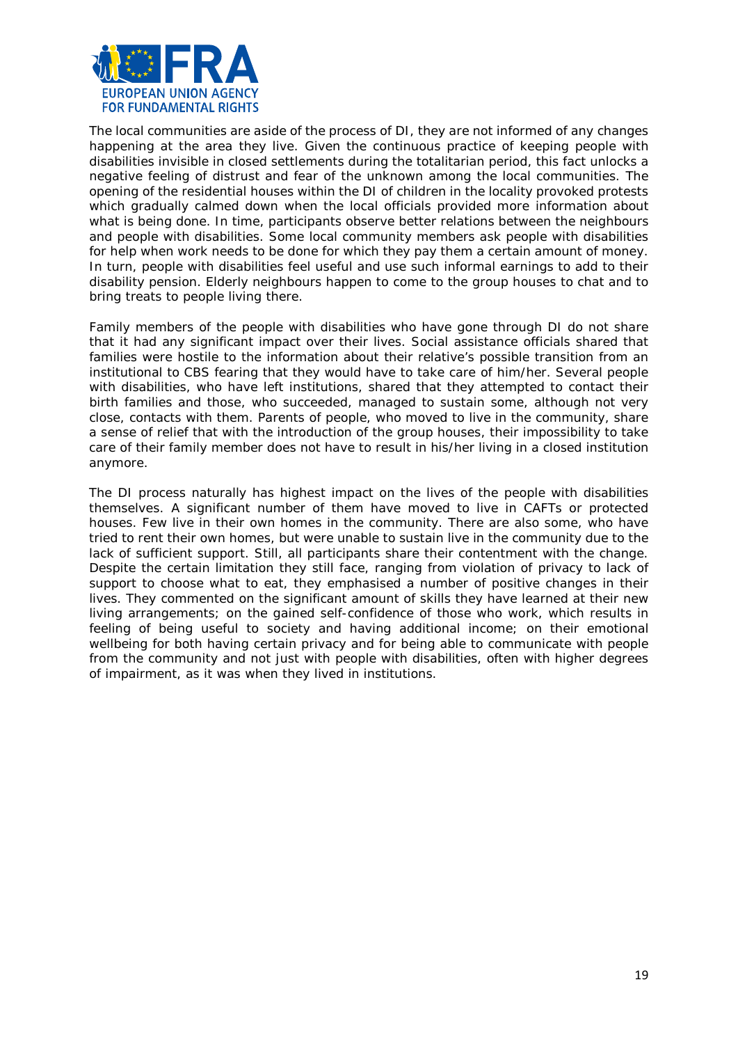The local communities are aside of the process of DI, they are not informed of any changes happening at the area they live. Given the continuous practice of keeping people with disabilities invisible in closed settlements during the totalitarian period, this fact unlocks a negative feeling of distrust and fear of the unknown among the local communities. The opening of the residential houses within the DI of children in the locality provoked protests which gradually calmed down when the local officials provided more information about what is being done. In time, participants observe better relations between the neighbours and people with disabilities. Some local community members ask people with disabilities for help when work needs to be done for which they pay them a certain amount of money. In turn, people with disabilities feel useful and use such informal earnings to add to their disability pension. Elderly neighbours happen to come to the group houses to chat and to bring treats to people living there.

Family members of the people with disabilities who have gone through DI do not share that it had any significant impact over their lives. Social assistance officials shared that families were hostile to the information about their relative's possible transition from an institutional to CBS fearing that they would have to take care of him/her. Several people with disabilities, who have left institutions, shared that they attempted to contact their birth families and those, who succeeded, managed to sustain some, although not very close, contacts with them. Parents of people, who moved to live in the community, share a sense of relief that with the introduction of the group houses, their impossibility to take care of their family member does not have to result in his/her living in a closed institution anymore.

The DI process naturally has highest impact on the lives of the people with disabilities themselves. A significant number of them have moved to live in CAFTs or protected houses. Few live in their own homes in the community. There are also some, who have tried to rent their own homes, but were unable to sustain live in the community due to the lack of sufficient support. Still, all participants share their contentment with the change. Despite the certain limitation they still face, ranging from violation of privacy to lack of support to choose what to eat, they emphasised a number of positive changes in their lives. They commented on the significant amount of skills they have learned at their new living arrangements; on the gained self-confidence of those who work, which results in feeling of being useful to society and having additional income; on their emotional wellbeing for both having certain privacy and for being able to communicate with people from the community and not just with people with disabilities, often with higher degrees of impairment, as it was when they lived in institutions.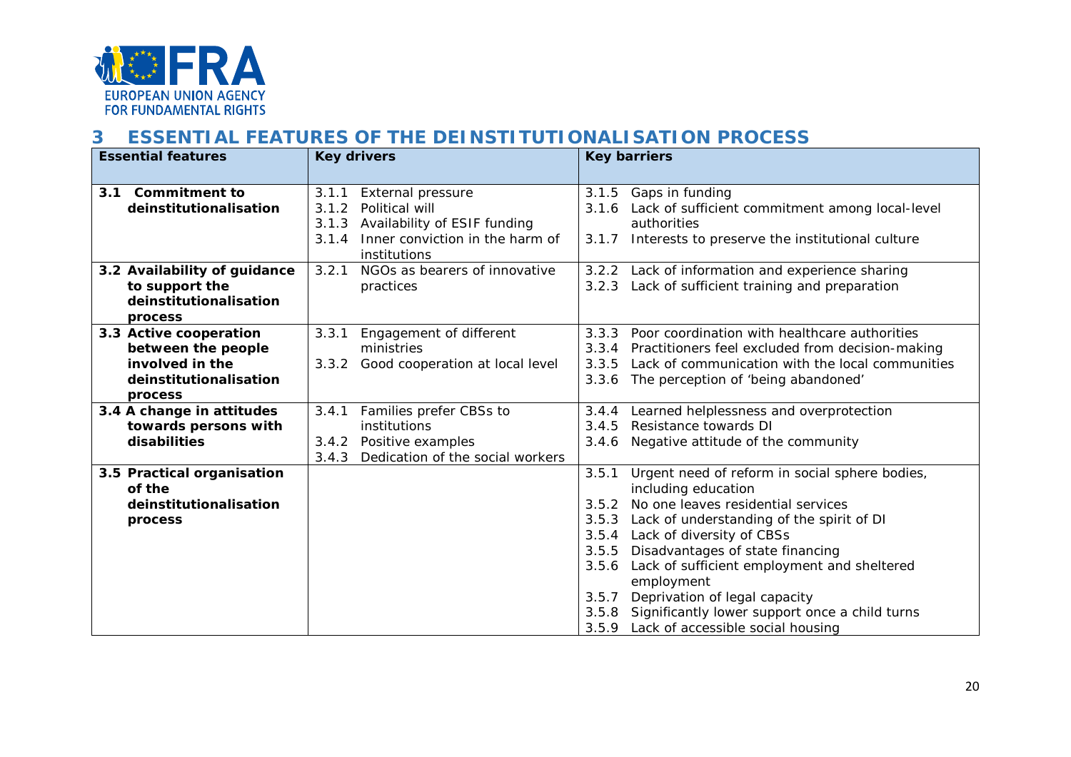# 3 ESSENTIAL FEATURES OF THE DEINSTITUTIONALISATION PROCESS

| Essential features | Key drivers | Key barriers |
|---|---|---|
| **3.1 Commitment to deinstitutionalisation** | 3.1.1 External pressure<br>3.1.2 Political will<br>3.1.3 Availability of ESIF funding<br>3.1.4 Inner conviction in the harm of institutions | 3.1.5 Gaps in funding<br>3.1.6 Lack of sufficient commitment among local-level authorities<br>3.1.7 Interests to preserve the institutional culture |
| **3.2 Availability of guidance to support the deinstitutionalisation process** | 3.2.1 NGOs as bearers of innovative practices | 3.2.2 Lack of information and experience sharing<br>3.2.3 Lack of sufficient training and preparation |
| **3.3 Active cooperation between the people involved in the deinstitutionalisation process** | 3.3.1 Engagement of different ministries<br>3.3.2 Good cooperation at local level | 3.3.3 Poor coordination with healthcare authorities<br>3.3.4 Practitioners feel excluded from decision-making<br>3.3.5 Lack of communication with the local communities<br>3.3.6 The perception of 'being abandoned' |
| **3.4 A change in attitudes towards persons with disabilities** | 3.4.1 Families prefer CBSs to institutions<br>3.4.2 Positive examples<br>3.4.3 Dedication of the social workers | 3.4.4 Learned helplessness and overprotection<br>3.4.5 Resistance towards DI<br>3.4.6 Negative attitude of the community |
| **3.5 Practical organisation of the deinstitutionalisation process** | | 3.5.1 Urgent need of reform in social sphere bodies, including education<br>3.5.2 No one leaves residential services<br>3.5.3 Lack of understanding of the spirit of DI<br>3.5.4 Lack of diversity of CBSs<br>3.5.5 Disadvantages of state financing<br>3.5.6 Lack of sufficient employment and sheltered employment<br>3.5.7 Deprivation of legal capacity<br>3.5.8 Significantly lower support once a child turns<br>3.5.9 Lack of accessible social housing |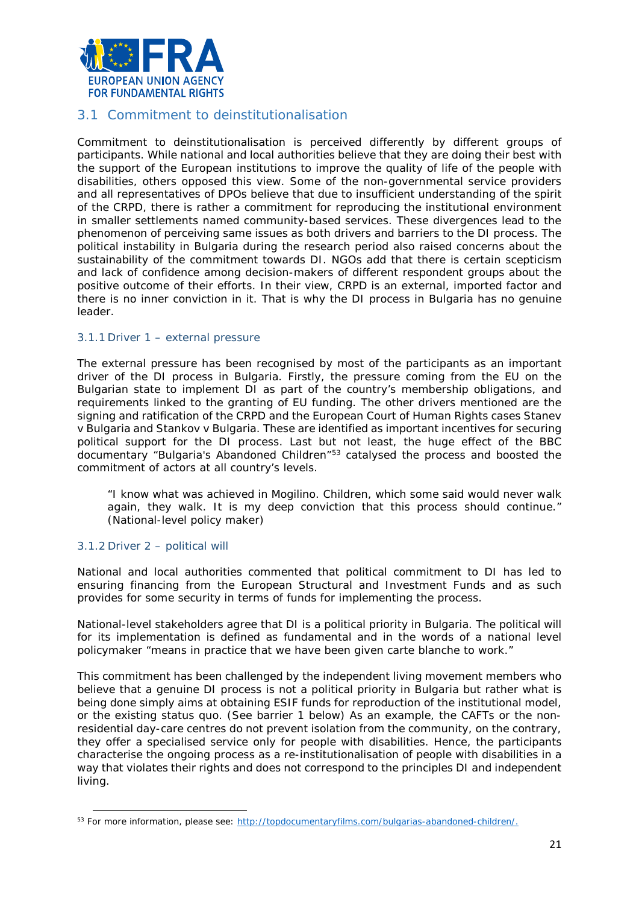## 3.1 Commitment to deinstitutionalisation

Commitment to deinstitutionalisation is perceived differently by different groups of participants. While national and local authorities believe that they are doing their best with the support of the European institutions to improve the quality of life of the people with disabilities, others opposed this view. Some of the non-governmental service providers and all representatives of DPOs believe that due to insufficient understanding of the spirit of the CRPD, there is rather a commitment for reproducing the institutional environment in smaller settlements named community-based services. These divergences lead to the phenomenon of perceiving same issues as both drivers and barriers to the DI process. The political instability in Bulgaria during the research period also raised concerns about the sustainability of the commitment towards DI. NGOs add that there is certain scepticism and lack of confidence among decision-makers of different respondent groups about the positive outcome of their efforts. In their view, CRPD is an external, imported factor and there is no inner conviction in it. That is why the DI process in Bulgaria has no genuine leader.

### 3.1.1 Driver 1 – external pressure

The external pressure has been recognised by most of the participants as an important driver of the DI process in Bulgaria. Firstly, the pressure coming from the EU on the Bulgarian state to implement DI as part of the country's membership obligations, and requirements linked to the granting of EU funding. The other drivers mentioned are the signing and ratification of the CRPD and the European Court of Human Rights cases *Stanev v Bulgaria* and *Stankov v Bulgaria*. These are identified as important incentives for securing political support for the DI process. Last but not least, the huge effect of the BBC documentary "Bulgaria's Abandoned Children"[53] catalysed the process and boosted the commitment of actors at all country's levels.

> "I know what was achieved in Mogilino. Children, which some said would never walk again, they walk. It is my deep conviction that this process should continue." (National-level policy maker)

### 3.1.2 Driver 2 – political will

National and local authorities commented that political commitment to DI has led to ensuring financing from the European Structural and Investment Funds and as such provides for some security in terms of funds for implementing the process.

National-level stakeholders agree that DI is a political priority in Bulgaria. The political will for its implementation is defined as fundamental and in the words of a national level policymaker "means in practice that we have been given carte blanche to work."

This commitment has been challenged by the independent living movement members who believe that a genuine DI process is not a political priority in Bulgaria but rather what is being done simply aims at obtaining ESIF funds for reproduction of the institutional model, or the existing status quo. (See barrier 1 below) As an example, the CAFTs or the non-residential day-care centres do not prevent isolation from the community, on the contrary, they offer a specialised service only for people with disabilities. Hence, the participants characterise the ongoing process as a re-institutionalisation of people with disabilities in a way that violates their rights and does not correspond to the principles DI and independent living.

---

[53] For more information, please see: http://topdocumentaryfilms.com/bulgarias-abandoned-children/.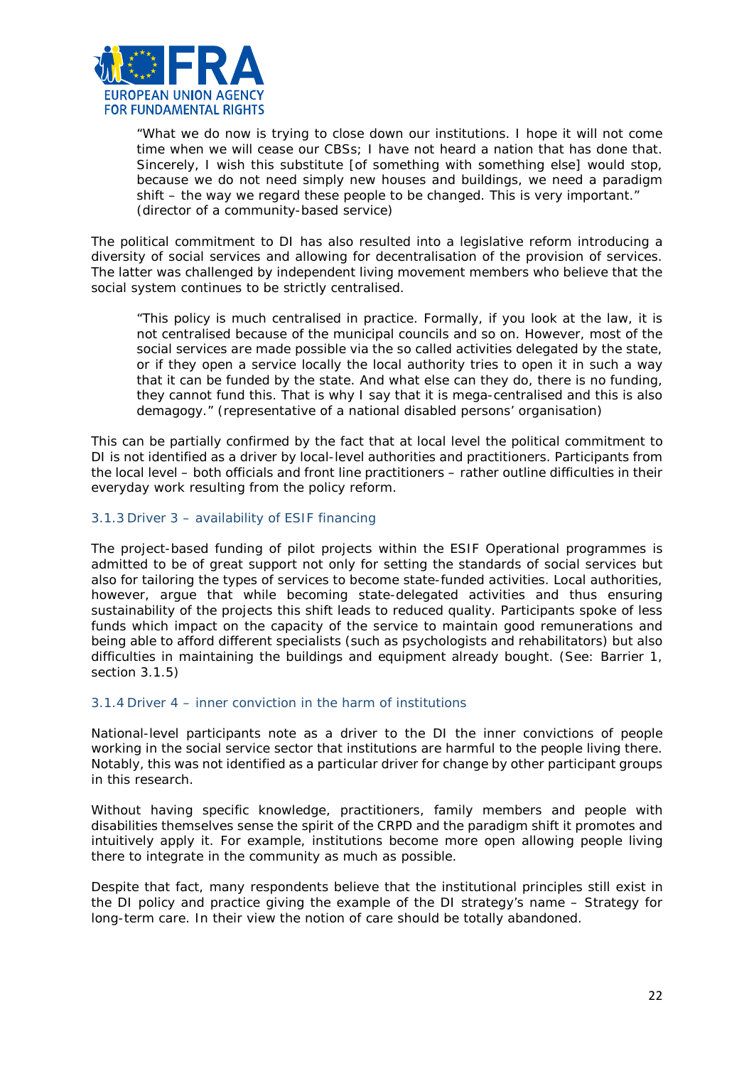> "What we do now is trying to close down our institutions. I hope it will not come time when we will cease our CBSs; I have not heard a nation that has done that. Sincerely, I wish this substitute [of something with something else] would stop, because we do not need simply new houses and buildings, we need a paradigm shift – the way we regard these people to be changed. This is very important." (director of a community-based service)

The political commitment to DI has also resulted into a legislative reform introducing a diversity of social services and allowing for decentralisation of the provision of services. The latter was challenged by independent living movement members who believe that the social system continues to be strictly centralised.

> "This policy is much centralised in practice. Formally, if you look at the law, it is not centralised because of the municipal councils and so on. However, most of the social services are made possible via the so called activities delegated by the state, or if they open a service locally the local authority tries to open it in such a way that it can be funded by the state. And what else can they do, there is no funding, they cannot fund this. That is why I say that it is mega-centralised and this is also demagogy." (representative of a national disabled persons' organisation)

This can be partially confirmed by the fact that at local level the political commitment to DI is not identified as a driver by local-level authorities and practitioners. Participants from the local level – both officials and front line practitioners – rather outline difficulties in their everyday work resulting from the policy reform.

### 3.1.3 Driver 3 – availability of ESIF financing

The project-based funding of pilot projects within the ESIF Operational programmes is admitted to be of great support not only for setting the standards of social services but also for tailoring the types of services to become state-funded activities. Local authorities, however, argue that while becoming state-delegated activities and thus ensuring sustainability of the projects this shift leads to reduced quality. Participants spoke of less funds which impact on the capacity of the service to maintain good remunerations and being able to afford different specialists (such as psychologists and rehabilitators) but also difficulties in maintaining the buildings and equipment already bought. (See: Barrier 1, section 3.1.5)

### 3.1.4 Driver 4 – inner conviction in the harm of institutions

National-level participants note as a driver to the DI the inner convictions of people working in the social service sector that institutions are harmful to the people living there. Notably, this was not identified as a particular driver for change by other participant groups in this research.

Without having specific knowledge, practitioners, family members and people with disabilities themselves sense the spirit of the CRPD and the paradigm shift it promotes and intuitively apply it. For example, institutions become more open allowing people living there to integrate in the community as much as possible.

Despite that fact, many respondents believe that the institutional principles still exist in the DI policy and practice giving the example of the DI strategy's name – Strategy for long-term care. In their view the notion of care should be totally abandoned.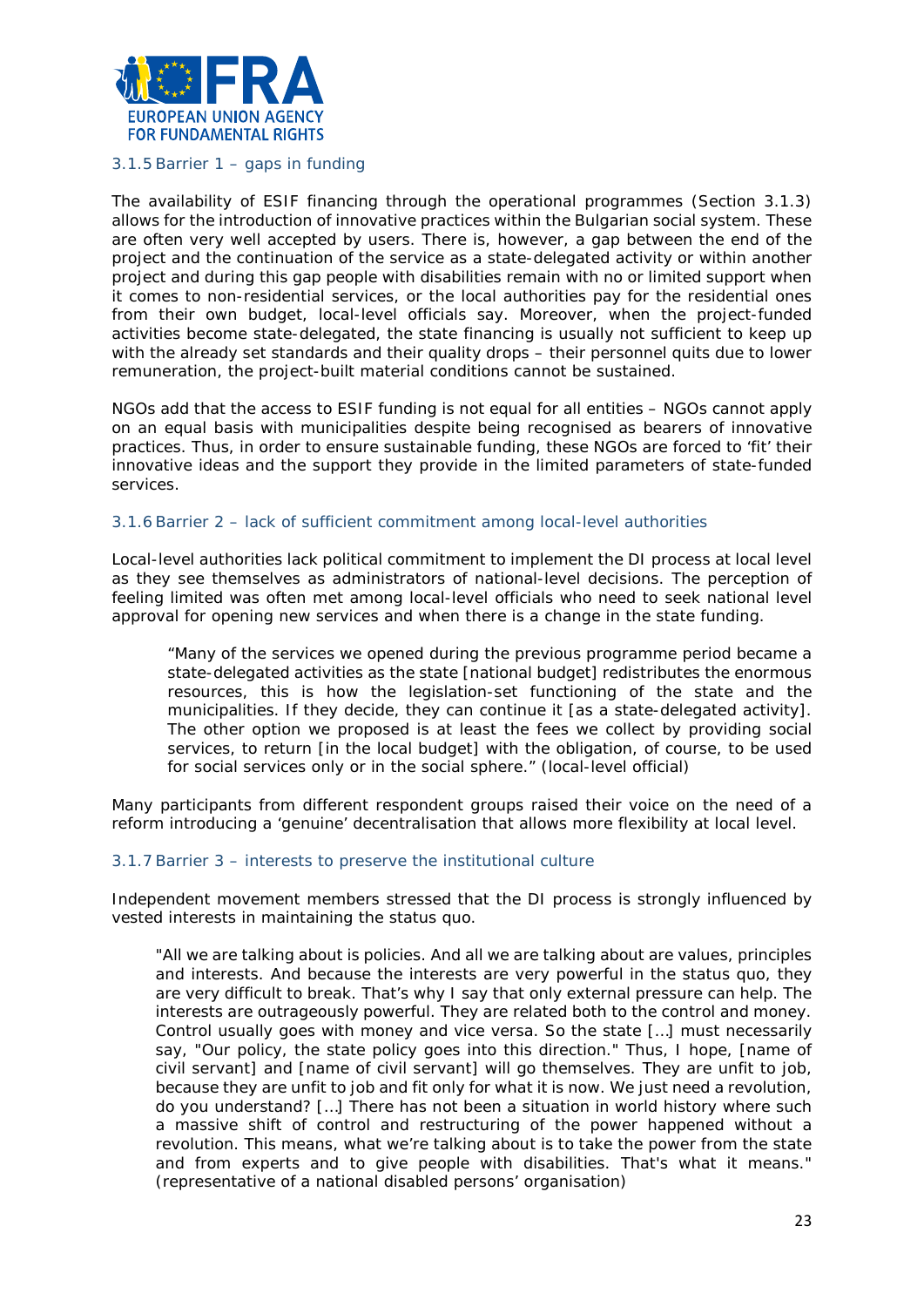### 3.1.5 Barrier 1 – gaps in funding

The availability of ESIF financing through the operational programmes (Section 3.1.3) allows for the introduction of innovative practices within the Bulgarian social system. These are often very well accepted by users. There is, however, a gap between the end of the project and the continuation of the service as a state-delegated activity or within another project and during this gap people with disabilities remain with no or limited support when it comes to non-residential services, or the local authorities pay for the residential ones from their own budget, local-level officials say. Moreover, when the project-funded activities become state-delegated, the state financing is usually not sufficient to keep up with the already set standards and their quality drops – their personnel quits due to lower remuneration, the project-built material conditions cannot be sustained.

NGOs add that the access to ESIF funding is not equal for all entities – NGOs cannot apply on an equal basis with municipalities despite being recognised as bearers of innovative practices. Thus, in order to ensure sustainable funding, these NGOs are forced to 'fit' their innovative ideas and the support they provide in the limited parameters of state-funded services.

### 3.1.6 Barrier 2 – lack of sufficient commitment among local-level authorities

Local-level authorities lack political commitment to implement the DI process at local level as they see themselves as administrators of national-level decisions. The perception of feeling limited was often met among local-level officials who need to seek national level approval for opening new services and when there is a change in the state funding.

> "Many of the services we opened during the previous programme period became a state-delegated activities as the state [national budget] redistributes the enormous resources, this is how the legislation-set functioning of the state and the municipalities. If they decide, they can continue it [as a state-delegated activity]. The other option we proposed is at least the fees we collect by providing social services, to return [in the local budget] with the obligation, of course, to be used for social services only or in the social sphere." (local-level official)

Many participants from different respondent groups raised their voice on the need of a reform introducing a 'genuine' decentralisation that allows more flexibility at local level.

### 3.1.7 Barrier 3 – interests to preserve the institutional culture

Independent movement members stressed that the DI process is strongly influenced by vested interests in maintaining the status quo.

> "All we are talking about is policies. And all we are talking about are values, principles and interests. And because the interests are very powerful in the status quo, they are very difficult to break. That's why I say that only external pressure can help. The interests are outrageously powerful. They are related both to the control and money. Control usually goes with money and vice versa. So the state […] must necessarily say, "Our policy, the state policy goes into this direction." Thus, I hope, [name of civil servant] and [name of civil servant] will go themselves. They are unfit to job, because they are unfit to job and fit only for what it is now. We just need a revolution, do you understand? […] There has not been a situation in world history where such a massive shift of control and restructuring of the power happened without a revolution. This means, what we're talking about is to take the power from the state and from experts and to give people with disabilities. That's what it means." (representative of a national disabled persons' organisation)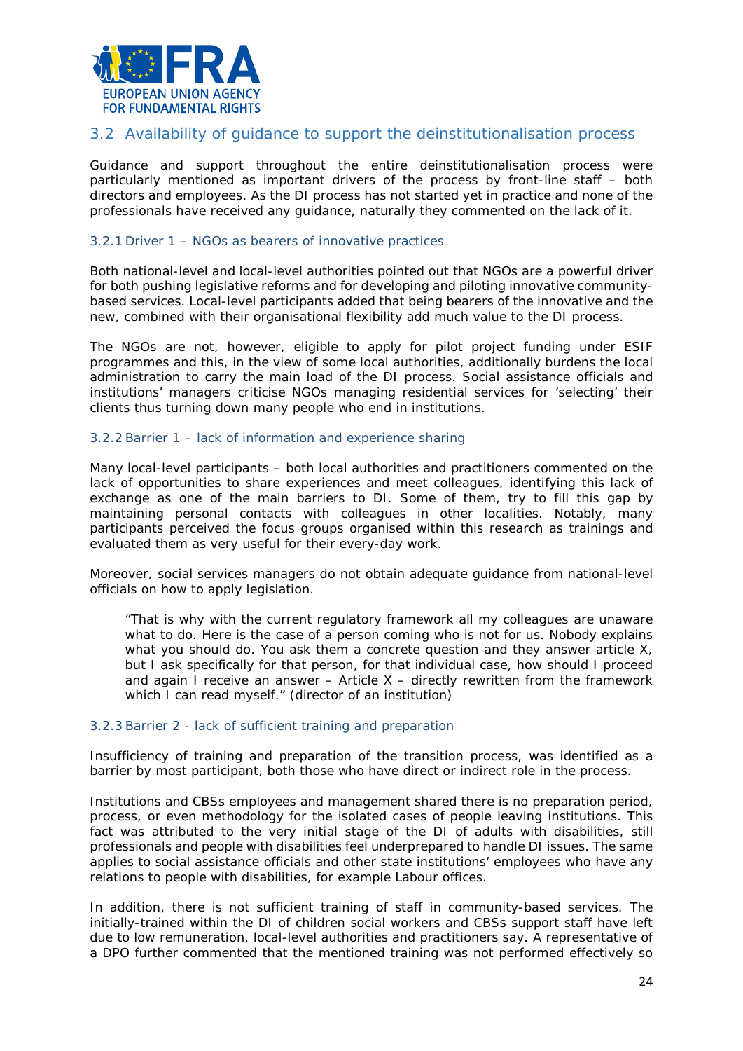## 3.2 Availability of guidance to support the deinstitutionalisation process

Guidance and support throughout the entire deinstitutionalisation process were particularly mentioned as important drivers of the process by front-line staff – both directors and employees. As the DI process has not started yet in practice and none of the professionals have received any guidance, naturally they commented on the lack of it.

### 3.2.1 Driver 1 – NGOs as bearers of innovative practices

Both national-level and local-level authorities pointed out that NGOs are a powerful driver for both pushing legislative reforms and for developing and piloting innovative community-based services. Local-level participants added that being bearers of the innovative and the new, combined with their organisational flexibility add much value to the DI process.

The NGOs are not, however, eligible to apply for pilot project funding under ESIF programmes and this, in the view of some local authorities, additionally burdens the local administration to carry the main load of the DI process. Social assistance officials and institutions' managers criticise NGOs managing residential services for 'selecting' their clients thus turning down many people who end in institutions.

### 3.2.2 Barrier 1 – lack of information and experience sharing

Many local-level participants – both local authorities and practitioners commented on the lack of opportunities to share experiences and meet colleagues, identifying this lack of exchange as one of the main barriers to DI. Some of them, try to fill this gap by maintaining personal contacts with colleagues in other localities. Notably, many participants perceived the focus groups organised within this research as trainings and evaluated them as very useful for their every-day work.

Moreover, social services managers do not obtain adequate guidance from national-level officials on how to apply legislation.

> "That is why with the current regulatory framework all my colleagues are unaware what to do. Here is the case of a person coming who is not for us. Nobody explains what you should do. You ask them a concrete question and they answer article X, but I ask specifically for that person, for that individual case, how should I proceed and again I receive an answer – Article X – directly rewritten from the framework which I can read myself." (director of an institution)

### 3.2.3 Barrier 2 - lack of sufficient training and preparation

Insufficiency of training and preparation of the transition process, was identified as a barrier by most participant, both those who have direct or indirect role in the process.

Institutions and CBSs employees and management shared there is no preparation period, process, or even methodology for the isolated cases of people leaving institutions. This fact was attributed to the very initial stage of the DI of adults with disabilities, still professionals and people with disabilities feel underprepared to handle DI issues. The same applies to social assistance officials and other state institutions' employees who have any relations to people with disabilities, for example Labour offices.

In addition, there is not sufficient training of staff in community-based services. The initially-trained within the DI of children social workers and CBSs support staff have left due to low remuneration, local-level authorities and practitioners say. A representative of a DPO further commented that the mentioned training was not performed effectively so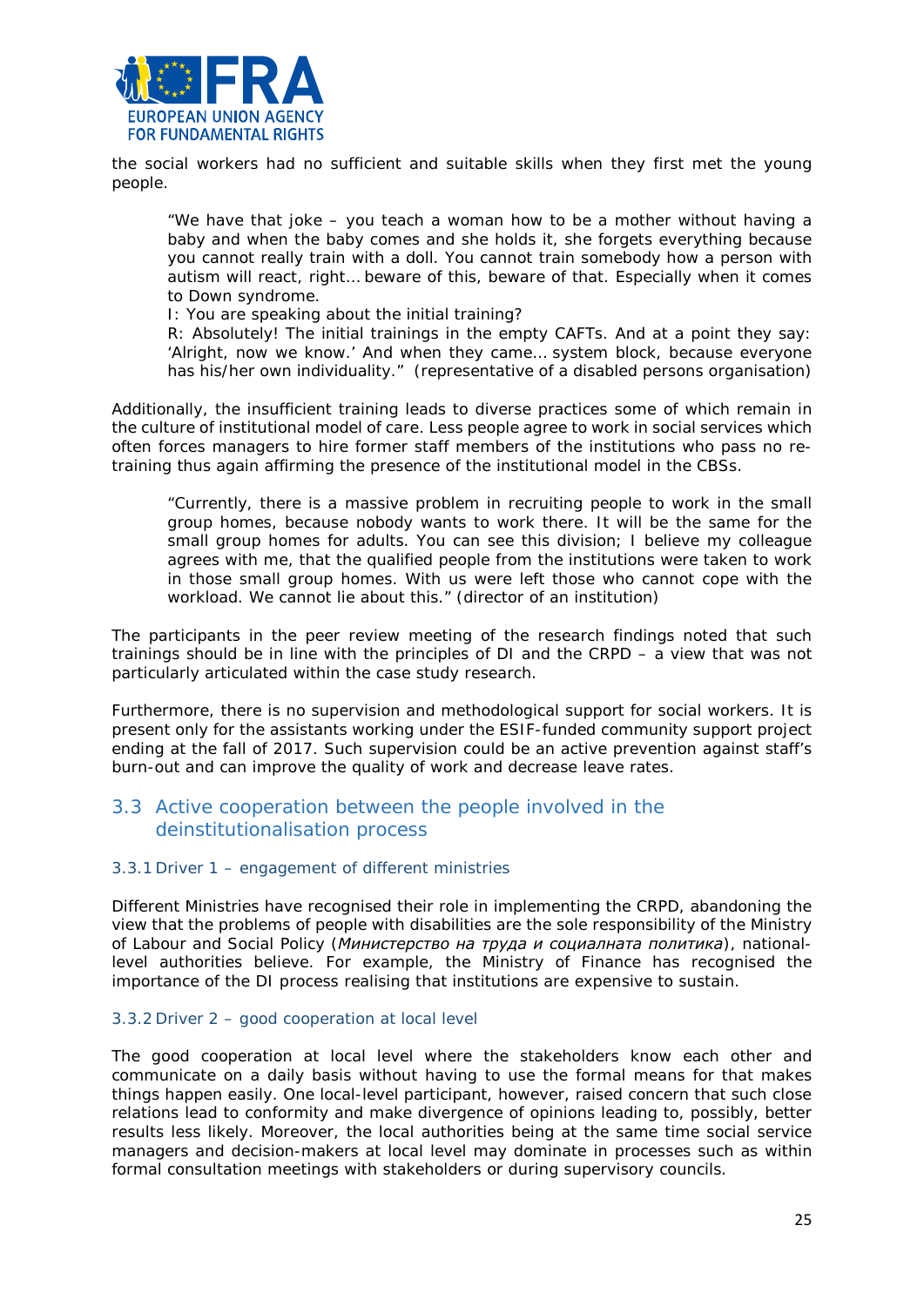the social workers had no sufficient and suitable skills when they first met the young people.

> "We have that joke – you teach a woman how to be a mother without having a baby and when the baby comes and she holds it, she forgets everything because you cannot really train with a doll. You cannot train somebody how a person with autism will react, right… beware of this, beware of that. Especially when it comes to Down syndrome.
> I: You are speaking about the initial training?
> R: Absolutely! The initial trainings in the empty CAFTs. And at a point they say: 'Alright, now we know.' And when they came… system block, because everyone has his/her own individuality." (representative of a disabled persons organisation)

Additionally, the insufficient training leads to diverse practices some of which remain in the culture of institutional model of care. Less people agree to work in social services which often forces managers to hire former staff members of the institutions who pass no re-training thus again affirming the presence of the institutional model in the CBSs.

> "Currently, there is a massive problem in recruiting people to work in the small group homes, because nobody wants to work there. It will be the same for the small group homes for adults. You can see this division; I believe my colleague agrees with me, that the qualified people from the institutions were taken to work in those small group homes. With us were left those who cannot cope with the workload. We cannot lie about this." (director of an institution)

The participants in the peer review meeting of the research findings noted that such trainings should be in line with the principles of DI and the CRPD – a view that was not particularly articulated within the case study research.

Furthermore, there is no supervision and methodological support for social workers. It is present only for the assistants working under the ESIF-funded community support project ending at the fall of 2017. Such supervision could be an active prevention against staff's burn-out and can improve the quality of work and decrease leave rates.

## 3.3 Active cooperation between the people involved in the deinstitutionalisation process

### 3.3.1 Driver 1 – engagement of different ministries

Different Ministries have recognised their role in implementing the CRPD, abandoning the view that the problems of people with disabilities are the sole responsibility of the Ministry of Labour and Social Policy (*Министерство на труда и социалната политика*), national-level authorities believe. For example, the Ministry of Finance has recognised the importance of the DI process realising that institutions are expensive to sustain.

### 3.3.2 Driver 2 – good cooperation at local level

The good cooperation at local level where the stakeholders know each other and communicate on a daily basis without having to use the formal means for that makes things happen easily. One local-level participant, however, raised concern that such close relations lead to conformity and make divergence of opinions leading to, possibly, better results less likely. Moreover, the local authorities being at the same time social service managers and decision-makers at local level may dominate in processes such as within formal consultation meetings with stakeholders or during supervisory councils.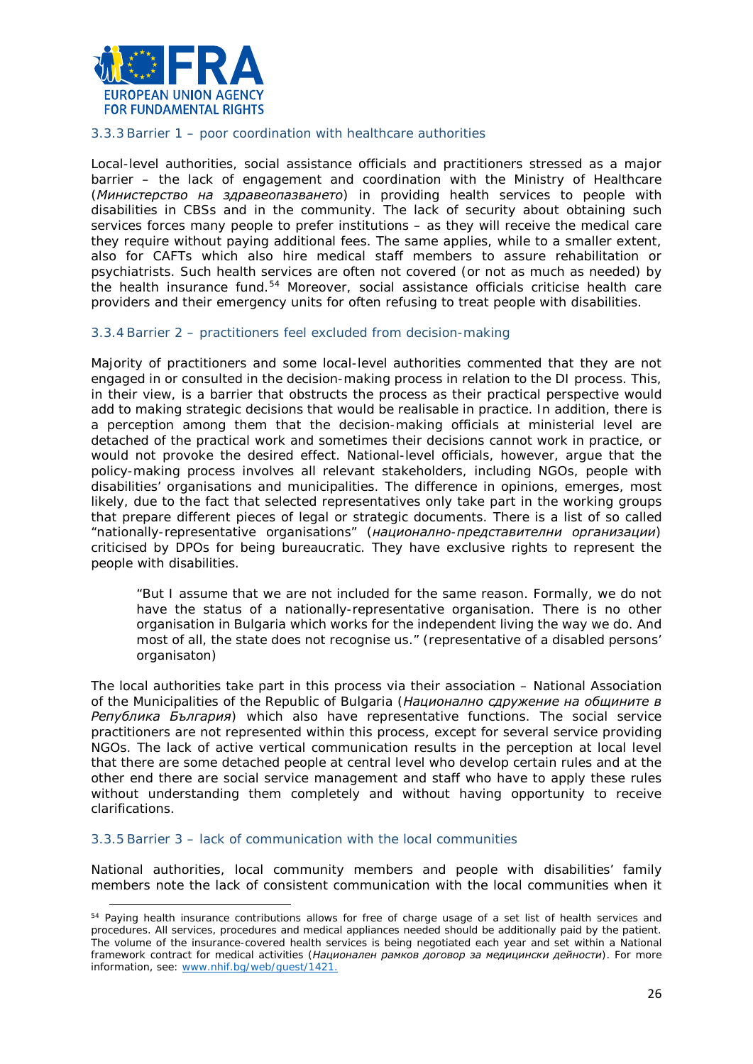### 3.3.3 Barrier 1 – poor coordination with healthcare authorities

Local-level authorities, social assistance officials and practitioners stressed as a major barrier – the lack of engagement and coordination with the Ministry of Healthcare (*Министерство на здравеопазването*) in providing health services to people with disabilities in CBSs and in the community. The lack of security about obtaining such services forces many people to prefer institutions – as they will receive the medical care they require without paying additional fees. The same applies, while to a smaller extent, also for CAFTs which also hire medical staff members to assure rehabilitation or psychiatrists. Such health services are often not covered (or not as much as needed) by the health insurance fund.[54] Moreover, social assistance officials criticise health care providers and their emergency units for often refusing to treat people with disabilities.

### 3.3.4 Barrier 2 – practitioners feel excluded from decision-making

Majority of practitioners and some local-level authorities commented that they are not engaged in or consulted in the decision-making process in relation to the DI process. This, in their view, is a barrier that obstructs the process as their practical perspective would add to making strategic decisions that would be realisable in practice. In addition, there is a perception among them that the decision-making officials at ministerial level are detached of the practical work and sometimes their decisions cannot work in practice, or would not provoke the desired effect. National-level officials, however, argue that the policy-making process involves all relevant stakeholders, including NGOs, people with disabilities' organisations and municipalities. The difference in opinions, emerges, most likely, due to the fact that selected representatives only take part in the working groups that prepare different pieces of legal or strategic documents. There is a list of so called "nationally-representative organisations" (*национално-представителни организации*) criticised by DPOs for being bureaucratic. They have exclusive rights to represent the people with disabilities.

> "But I assume that we are not included for the same reason. Formally, we do not have the status of a nationally-representative organisation. There is no other organisation in Bulgaria which works for the independent living the way we do. And most of all, the state does not recognise us." (representative of a disabled persons' organisaton)

The local authorities take part in this process via their association – National Association of the Municipalities of the Republic of Bulgaria (*Национално сдружение на общините в Република България*) which also have representative functions. The social service practitioners are not represented within this process, except for several service providing NGOs. The lack of active vertical communication results in the perception at local level that there are some detached people at central level who develop certain rules and at the other end there are social service management and staff who have to apply these rules without understanding them completely and without having opportunity to receive clarifications.

### 3.3.5 Barrier 3 – lack of communication with the local communities

National authorities, local community members and people with disabilities' family members note the lack of consistent communication with the local communities when it

---

[54] Paying health insurance contributions allows for free of charge usage of a set list of health services and procedures. All services, procedures and medical appliances needed should be additionally paid by the patient. The volume of the insurance-covered health services is being negotiated each year and set within a National framework contract for medical activities (*Национален рамков договор за медицински дейности*). For more information, see: www.nhif.bg/web/guest/1421.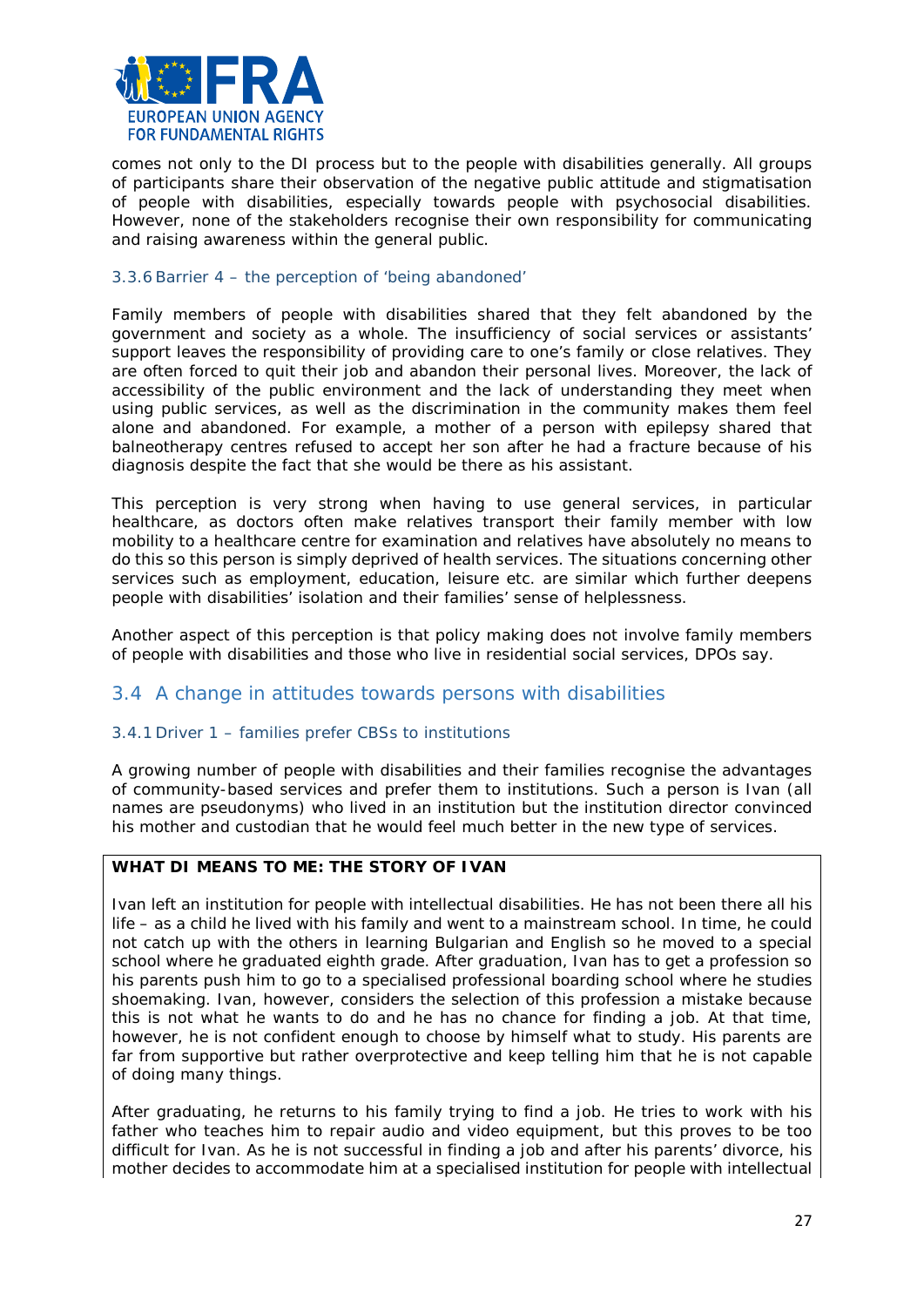comes not only to the DI process but to the people with disabilities generally. All groups of participants share their observation of the negative public attitude and stigmatisation of people with disabilities, especially towards people with psychosocial disabilities. However, none of the stakeholders recognise their own responsibility for communicating and raising awareness within the general public.

#### 3.3.6 Barrier 4 – the perception of 'being abandoned'

Family members of people with disabilities shared that they felt abandoned by the government and society as a whole. The insufficiency of social services or assistants' support leaves the responsibility of providing care to one's family or close relatives. They are often forced to quit their job and abandon their personal lives. Moreover, the lack of accessibility of the public environment and the lack of understanding they meet when using public services, as well as the discrimination in the community makes them feel alone and abandoned. For example, a mother of a person with epilepsy shared that balneotherapy centres refused to accept her son after he had a fracture because of his diagnosis despite the fact that she would be there as his assistant.

This perception is very strong when having to use general services, in particular healthcare, as doctors often make relatives transport their family member with low mobility to a healthcare centre for examination and relatives have absolutely no means to do this so this person is simply deprived of health services. The situations concerning other services such as employment, education, leisure etc. are similar which further deepens people with disabilities' isolation and their families' sense of helplessness.

Another aspect of this perception is that policy making does not involve family members of people with disabilities and those who live in residential social services, DPOs say.

### 3.4 A change in attitudes towards persons with disabilities

#### 3.4.1 Driver 1 – families prefer CBSs to institutions

A growing number of people with disabilities and their families recognise the advantages of community-based services and prefer them to institutions. Such a person is Ivan (all names are pseudonyms) who lived in an institution but the institution director convinced his mother and custodian that he would feel much better in the new type of services.

**WHAT DI MEANS TO ME: THE STORY OF IVAN**

Ivan left an institution for people with intellectual disabilities. He has not been there all his life – as a child he lived with his family and went to a mainstream school. In time, he could not catch up with the others in learning Bulgarian and English so he moved to a special school where he graduated eighth grade. After graduation, Ivan has to get a profession so his parents push him to go to a specialised professional boarding school where he studies shoemaking. Ivan, however, considers the selection of this profession a mistake because this is not what he wants to do and he has no chance for finding a job. At that time, however, he is not confident enough to choose by himself what to study. His parents are far from supportive but rather overprotective and keep telling him that he is not capable of doing many things.

After graduating, he returns to his family trying to find a job. He tries to work with his father who teaches him to repair audio and video equipment, but this proves to be too difficult for Ivan. As he is not successful in finding a job and after his parents' divorce, his mother decides to accommodate him at a specialised institution for people with intellectual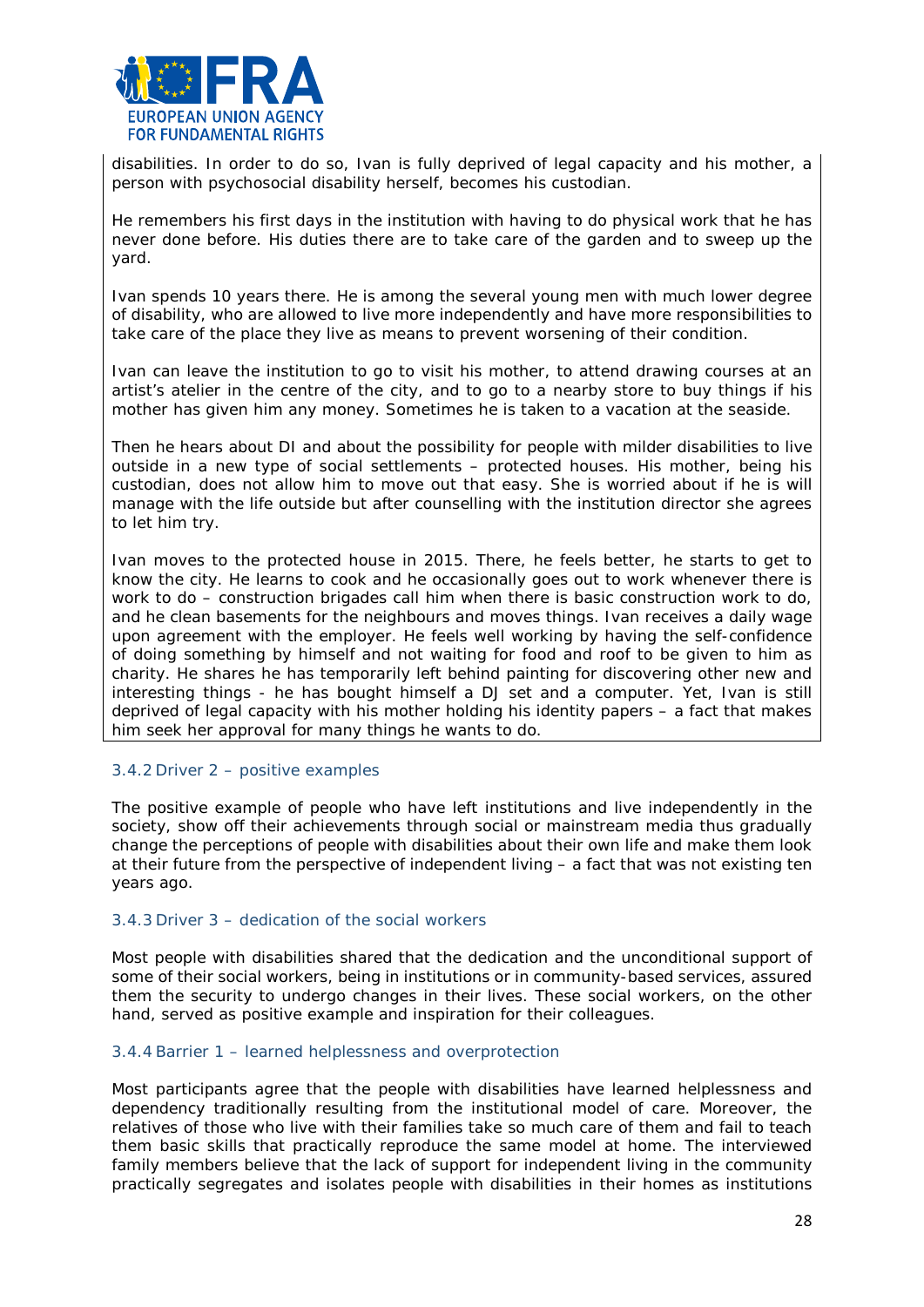disabilities. In order to do so, Ivan is fully deprived of legal capacity and his mother, a person with psychosocial disability herself, becomes his custodian.

He remembers his first days in the institution with having to do physical work that he has never done before. His duties there are to take care of the garden and to sweep up the yard.

Ivan spends 10 years there. He is among the several young men with much lower degree of disability, who are allowed to live more independently and have more responsibilities to take care of the place they live as means to prevent worsening of their condition.

Ivan can leave the institution to go to visit his mother, to attend drawing courses at an artist's atelier in the centre of the city, and to go to a nearby store to buy things if his mother has given him any money. Sometimes he is taken to a vacation at the seaside.

Then he hears about DI and about the possibility for people with milder disabilities to live outside in a new type of social settlements – protected houses. His mother, being his custodian, does not allow him to move out that easy. She is worried about if he is will manage with the life outside but after counselling with the institution director she agrees to let him try.

Ivan moves to the protected house in 2015. There, he feels better, he starts to get to know the city. He learns to cook and he occasionally goes out to work whenever there is work to do – construction brigades call him when there is basic construction work to do, and he clean basements for the neighbours and moves things. Ivan receives a daily wage upon agreement with the employer. He feels well working by having the self-confidence of doing something by himself and not waiting for food and roof to be given to him as charity. He shares he has temporarily left behind painting for discovering other new and interesting things - he has bought himself a DJ set and a computer. Yet, Ivan is still deprived of legal capacity with his mother holding his identity papers – a fact that makes him seek her approval for many things he wants to do.

### 3.4.2 Driver 2 – positive examples

The positive example of people who have left institutions and live independently in the society, show off their achievements through social or mainstream media thus gradually change the perceptions of people with disabilities about their own life and make them look at their future from the perspective of independent living – a fact that was not existing ten years ago.

### 3.4.3 Driver 3 – dedication of the social workers

Most people with disabilities shared that the dedication and the unconditional support of some of their social workers, being in institutions or in community-based services, assured them the security to undergo changes in their lives. These social workers, on the other hand, served as positive example and inspiration for their colleagues.

### 3.4.4 Barrier 1 – learned helplessness and overprotection

Most participants agree that the people with disabilities have learned helplessness and dependency traditionally resulting from the institutional model of care. Moreover, the relatives of those who live with their families take so much care of them and fail to teach them basic skills that practically reproduce the same model at home. The interviewed family members believe that the lack of support for independent living in the community practically segregates and isolates people with disabilities in their homes as institutions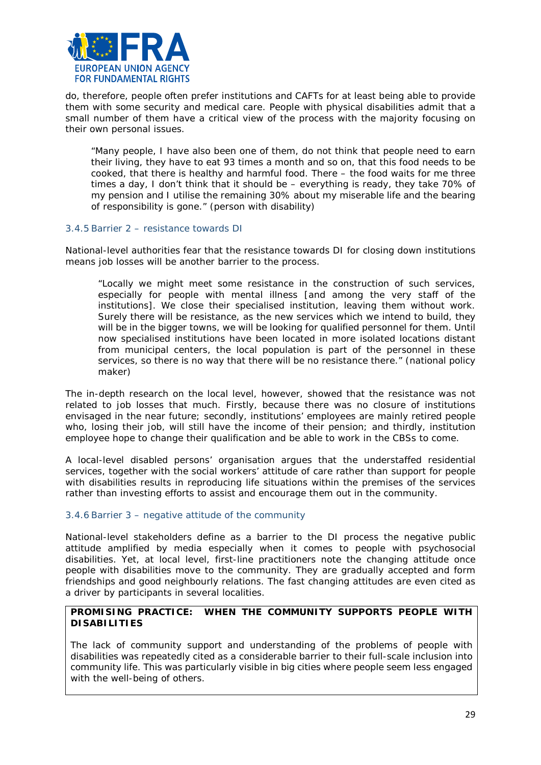do, therefore, people often prefer institutions and CAFTs for at least being able to provide them with some security and medical care. People with physical disabilities admit that a small number of them have a critical view of the process with the majority focusing on their own personal issues.

> "Many people, I have also been one of them, do not think that people need to earn their living, they have to eat 93 times a month and so on, that this food needs to be cooked, that there is healthy and harmful food. There – the food waits for me three times a day, I don't think that it should be – everything is ready, they take 70% of my pension and I utilise the remaining 30% about my miserable life and the bearing of responsibility is gone." (person with disability)

### 3.4.5 Barrier 2 – resistance towards DI

National-level authorities fear that the resistance towards DI for closing down institutions means job losses will be another barrier to the process.

> "Locally we might meet some resistance in the construction of such services, especially for people with mental illness [and among the very staff of the institutions]. We close their specialised institution, leaving them without work. Surely there will be resistance, as the new services which we intend to build, they will be in the bigger towns, we will be looking for qualified personnel for them. Until now specialised institutions have been located in more isolated locations distant from municipal centers, the local population is part of the personnel in these services, so there is no way that there will be no resistance there." (national policy maker)

The in-depth research on the local level, however, showed that the resistance was not related to job losses that much. Firstly, because there was no closure of institutions envisaged in the near future; secondly, institutions' employees are mainly retired people who, losing their job, will still have the income of their pension; and thirdly, institution employee hope to change their qualification and be able to work in the CBSs to come.

A local-level disabled persons' organisation argues that the understaffed residential services, together with the social workers' attitude of care rather than support for people with disabilities results in reproducing life situations within the premises of the services rather than investing efforts to assist and encourage them out in the community.

### 3.4.6 Barrier 3 – negative attitude of the community

National-level stakeholders define as a barrier to the DI process the negative public attitude amplified by media especially when it comes to people with psychosocial disabilities. Yet, at local level, first-line practitioners note the changing attitude once people with disabilities move to the community. They are gradually accepted and form friendships and good neighbourly relations. The fast changing attitudes are even cited as a driver by participants in several localities.

**PROMISING PRACTICE: WHEN THE COMMUNITY SUPPORTS PEOPLE WITH DISABILITIES**

The lack of community support and understanding of the problems of people with disabilities was repeatedly cited as a considerable barrier to their full-scale inclusion into community life. This was particularly visible in big cities where people seem less engaged with the well-being of others.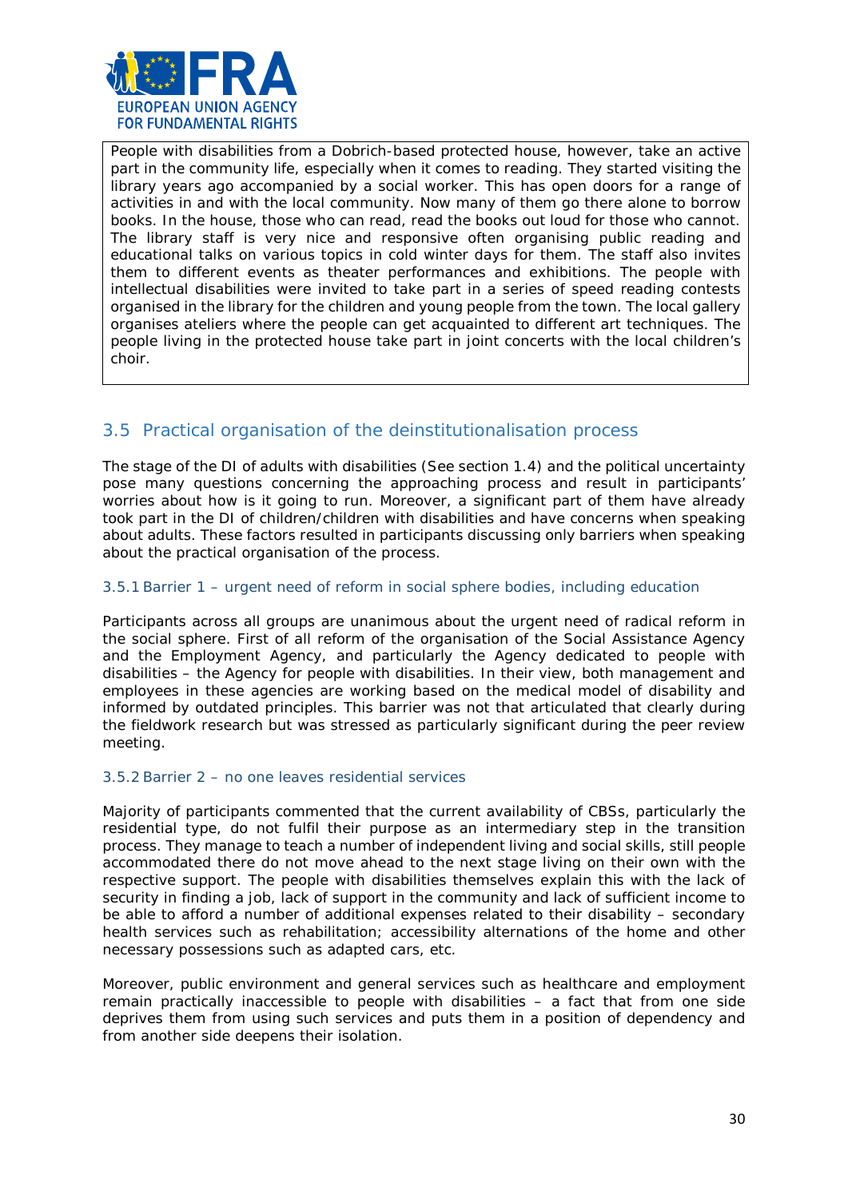People with disabilities from a Dobrich-based protected house, however, take an active part in the community life, especially when it comes to reading. They started visiting the library years ago accompanied by a social worker. This has open doors for a range of activities in and with the local community. Now many of them go there alone to borrow books. In the house, those who can read, read the books out loud for those who cannot. The library staff is very nice and responsive often organising public reading and educational talks on various topics in cold winter days for them. The staff also invites them to different events as theater performances and exhibitions. The people with intellectual disabilities were invited to take part in a series of speed reading contests organised in the library for the children and young people from the town. The local gallery organises ateliers where the people can get acquainted to different art techniques. The people living in the protected house take part in joint concerts with the local children's choir.

## 3.5 Practical organisation of the deinstitutionalisation process

The stage of the DI of adults with disabilities (See section 1.4) and the political uncertainty pose many questions concerning the approaching process and result in participants' worries about how is it going to run. Moreover, a significant part of them have already took part in the DI of children/children with disabilities and have concerns when speaking about adults. These factors resulted in participants discussing only barriers when speaking about the practical organisation of the process.

### 3.5.1 Barrier 1 – urgent need of reform in social sphere bodies, including education

Participants across all groups are unanimous about the urgent need of radical reform in the social sphere. First of all reform of the organisation of the Social Assistance Agency and the Employment Agency, and particularly the Agency dedicated to people with disabilities – the Agency for people with disabilities. In their view, both management and employees in these agencies are working based on the medical model of disability and informed by outdated principles. This barrier was not that articulated that clearly during the fieldwork research but was stressed as particularly significant during the peer review meeting.

### 3.5.2 Barrier 2 – no one leaves residential services

Majority of participants commented that the current availability of CBSs, particularly the residential type, do not fulfil their purpose as an intermediary step in the transition process. They manage to teach a number of independent living and social skills, still people accommodated there do not move ahead to the next stage living on their own with the respective support. The people with disabilities themselves explain this with the lack of security in finding a job, lack of support in the community and lack of sufficient income to be able to afford a number of additional expenses related to their disability – secondary health services such as rehabilitation; accessibility alternations of the home and other necessary possessions such as adapted cars, etc.

Moreover, public environment and general services such as healthcare and employment remain practically inaccessible to people with disabilities – a fact that from one side deprives them from using such services and puts them in a position of dependency and from another side deepens their isolation.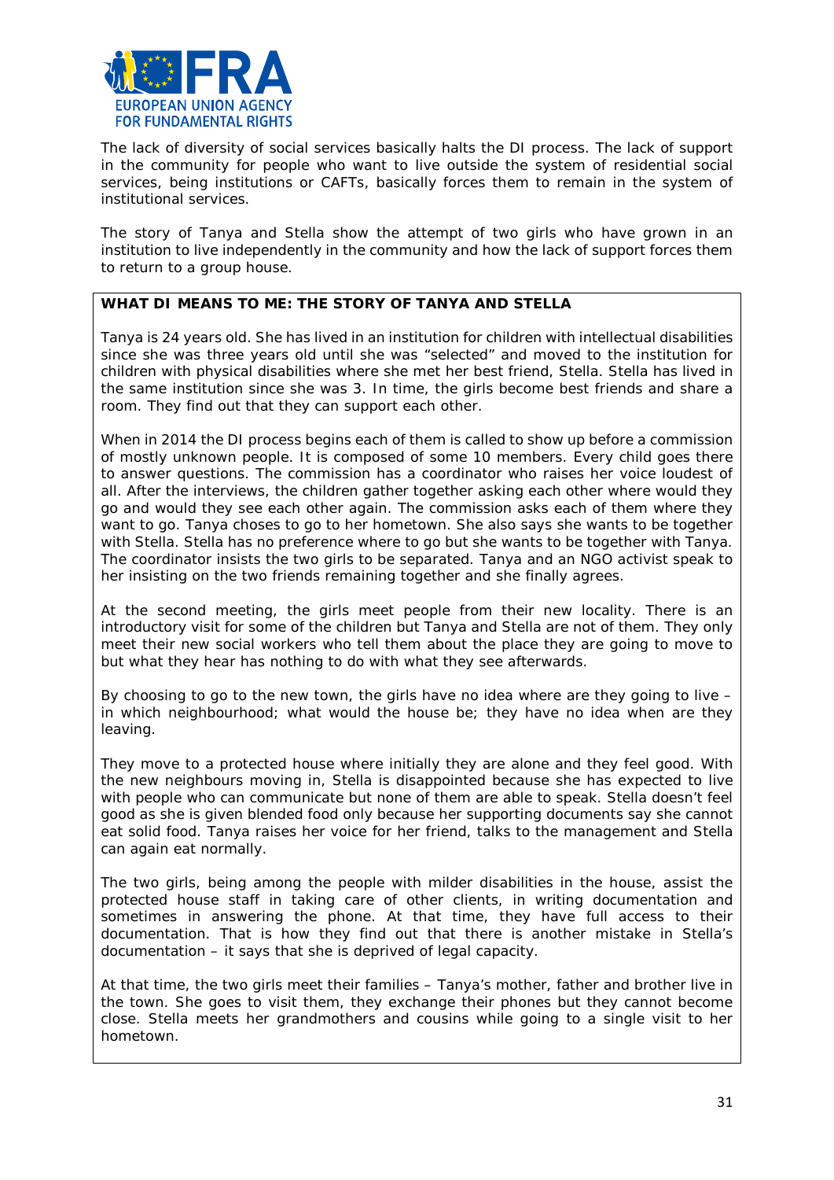The lack of diversity of social services basically halts the DI process. The lack of support in the community for people who want to live outside the system of residential social services, being institutions or CAFTs, basically forces them to remain in the system of institutional services.

The story of Tanya and Stella show the attempt of two girls who have grown in an institution to live independently in the community and how the lack of support forces them to return to a group house.

**WHAT DI MEANS TO ME: THE STORY OF TANYA AND STELLA**

Tanya is 24 years old. She has lived in an institution for children with intellectual disabilities since she was three years old until she was "selected" and moved to the institution for children with physical disabilities where she met her best friend, Stella. Stella has lived in the same institution since she was 3. In time, the girls become best friends and share a room. They find out that they can support each other.

When in 2014 the DI process begins each of them is called to show up before a commission of mostly unknown people. It is composed of some 10 members. Every child goes there to answer questions. The commission has a coordinator who raises her voice loudest of all. After the interviews, the children gather together asking each other where would they go and would they see each other again. The commission asks each of them where they want to go. Tanya choses to go to her hometown. She also says she wants to be together with Stella. Stella has no preference where to go but she wants to be together with Tanya. The coordinator insists the two girls to be separated. Tanya and an NGO activist speak to her insisting on the two friends remaining together and she finally agrees.

At the second meeting, the girls meet people from their new locality. There is an introductory visit for some of the children but Tanya and Stella are not of them. They only meet their new social workers who tell them about the place they are going to move to but what they hear has nothing to do with what they see afterwards.

By choosing to go to the new town, the girls have no idea where are they going to live – in which neighbourhood; what would the house be; they have no idea when are they leaving.

They move to a protected house where initially they are alone and they feel good. With the new neighbours moving in, Stella is disappointed because she has expected to live with people who can communicate but none of them are able to speak. Stella doesn't feel good as she is given blended food only because her supporting documents say she cannot eat solid food. Tanya raises her voice for her friend, talks to the management and Stella can again eat normally.

The two girls, being among the people with milder disabilities in the house, assist the protected house staff in taking care of other clients, in writing documentation and sometimes in answering the phone. At that time, they have full access to their documentation. That is how they find out that there is another mistake in Stella's documentation – it says that she is deprived of legal capacity.

At that time, the two girls meet their families – Tanya's mother, father and brother live in the town. She goes to visit them, they exchange their phones but they cannot become close. Stella meets her grandmothers and cousins while going to a single visit to her hometown.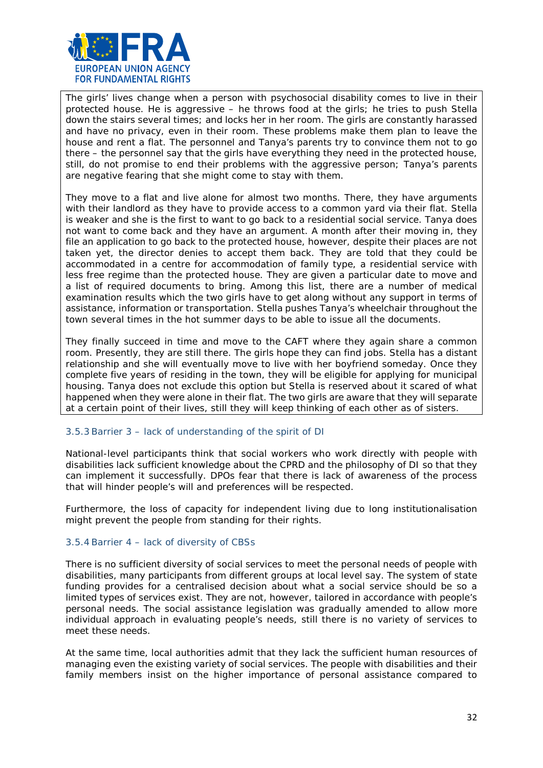The girls' lives change when a person with psychosocial disability comes to live in their protected house. He is aggressive – he throws food at the girls; he tries to push Stella down the stairs several times; and locks her in her room. The girls are constantly harassed and have no privacy, even in their room. These problems make them plan to leave the house and rent a flat. The personnel and Tanya's parents try to convince them not to go there – the personnel say that the girls have everything they need in the protected house, still, do not promise to end their problems with the aggressive person; Tanya's parents are negative fearing that she might come to stay with them.

They move to a flat and live alone for almost two months. There, they have arguments with their landlord as they have to provide access to a common yard via their flat. Stella is weaker and she is the first to want to go back to a residential social service. Tanya does not want to come back and they have an argument. A month after their moving in, they file an application to go back to the protected house, however, despite their places are not taken yet, the director denies to accept them back. They are told that they could be accommodated in a centre for accommodation of family type, a residential service with less free regime than the protected house. They are given a particular date to move and a list of required documents to bring. Among this list, there are a number of medical examination results which the two girls have to get along without any support in terms of assistance, information or transportation. Stella pushes Tanya's wheelchair throughout the town several times in the hot summer days to be able to issue all the documents.

They finally succeed in time and move to the CAFT where they again share a common room. Presently, they are still there. The girls hope they can find jobs. Stella has a distant relationship and she will eventually move to live with her boyfriend someday. Once they complete five years of residing in the town, they will be eligible for applying for municipal housing. Tanya does not exclude this option but Stella is reserved about it scared of what happened when they were alone in their flat. The two girls are aware that they will separate at a certain point of their lives, still they will keep thinking of each other as of sisters.

### 3.5.3 Barrier 3 – lack of understanding of the spirit of DI

National-level participants think that social workers who work directly with people with disabilities lack sufficient knowledge about the CPRD and the philosophy of DI so that they can implement it successfully. DPOs fear that there is lack of awareness of the process that will hinder people's will and preferences will be respected.

Furthermore, the loss of capacity for independent living due to long institutionalisation might prevent the people from standing for their rights.

### 3.5.4 Barrier 4 – lack of diversity of CBSs

There is no sufficient diversity of social services to meet the personal needs of people with disabilities, many participants from different groups at local level say. The system of state funding provides for a centralised decision about what a social service should be so a limited types of services exist. They are not, however, tailored in accordance with people's personal needs. The social assistance legislation was gradually amended to allow more individual approach in evaluating people's needs, still there is no variety of services to meet these needs.

At the same time, local authorities admit that they lack the sufficient human resources of managing even the existing variety of social services. The people with disabilities and their family members insist on the higher importance of personal assistance compared to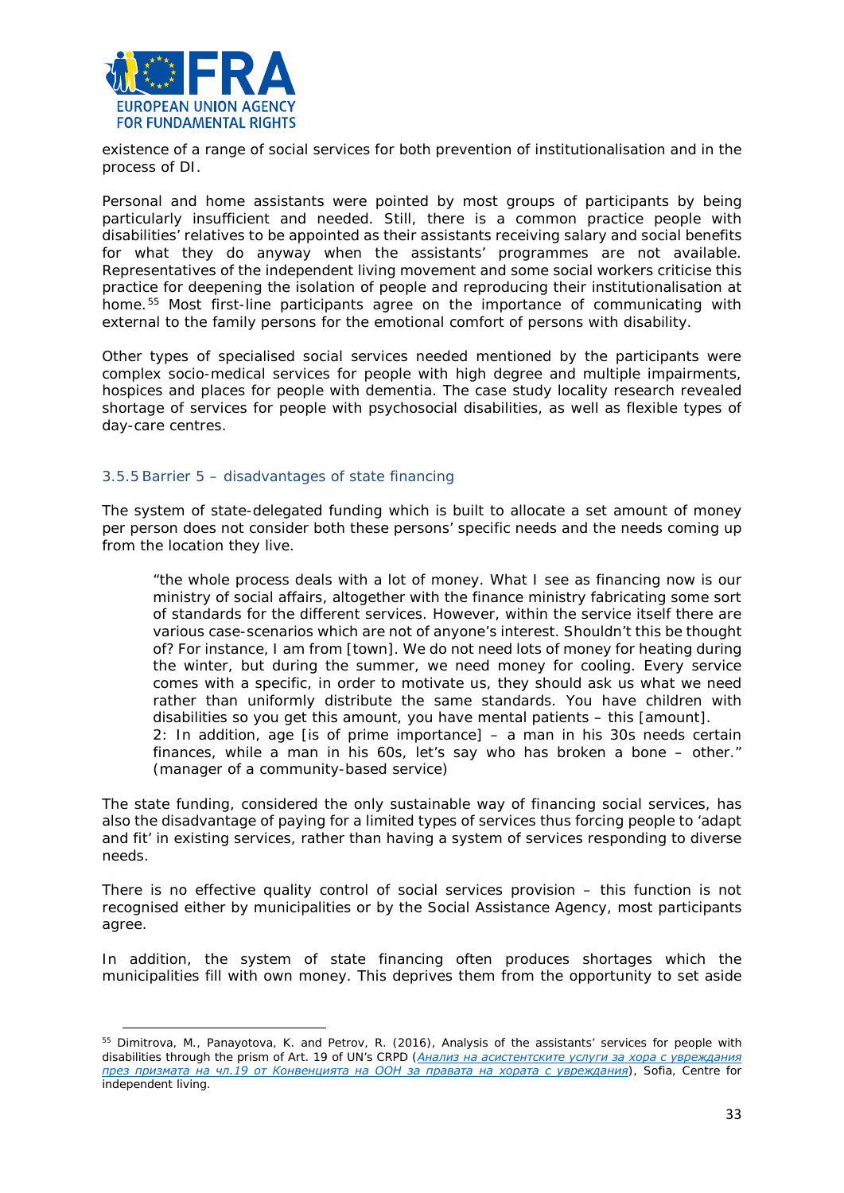existence of a range of social services for both prevention of institutionalisation and in the process of DI.

Personal and home assistants were pointed by most groups of participants by being particularly insufficient and needed. Still, there is a common practice people with disabilities' relatives to be appointed as their assistants receiving salary and social benefits for what they do anyway when the assistants' programmes are not available. Representatives of the independent living movement and some social workers criticise this practice for deepening the isolation of people and reproducing their institutionalisation at home.[55] Most first-line participants agree on the importance of communicating with external to the family persons for the emotional comfort of persons with disability.

Other types of specialised social services needed mentioned by the participants were complex socio-medical services for people with high degree and multiple impairments, hospices and places for people with dementia. The case study locality research revealed shortage of services for people with psychosocial disabilities, as well as flexible types of day-care centres.

### 3.5.5 Barrier 5 – disadvantages of state financing

The system of state-delegated funding which is built to allocate a set amount of money per person does not consider both these persons' specific needs and the needs coming up from the location they live.

> "the whole process deals with a lot of money. What I see as financing now is our ministry of social affairs, altogether with the finance ministry fabricating some sort of standards for the different services. However, within the service itself there are various case-scenarios which are not of anyone's interest. Shouldn't this be thought of? For instance, I am from [town]. We do not need lots of money for heating during the winter, but during the summer, we need money for cooling. Every service comes with a specific, in order to motivate us, they should ask us what we need rather than uniformly distribute the same standards. You have children with disabilities so you get this amount, you have mental patients – this [amount].
> 2: In addition, age [is of prime importance] – a man in his 30s needs certain finances, while a man in his 60s, let's say who has broken a bone – other." (manager of a community-based service)

The state funding, considered the only sustainable way of financing social services, has also the disadvantage of paying for a limited types of services thus forcing people to 'adapt and fit' in existing services, rather than having a system of services responding to diverse needs.

There is no effective quality control of social services provision – this function is not recognised either by municipalities or by the Social Assistance Agency, most participants agree.

In addition, the system of state financing often produces shortages which the municipalities fill with own money. This deprives them from the opportunity to set aside

---

[55] Dimitrova, M., Panayotova, K. and Petrov, R. (2016), Analysis of the assistants' services for people with disabilities through the prism of Art. 19 of UN's CRPD (*Анализ на асистентските услуги за хора с увреждания през призмата на чл.19 от Конвенцията на ООН за правата на хората с увреждания*), Sofia, Centre for independent living.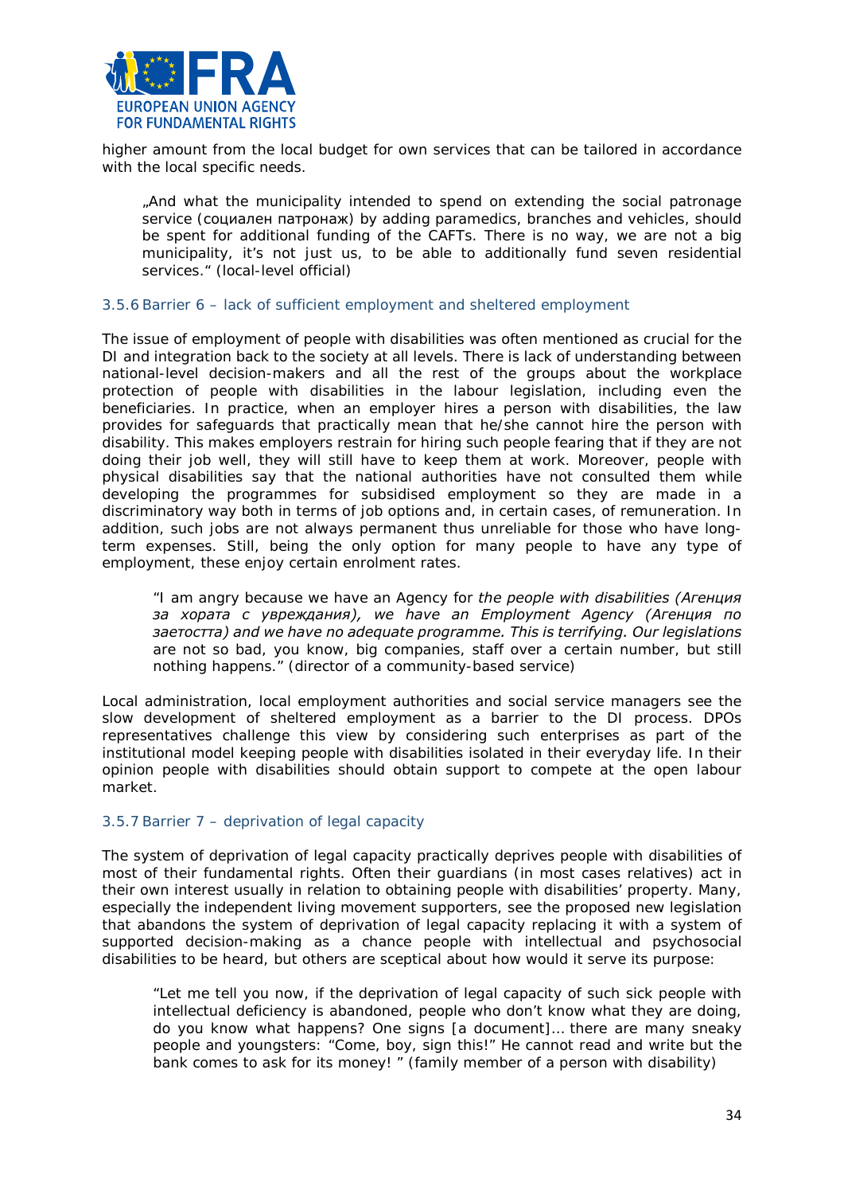higher amount from the local budget for own services that can be tailored in accordance with the local specific needs.

> „And what the municipality intended to spend on extending the social patronage service (социален патронаж) by adding paramedics, branches and vehicles, should be spent for additional funding of the CAFTs. There is no way, we are not a big municipality, it's not just us, to be able to additionally fund seven residential services." (local-level official)

### 3.5.6 Barrier 6 – lack of sufficient employment and sheltered employment

The issue of employment of people with disabilities was often mentioned as crucial for the DI and integration back to the society at all levels. There is lack of understanding between national-level decision-makers and all the rest of the groups about the workplace protection of people with disabilities in the labour legislation, including even the beneficiaries. In practice, when an employer hires a person with disabilities, the law provides for safeguards that practically mean that he/she cannot hire the person with disability. This makes employers restrain for hiring such people fearing that if they are not doing their job well, they will still have to keep them at work. Moreover, people with physical disabilities say that the national authorities have not consulted them while developing the programmes for subsidised employment so they are made in a discriminatory way both in terms of job options and, in certain cases, of remuneration. In addition, such jobs are not always permanent thus unreliable for those who have long-term expenses. Still, being the only option for many people to have any type of employment, these enjoy certain enrolment rates.

> "I am angry because we have an Agency for *the people with disabilities (Агенция за хората с увреждания), we have an Employment Agency (Агенция по заетостта) and we have no adequate programme. This is terrifying. Our legislations* are not so bad, you know, big companies, staff over a certain number, but still nothing happens." (director of a community-based service)

Local administration, local employment authorities and social service managers see the slow development of sheltered employment as a barrier to the DI process. DPOs representatives challenge this view by considering such enterprises as part of the institutional model keeping people with disabilities isolated in their everyday life. In their opinion people with disabilities should obtain support to compete at the open labour market.

### 3.5.7 Barrier 7 – deprivation of legal capacity

The system of deprivation of legal capacity practically deprives people with disabilities of most of their fundamental rights. Often their guardians (in most cases relatives) act in their own interest usually in relation to obtaining people with disabilities' property. Many, especially the independent living movement supporters, see the proposed new legislation that abandons the system of deprivation of legal capacity replacing it with a system of supported decision-making as a chance people with intellectual and psychosocial disabilities to be heard, but others are sceptical about how would it serve its purpose:

> "Let me tell you now, if the deprivation of legal capacity of such sick people with intellectual deficiency is abandoned, people who don't know what they are doing, do you know what happens? One signs [a document]… there are many sneaky people and youngsters: "Come, boy, sign this!" He cannot read and write but the bank comes to ask for its money! " (family member of a person with disability)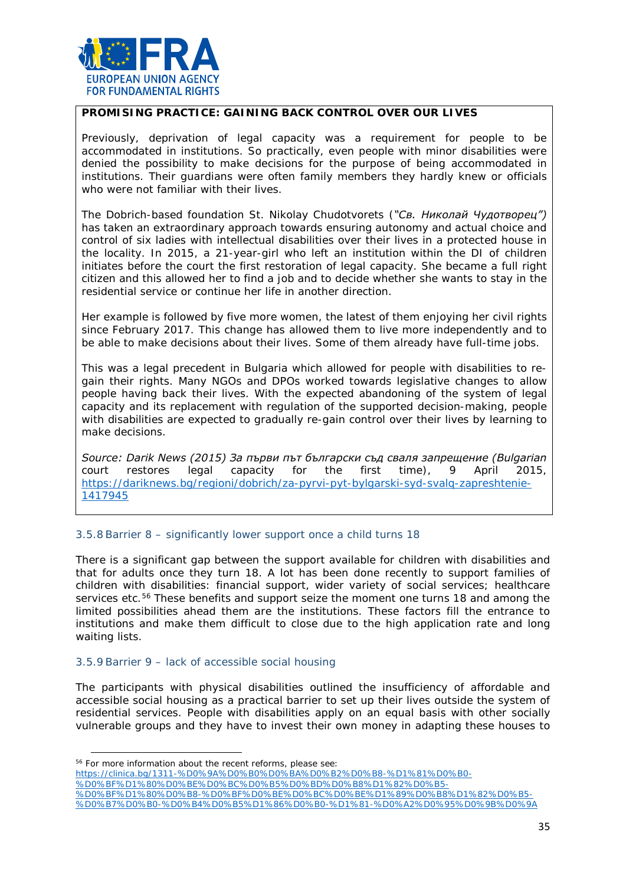**PROMISING PRACTICE: GAINING BACK CONTROL OVER OUR LIVES**

Previously, deprivation of legal capacity was a requirement for people to be accommodated in institutions. So practically, even people with minor disabilities were denied the possibility to make decisions for the purpose of being accommodated in institutions. Their guardians were often family members they hardly knew or officials who were not familiar with their lives.

The Dobrich-based foundation St. Nikolay Chudotvorets (*"Св. Николай Чудотворец")* has taken an extraordinary approach towards ensuring autonomy and actual choice and control of six ladies with intellectual disabilities over their lives in a protected house in the locality. In 2015, a 21-year-girl who left an institution within the DI of children initiates before the court the first restoration of legal capacity. She became a full right citizen and this allowed her to find a job and to decide whether she wants to stay in the residential service or continue her life in another direction.

Her example is followed by five more women, the latest of them enjoying her civil rights since February 2017. This change has allowed them to live more independently and to be able to make decisions about their lives. Some of them already have full-time jobs.

This was a legal precedent in Bulgaria which allowed for people with disabilities to re-gain their rights. Many NGOs and DPOs worked towards legislative changes to allow people having back their lives. With the expected abandoning of the system of legal capacity and its replacement with regulation of the supported decision-making, people with disabilities are expected to gradually re-gain control over their lives by learning to make decisions.

*Source: Darik News (2015) За първи път български съд сваля запрещение (Bulgarian court restores legal capacity for the first time)*, 9 April 2015, https://dariknews.bg/regioni/dobrich/za-pyrvi-pyt-bylgarski-syd-svalq-zapreshtenie-1417945

### 3.5.8 Barrier 8 – significantly lower support once a child turns 18

There is a significant gap between the support available for children with disabilities and that for adults once they turn 18. A lot has been done recently to support families of children with disabilities: financial support, wider variety of social services; healthcare services etc.[56] These benefits and support seize the moment one turns 18 and among the limited possibilities ahead them are the institutions. These factors fill the entrance to institutions and make them difficult to close due to the high application rate and long waiting lists.

### 3.5.9 Barrier 9 – lack of accessible social housing

The participants with physical disabilities outlined the insufficiency of affordable and accessible social housing as a practical barrier to set up their lives outside the system of residential services. People with disabilities apply on an equal basis with other socially vulnerable groups and they have to invest their own money in adapting these houses to

---

[56] For more information about the recent reforms, please see: https://clinica.bg/1311-%D0%9A%D0%B0%D0%BA%D0%B2%D0%B8-%D1%81%D0%B0-%D0%BF%D1%80%D0%BE%D0%BC%D0%B5%D0%BD%D0%B8%D1%82%D0%B5-%D0%BF%D1%80%D0%B8-%D0%BF%D0%BE%D0%BC%D0%BE%D1%89%D0%B8%D1%82%D0%B5-%D0%B7%D0%B0-%D0%B4%D0%B5%D1%86%D0%B0-%D1%81-%D0%A2%D0%95%D0%9B%D0%9A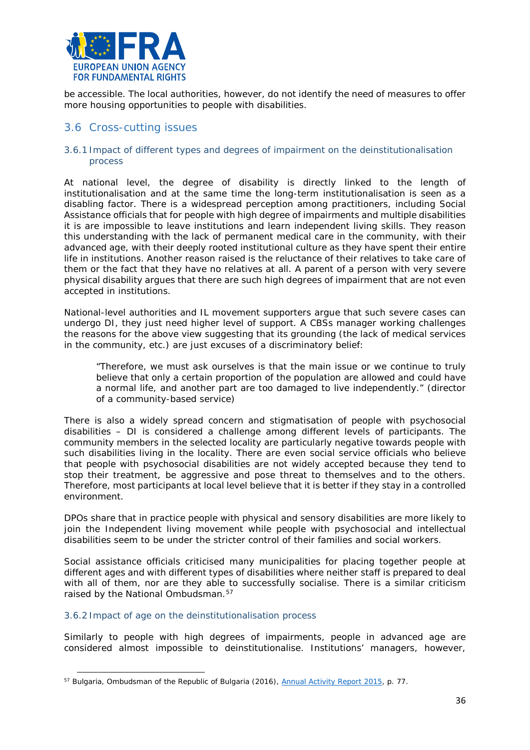be accessible. The local authorities, however, do not identify the need of measures to offer more housing opportunities to people with disabilities.

## 3.6 Cross-cutting issues

### 3.6.1 Impact of different types and degrees of impairment on the deinstitutionalisation process

At national level, the degree of disability is directly linked to the length of institutionalisation and at the same time the long-term institutionalisation is seen as a disabling factor. There is a widespread perception among practitioners, including Social Assistance officials that for people with high degree of impairments and multiple disabilities it is are impossible to leave institutions and learn independent living skills. They reason this understanding with the lack of permanent medical care in the community, with their advanced age, with their deeply rooted institutional culture as they have spent their entire life in institutions. Another reason raised is the reluctance of their relatives to take care of them or the fact that they have no relatives at all. A parent of a person with very severe physical disability argues that there are such high degrees of impairment that are not even accepted in institutions.

National-level authorities and IL movement supporters argue that such severe cases can undergo DI, they just need higher level of support. A CBSs manager working challenges the reasons for the above view suggesting that its grounding (the lack of medical services in the community, etc.) are just excuses of a discriminatory belief:

> "Therefore, we must ask ourselves is that the main issue or we continue to truly believe that only a certain proportion of the population are allowed and could have a normal life, and another part are too damaged to live independently." (director of a community-based service)

There is also a widely spread concern and stigmatisation of people with psychosocial disabilities – DI is considered a challenge among different levels of participants. The community members in the selected locality are particularly negative towards people with such disabilities living in the locality. There are even social service officials who believe that people with psychosocial disabilities are not widely accepted because they tend to stop their treatment, be aggressive and pose threat to themselves and to the others. Therefore, most participants at local level believe that it is better if they stay in a controlled environment.

DPOs share that in practice people with physical and sensory disabilities are more likely to join the Independent living movement while people with psychosocial and intellectual disabilities seem to be under the stricter control of their families and social workers.

Social assistance officials criticised many municipalities for placing together people at different ages and with different types of disabilities where neither staff is prepared to deal with all of them, nor are they able to successfully socialise. There is a similar criticism raised by the National Ombudsman.[57]

### 3.6.2 Impact of age on the deinstitutionalisation process

Similarly to people with high degrees of impairments, people in advanced age are considered almost impossible to deinstitutionalise. Institutions' managers, however,

---

[57] Bulgaria, Ombudsman of the Republic of Bulgaria (2016), Annual Activity Report 2015, p. 77.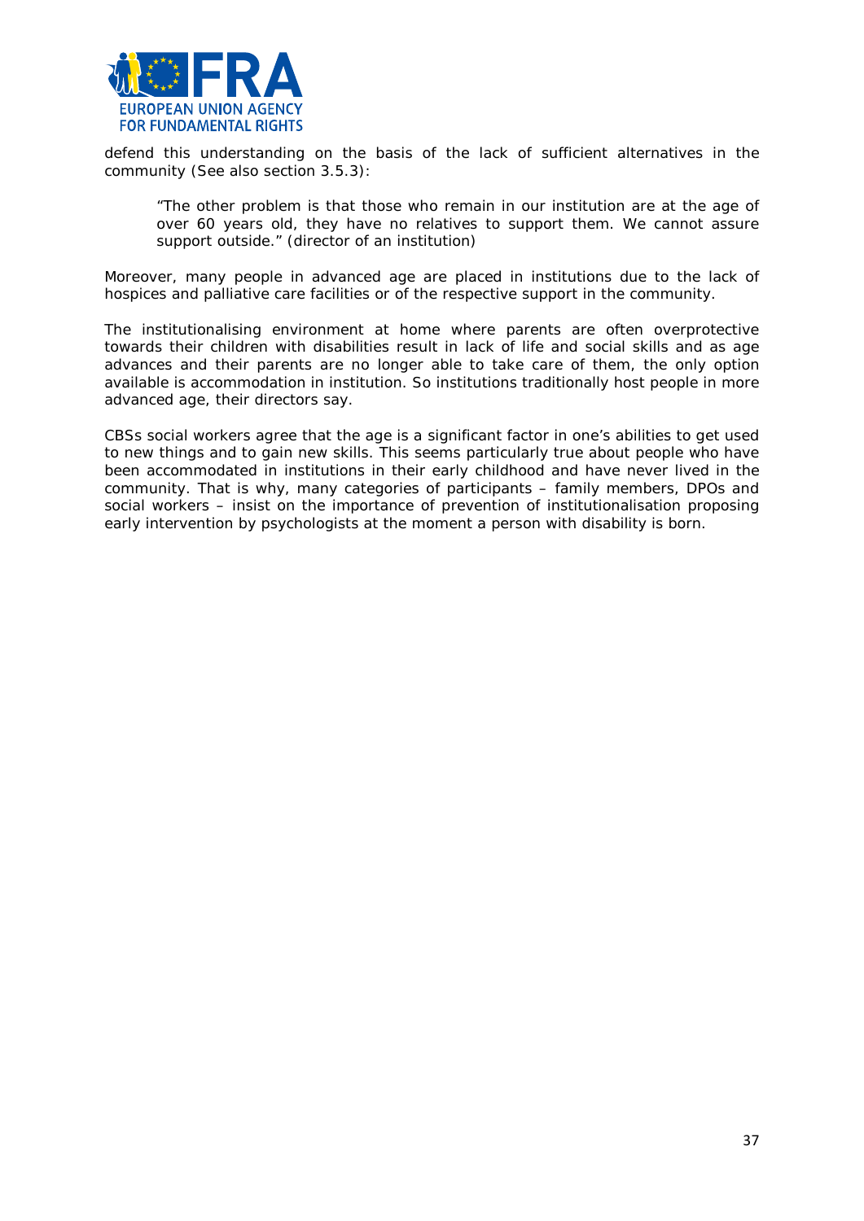defend this understanding on the basis of the lack of sufficient alternatives in the community (See also section 3.5.3):

> *"The other problem is that those who remain in our institution are at the age of over 60 years old, they have no relatives to support them. We cannot assure support outside."* (director of an institution)

Moreover, many people in advanced age are placed in institutions due to the lack of hospices and palliative care facilities or of the respective support in the community.

The institutionalising environment at home where parents are often overprotective towards their children with disabilities result in lack of life and social skills and as age advances and their parents are no longer able to take care of them, the only option available is accommodation in institution. So institutions traditionally host people in more advanced age, their directors say.

CBSs social workers agree that the age is a significant factor in one's abilities to get used to new things and to gain new skills. This seems particularly true about people who have been accommodated in institutions in their early childhood and have never lived in the community. That is why, many categories of participants – family members, DPOs and social workers – insist on the importance of prevention of institutionalisation proposing early intervention by psychologists at the moment a person with disability is born.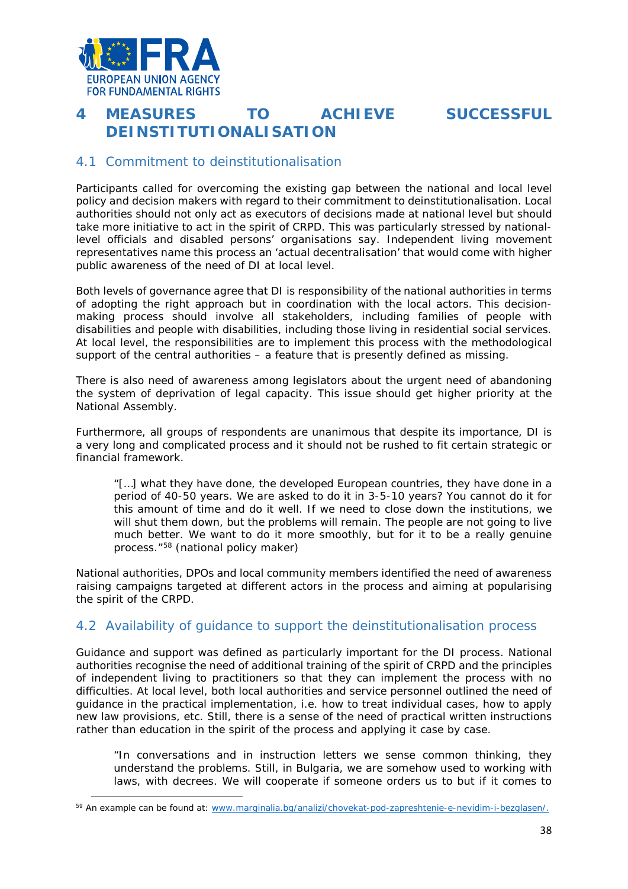# 4 MEASURES TO ACHIEVE SUCCESSFUL DEINSTITUTIONALISATION

## 4.1 Commitment to deinstitutionalisation

Participants called for overcoming the existing gap between the national and local level policy and decision makers with regard to their commitment to deinstitutionalisation. Local authorities should not only act as executors of decisions made at national level but should take more initiative to act in the spirit of CRPD. This was particularly stressed by national-level officials and disabled persons' organisations say. Independent living movement representatives name this process an 'actual decentralisation' that would come with higher public awareness of the need of DI at local level.

Both levels of governance agree that DI is responsibility of the national authorities in terms of adopting the right approach but in coordination with the local actors. This decision-making process should involve all stakeholders, including families of people with disabilities and people with disabilities, including those living in residential social services. At local level, the responsibilities are to implement this process with the methodological support of the central authorities – a feature that is presently defined as missing.

There is also need of awareness among legislators about the urgent need of abandoning the system of deprivation of legal capacity. This issue should get higher priority at the National Assembly.

Furthermore, all groups of respondents are unanimous that despite its importance, DI is a very long and complicated process and it should not be rushed to fit certain strategic or financial framework.

> "[…] what they have done, the developed European countries, they have done in a period of 40-50 years. We are asked to do it in 3-5-10 years? You cannot do it for this amount of time and do it well. If we need to close down the institutions, we will shut them down, but the problems will remain. The people are not going to live much better. We want to do it more smoothly, but for it to be a really genuine process."[58] (national policy maker)

National authorities, DPOs and local community members identified the need of awareness raising campaigns targeted at different actors in the process and aiming at popularising the spirit of the CRPD.

## 4.2 Availability of guidance to support the deinstitutionalisation process

Guidance and support was defined as particularly important for the DI process. National authorities recognise the need of additional training of the spirit of CRPD and the principles of independent living to practitioners so that they can implement the process with no difficulties. At local level, both local authorities and service personnel outlined the need of guidance in the practical implementation, i.e. how to treat individual cases, how to apply new law provisions, etc. Still, there is a sense of the need of practical written instructions rather than education in the spirit of the process and applying it case by case.

> "In conversations and in instruction letters we sense common thinking, they understand the problems. Still, in Bulgaria, we are somehow used to working with laws, with decrees. We will cooperate if someone orders us to but if it comes to

[59] An example can be found at: www.marginalia.bg/analizi/chovekat-pod-zapreshtenie-e-nevidim-i-bezglasen/.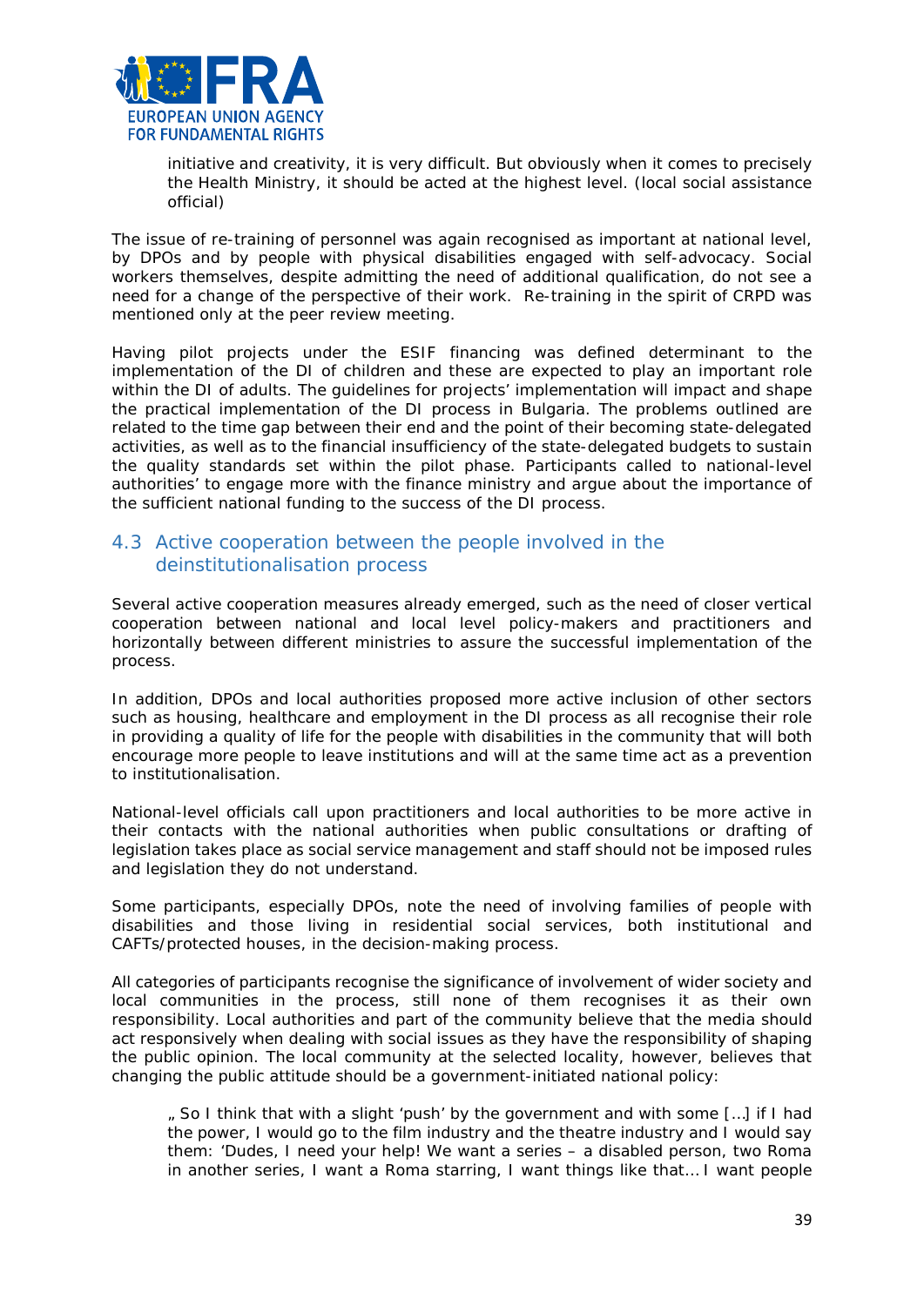initiative and creativity, it is very difficult. But obviously when it comes to precisely the Health Ministry, it should be acted at the highest level. (local social assistance official)

The issue of re-training of personnel was again recognised as important at national level, by DPOs and by people with physical disabilities engaged with self-advocacy. Social workers themselves, despite admitting the need of additional qualification, do not see a need for a change of the perspective of their work. Re-training in the spirit of CRPD was mentioned only at the peer review meeting.

Having pilot projects under the ESIF financing was defined determinant to the implementation of the DI of children and these are expected to play an important role within the DI of adults. The guidelines for projects' implementation will impact and shape the practical implementation of the DI process in Bulgaria. The problems outlined are related to the time gap between their end and the point of their becoming state-delegated activities, as well as to the financial insufficiency of the state-delegated budgets to sustain the quality standards set within the pilot phase. Participants called to national-level authorities' to engage more with the finance ministry and argue about the importance of the sufficient national funding to the success of the DI process.

## 4.3 Active cooperation between the people involved in the deinstitutionalisation process

Several active cooperation measures already emerged, such as the need of closer vertical cooperation between national and local level policy-makers and practitioners and horizontally between different ministries to assure the successful implementation of the process.

In addition, DPOs and local authorities proposed more active inclusion of other sectors such as housing, healthcare and employment in the DI process as all recognise their role in providing a quality of life for the people with disabilities in the community that will both encourage more people to leave institutions and will at the same time act as a prevention to institutionalisation.

National-level officials call upon practitioners and local authorities to be more active in their contacts with the national authorities when public consultations or drafting of legislation takes place as social service management and staff should not be imposed rules and legislation they do not understand.

Some participants, especially DPOs, note the need of involving families of people with disabilities and those living in residential social services, both institutional and CAFTs/protected houses, in the decision-making process.

All categories of participants recognise the significance of involvement of wider society and local communities in the process, still none of them recognises it as their own responsibility. Local authorities and part of the community believe that the media should act responsively when dealing with social issues as they have the responsibility of shaping the public opinion. The local community at the selected locality, however, believes that changing the public attitude should be a government-initiated national policy:

„ So I think that with a slight 'push' by the government and with some […] if I had the power, I would go to the film industry and the theatre industry and I would say them: 'Dudes, I need your help! We want a series – a disabled person, two Roma in another series, I want a Roma starring, I want things like that… I want people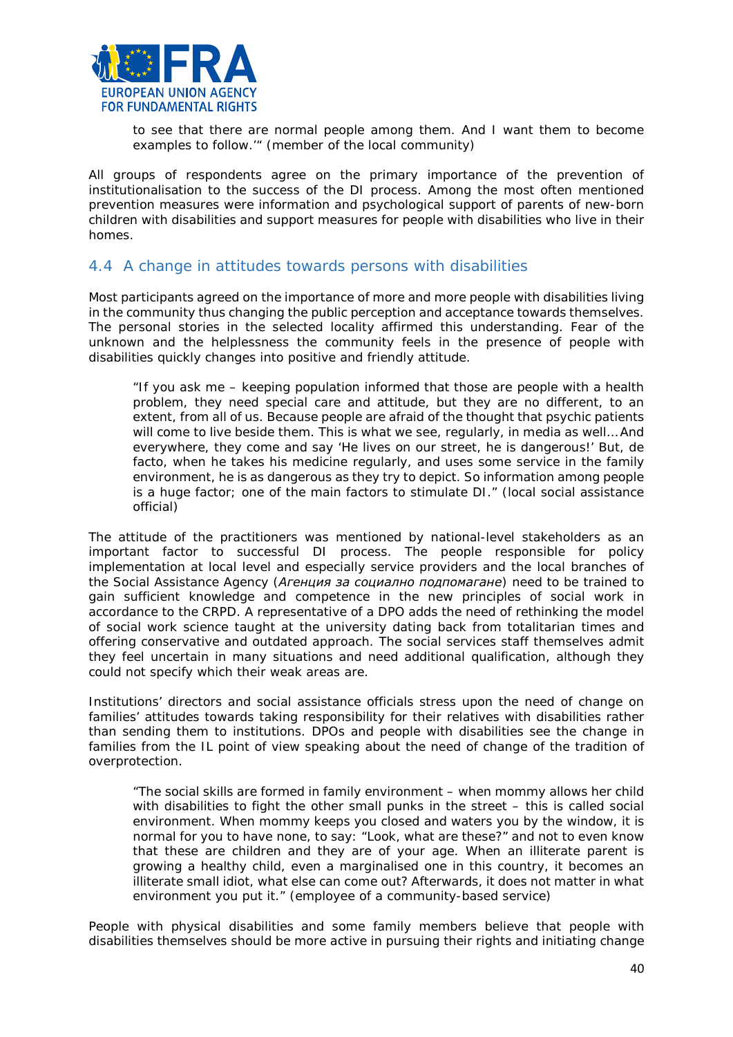> to see that there are normal people among them. And I want them to become examples to follow.'" (member of the local community)

All groups of respondents agree on the primary importance of the prevention of institutionalisation to the success of the DI process. Among the most often mentioned prevention measures were information and psychological support of parents of new-born children with disabilities and support measures for people with disabilities who live in their homes.

## 4.4 A change in attitudes towards persons with disabilities

Most participants agreed on the importance of more and more people with disabilities living in the community thus changing the public perception and acceptance towards themselves. The personal stories in the selected locality affirmed this understanding. Fear of the unknown and the helplessness the community feels in the presence of people with disabilities quickly changes into positive and friendly attitude.

> "If you ask me – keeping population informed that those are people with a health problem, they need special care and attitude, but they are no different, to an extent, from all of us. Because people are afraid of the thought that psychic patients will come to live beside them. This is what we see, regularly, in media as well… And everywhere, they come and say 'He lives on our street, he is dangerous!' But, de facto, when he takes his medicine regularly, and uses some service in the family environment, he is as dangerous as they try to depict. So information among people is a huge factor; one of the main factors to stimulate DI." (local social assistance official)

The attitude of the practitioners was mentioned by national-level stakeholders as an important factor to successful DI process. The people responsible for policy implementation at local level and especially service providers and the local branches of the Social Assistance Agency (*Агенция за социално подпомагане*) need to be trained to gain sufficient knowledge and competence in the new principles of social work in accordance to the CRPD. A representative of a DPO adds the need of rethinking the model of social work science taught at the university dating back from totalitarian times and offering conservative and outdated approach. The social services staff themselves admit that they feel uncertain in many situations and need additional qualification, although they could not specify which their weak areas are.

Institutions' directors and social assistance officials stress upon the need of change on families' attitudes towards taking responsibility for their relatives with disabilities rather than sending them to institutions. DPOs and people with disabilities see the change in families from the IL point of view speaking about the need of change of the tradition of overprotection.

> "The social skills are formed in family environment – when mommy allows her child with disabilities to fight the other small punks in the street – this is called social environment. When mommy keeps you closed and waters you by the window, it is normal for you to have none, to say: "Look, what are these?" and not to even know that these are children and they are of your age. When an illiterate parent is growing a healthy child, even a marginalised one in this country, it becomes an illiterate small idiot, what else can come out? Afterwards, it does not matter in what environment you put it." (employee of a community-based service)

People with physical disabilities and some family members believe that people with disabilities themselves should be more active in pursuing their rights and initiating change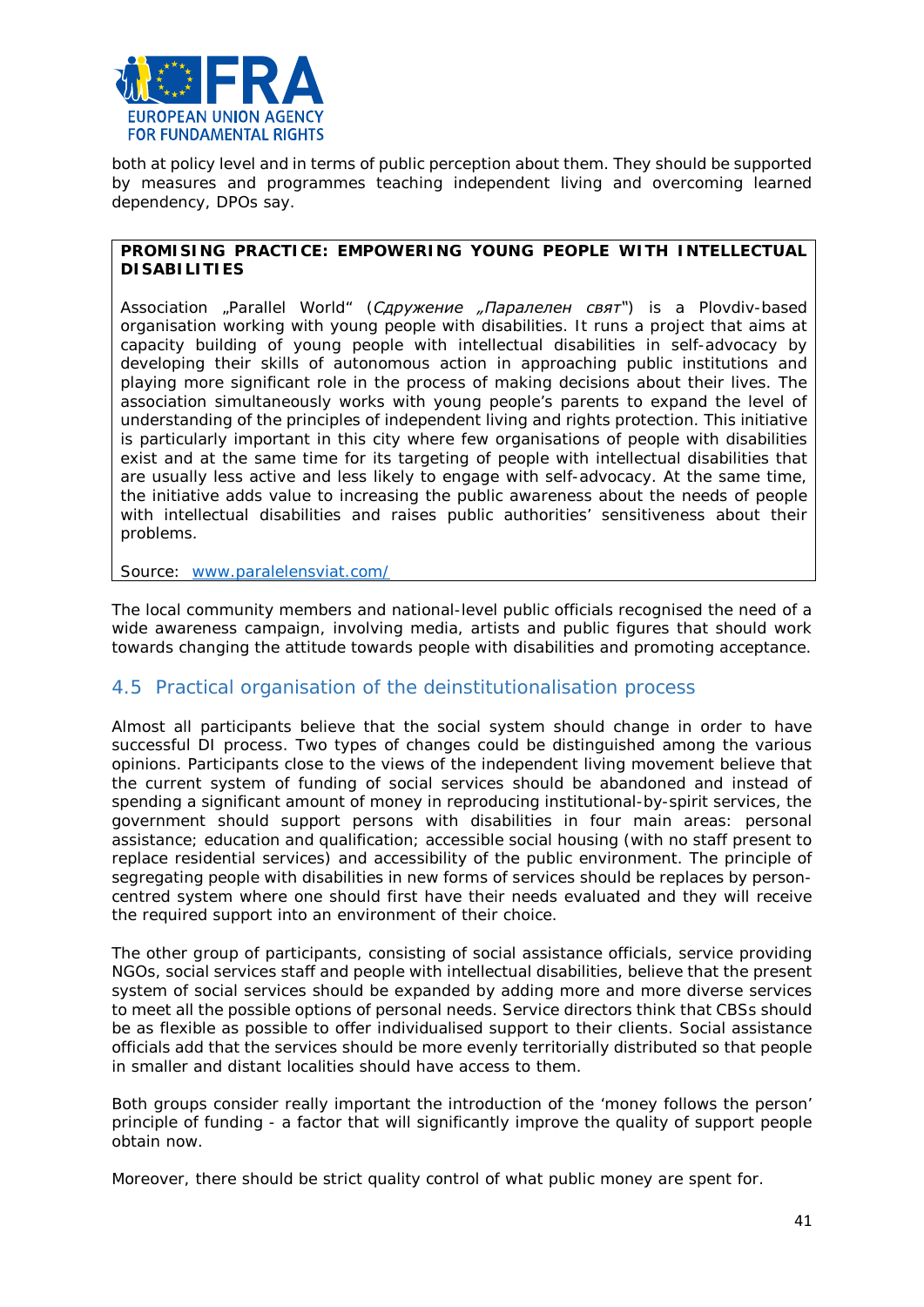both at policy level and in terms of public perception about them. They should be supported by measures and programmes teaching independent living and overcoming learned dependency, DPOs say.

> **PROMISING PRACTICE: EMPOWERING YOUNG PEOPLE WITH INTELLECTUAL DISABILITIES**
>
> Association „Parallel World“ (*Сдружение „Паралелен свят*“) is a Plovdiv-based organisation working with young people with disabilities. It runs a project that aims at capacity building of young people with intellectual disabilities in self-advocacy by developing their skills of autonomous action in approaching public institutions and playing more significant role in the process of making decisions about their lives. The association simultaneously works with young people's parents to expand the level of understanding of the principles of independent living and rights protection. This initiative is particularly important in this city where few organisations of people with disabilities exist and at the same time for its targeting of people with intellectual disabilities that are usually less active and less likely to engage with self-advocacy. At the same time, the initiative adds value to increasing the public awareness about the needs of people with intellectual disabilities and raises public authorities' sensitiveness about their problems.
>
> Source: [www.paralelensviat.com/](www.paralelensviat.com/)

The local community members and national-level public officials recognised the need of a wide awareness campaign, involving media, artists and public figures that should work towards changing the attitude towards people with disabilities and promoting acceptance.

## 4.5 Practical organisation of the deinstitutionalisation process

Almost all participants believe that the social system should change in order to have successful DI process. Two types of changes could be distinguished among the various opinions. Participants close to the views of the independent living movement believe that the current system of funding of social services should be abandoned and instead of spending a significant amount of money in reproducing institutional-by-spirit services, the government should support persons with disabilities in four main areas: personal assistance; education and qualification; accessible social housing (with no staff present to replace residential services) and accessibility of the public environment. The principle of segregating people with disabilities in new forms of services should be replaces by person-centred system where one should first have their needs evaluated and they will receive the required support into an environment of their choice.

The other group of participants, consisting of social assistance officials, service providing NGOs, social services staff and people with intellectual disabilities, believe that the present system of social services should be expanded by adding more and more diverse services to meet all the possible options of personal needs. Service directors think that CBSs should be as flexible as possible to offer individualised support to their clients. Social assistance officials add that the services should be more evenly territorially distributed so that people in smaller and distant localities should have access to them.

Both groups consider really important the introduction of the 'money follows the person' principle of funding - a factor that will significantly improve the quality of support people obtain now.

Moreover, there should be strict quality control of what public money are spent for.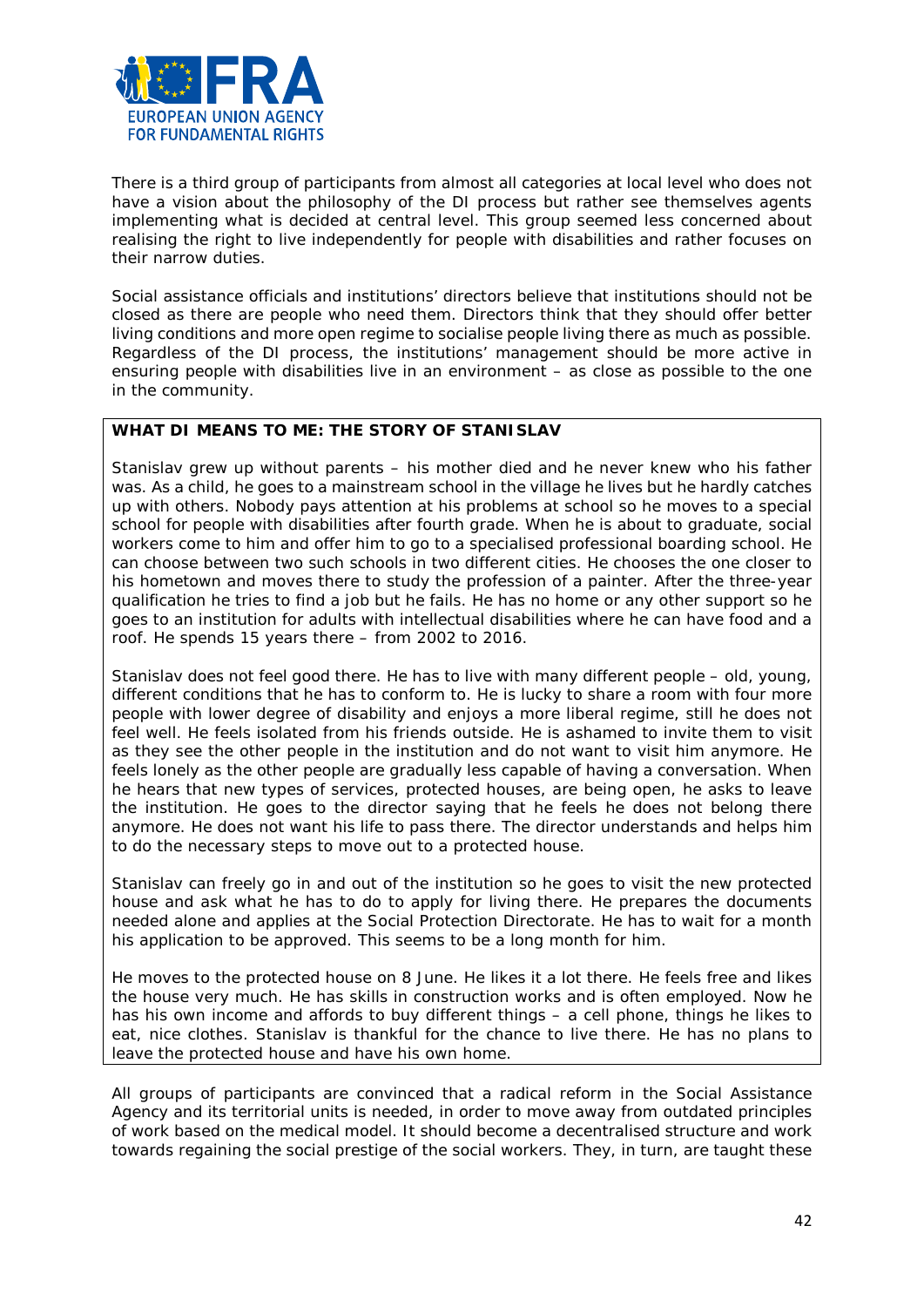There is a third group of participants from almost all categories at local level who does not have a vision about the philosophy of the DI process but rather see themselves agents implementing what is decided at central level. This group seemed less concerned about realising the right to live independently for people with disabilities and rather focuses on their narrow duties.

Social assistance officials and institutions' directors believe that institutions should not be closed as there are people who need them. Directors think that they should offer better living conditions and more open regime to socialise people living there as much as possible. Regardless of the DI process, the institutions' management should be more active in ensuring people with disabilities live in an environment – as close as possible to the one in the community.

**WHAT DI MEANS TO ME: THE STORY OF STANISLAV**

Stanislav grew up without parents – his mother died and he never knew who his father was. As a child, he goes to a mainstream school in the village he lives but he hardly catches up with others. Nobody pays attention at his problems at school so he moves to a special school for people with disabilities after fourth grade. When he is about to graduate, social workers come to him and offer him to go to a specialised professional boarding school. He can choose between two such schools in two different cities. He chooses the one closer to his hometown and moves there to study the profession of a painter. After the three-year qualification he tries to find a job but he fails. He has no home or any other support so he goes to an institution for adults with intellectual disabilities where he can have food and a roof. He spends 15 years there – from 2002 to 2016.

Stanislav does not feel good there. He has to live with many different people – old, young, different conditions that he has to conform to. He is lucky to share a room with four more people with lower degree of disability and enjoys a more liberal regime, still he does not feel well. He feels isolated from his friends outside. He is ashamed to invite them to visit as they see the other people in the institution and do not want to visit him anymore. He feels lonely as the other people are gradually less capable of having a conversation. When he hears that new types of services, protected houses, are being open, he asks to leave the institution. He goes to the director saying that he feels he does not belong there anymore. He does not want his life to pass there. The director understands and helps him to do the necessary steps to move out to a protected house.

Stanislav can freely go in and out of the institution so he goes to visit the new protected house and ask what he has to do to apply for living there. He prepares the documents needed alone and applies at the Social Protection Directorate. He has to wait for a month his application to be approved. This seems to be a long month for him.

He moves to the protected house on 8 June. He likes it a lot there. He feels free and likes the house very much. He has skills in construction works and is often employed. Now he has his own income and affords to buy different things – a cell phone, things he likes to eat, nice clothes. Stanislav is thankful for the chance to live there. He has no plans to leave the protected house and have his own home.

All groups of participants are convinced that a radical reform in the Social Assistance Agency and its territorial units is needed, in order to move away from outdated principles of work based on the medical model. It should become a decentralised structure and work towards regaining the social prestige of the social workers. They, in turn, are taught these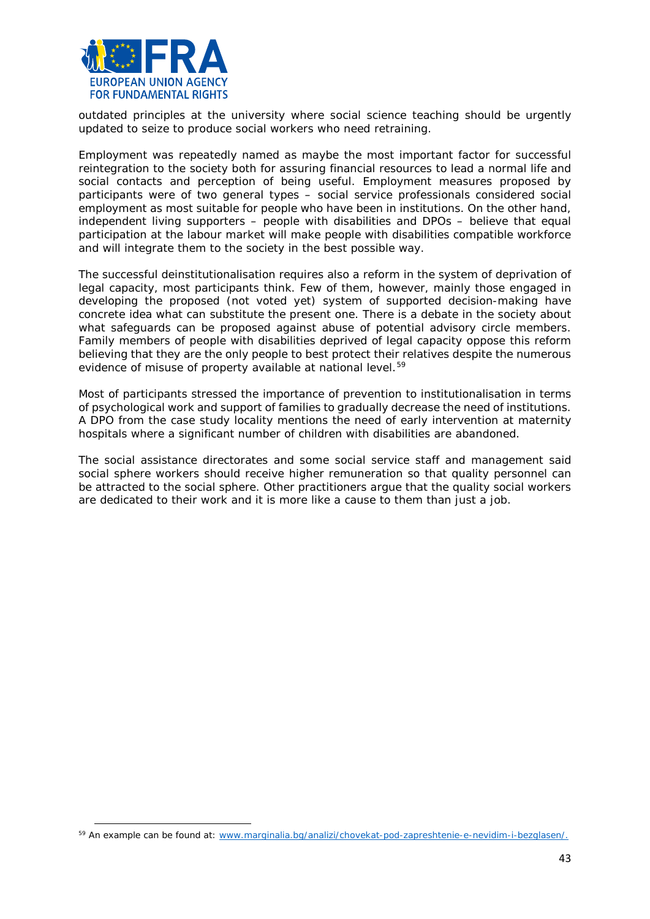outdated principles at the university where social science teaching should be urgently updated to seize to produce social workers who need retraining.

Employment was repeatedly named as maybe the most important factor for successful reintegration to the society both for assuring financial resources to lead a normal life and social contacts and perception of being useful. Employment measures proposed by participants were of two general types – social service professionals considered social employment as most suitable for people who have been in institutions. On the other hand, independent living supporters – people with disabilities and DPOs – believe that equal participation at the labour market will make people with disabilities compatible workforce and will integrate them to the society in the best possible way.

The successful deinstitutionalisation requires also a reform in the system of deprivation of legal capacity, most participants think. Few of them, however, mainly those engaged in developing the proposed (not voted yet) system of supported decision-making have concrete idea what can substitute the present one. There is a debate in the society about what safeguards can be proposed against abuse of potential advisory circle members. Family members of people with disabilities deprived of legal capacity oppose this reform believing that they are the only people to best protect their relatives despite the numerous evidence of misuse of property available at national level.[59]

Most of participants stressed the importance of prevention to institutionalisation in terms of psychological work and support of families to gradually decrease the need of institutions. A DPO from the case study locality mentions the need of early intervention at maternity hospitals where a significant number of children with disabilities are abandoned.

The social assistance directorates and some social service staff and management said social sphere workers should receive higher remuneration so that quality personnel can be attracted to the social sphere. Other practitioners argue that the quality social workers are dedicated to their work and it is more like a cause to them than just a job.

[59] An example can be found at: www.marginalia.bg/analizi/chovekat-pod-zapreshtenie-e-nevidim-i-bezglasen/.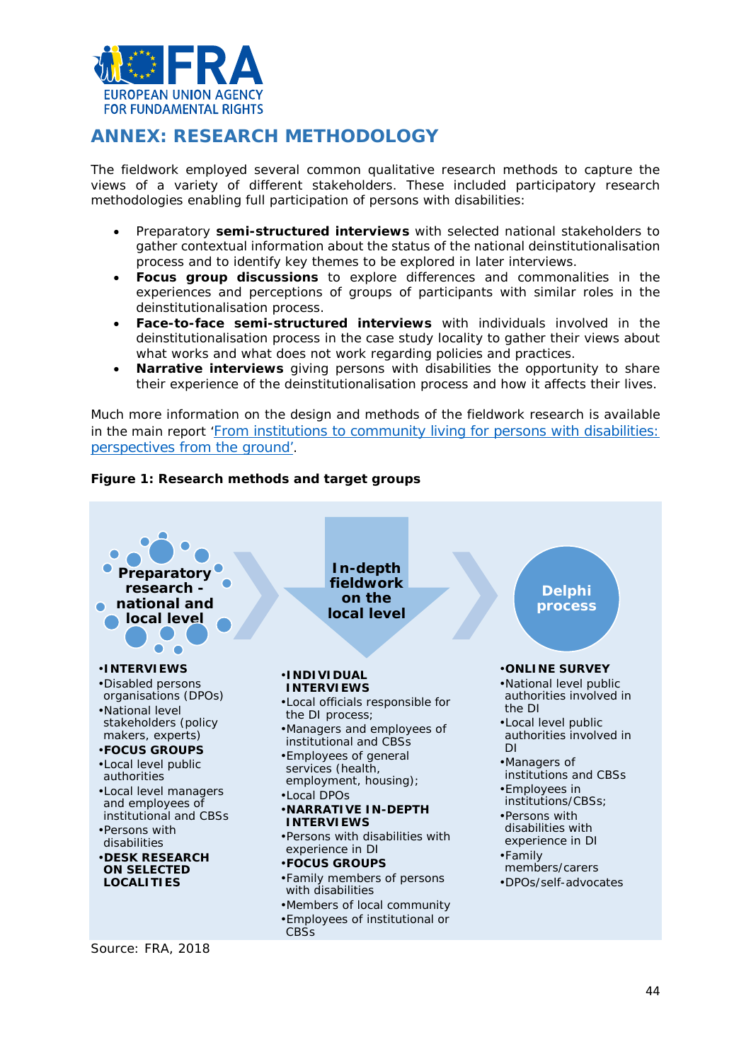## ANNEX: RESEARCH METHODOLOGY

The fieldwork employed several common qualitative research methods to capture the views of a variety of different stakeholders. These included participatory research methodologies enabling full participation of persons with disabilities:

- Preparatory **semi-structured interviews** with selected national stakeholders to gather contextual information about the status of the national deinstitutionalisation process and to identify key themes to be explored in later interviews.
- **Focus group discussions** to explore differences and commonalities in the experiences and perceptions of groups of participants with similar roles in the deinstitutionalisation process.
- **Face-to-face semi-structured interviews** with individuals involved in the deinstitutionalisation process in the case study locality to gather their views about what works and what does not work regarding policies and practices.
- **Narrative interviews** giving persons with disabilities the opportunity to share their experience of the deinstitutionalisation process and how it affects their lives.

Much more information on the design and methods of the fieldwork research is available in the main report '[From institutions to community living for persons with disabilities: perspectives from the ground](#)'.

**Figure 1: Research methods and target groups**

**Preparatory research - national and local level**

- **INTERVIEWS**
- Disabled persons organisations (DPOs)
- National level stakeholders (policy makers, experts)
- **FOCUS GROUPS**
- Local level public authorities
- Local level managers and employees of institutional and CBSs
- Persons with disabilities
- **DESK RESEARCH ON SELECTED LOCALITIES**

**In-depth fieldwork on the local level**

- **INDIVIDUAL INTERVIEWS**
- Local officials responsible for the DI process;
- Managers and employees of institutional and CBSs
- Employees of general services (health, employment, housing);
- Local DPOs
- **NARRATIVE IN-DEPTH INTERVIEWS**
- Persons with disabilities with experience in DI
- **FOCUS GROUPS**
- Family members of persons with disabilities
- Members of local community
- Employees of institutional or CBSs

**Delphi process**

- **ONLINE SURVEY**
- National level public authorities involved in the DI
- Local level public authorities involved in DI
- Managers of institutions and CBSs
- Employees in institutions/CBSs;
- Persons with disabilities with experience in DI
- Family members/carers
- DPOs/self-advocates

Source: FRA, 2018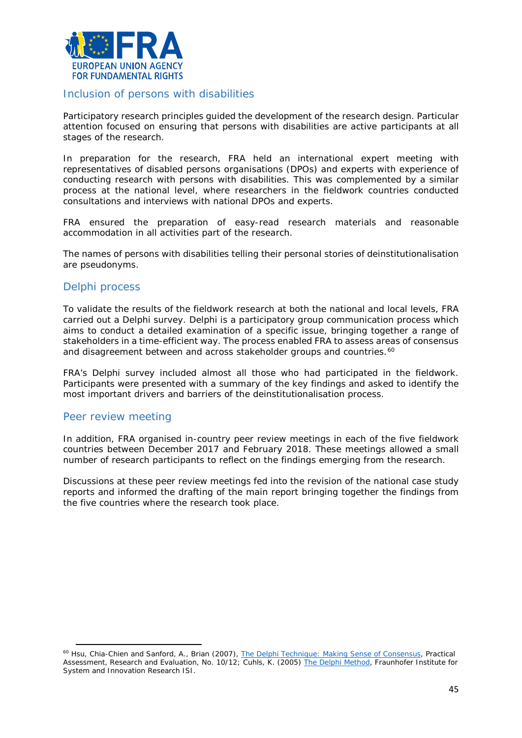## Inclusion of persons with disabilities

Participatory research principles guided the development of the research design. Particular attention focused on ensuring that persons with disabilities are active participants at all stages of the research.

In preparation for the research, FRA held an international expert meeting with representatives of disabled persons organisations (DPOs) and experts with experience of conducting research with persons with disabilities. This was complemented by a similar process at the national level, where researchers in the fieldwork countries conducted consultations and interviews with national DPOs and experts.

FRA ensured the preparation of easy-read research materials and reasonable accommodation in all activities part of the research.

The names of persons with disabilities telling their personal stories of deinstitutionalisation are pseudonyms.

## Delphi process

To validate the results of the fieldwork research at both the national and local levels, FRA carried out a Delphi survey. Delphi is a participatory group communication process which aims to conduct a detailed examination of a specific issue, bringing together a range of stakeholders in a time-efficient way. The process enabled FRA to assess areas of consensus and disagreement between and across stakeholder groups and countries.[60]

FRA's Delphi survey included almost all those who had participated in the fieldwork. Participants were presented with a summary of the key findings and asked to identify the most important drivers and barriers of the deinstitutionalisation process.

## Peer review meeting

In addition, FRA organised in-country peer review meetings in each of the five fieldwork countries between December 2017 and February 2018. These meetings allowed a small number of research participants to reflect on the findings emerging from the research.

Discussions at these peer review meetings fed into the revision of the national case study reports and informed the drafting of the main report bringing together the findings from the five countries where the research took place.

---

[60] Hsu, Chia-Chien and Sanford, A., Brian (2007), The Delphi Technique: Making Sense of Consensus, Practical Assessment, Research and Evaluation, No. 10/12; Cuhls, K. (2005) The Delphi Method, Fraunhofer Institute for System and Innovation Research ISI.